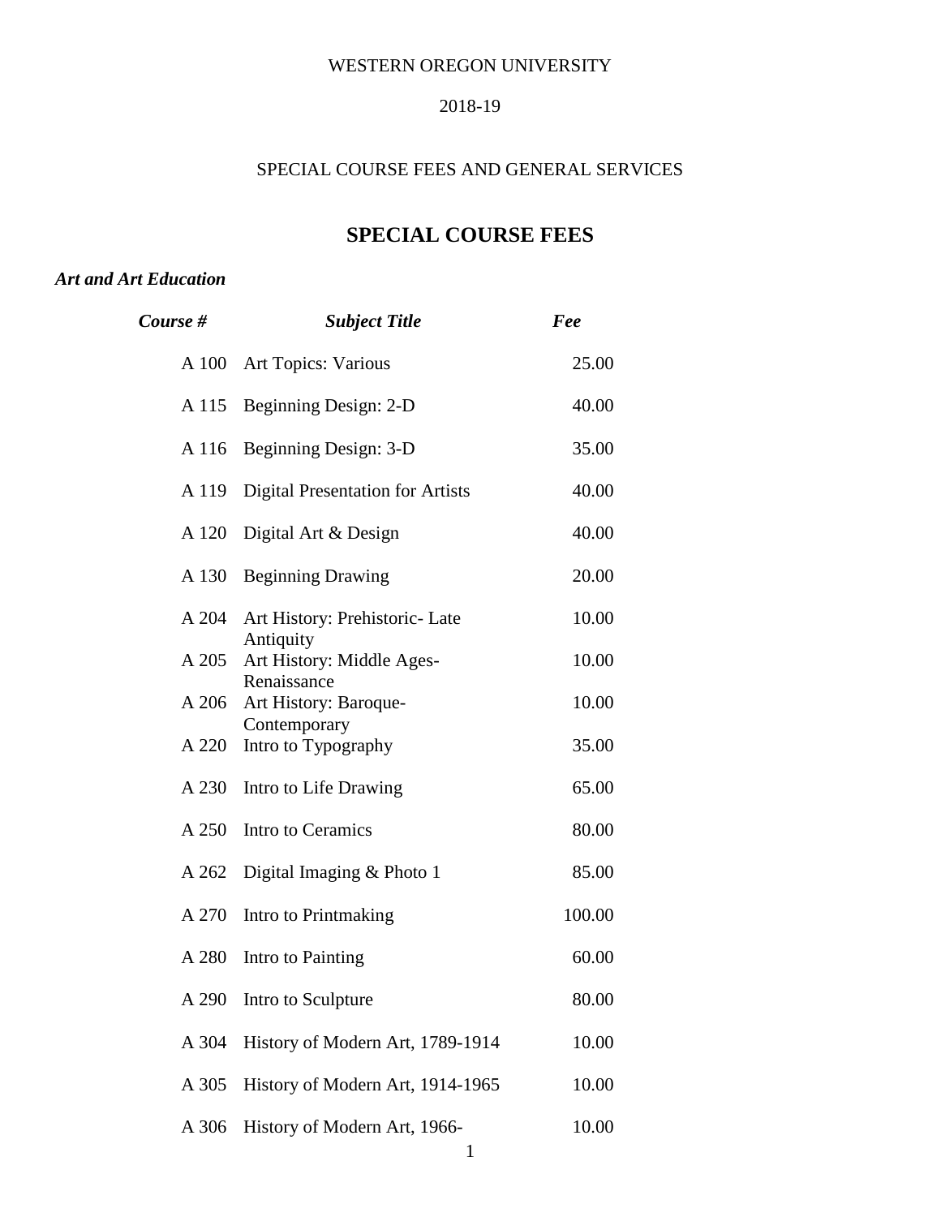WESTERN OREGON UNIVERSITY

2018-19

SPECIAL COURSE FEES AND GENERAL SERVICES

# SPECIAL COURSE FEES

***Art and Art Education***

| ***Course #*** | ***Subject Title*** | ***Fee*** |
|---|---|---|
| A 100 | Art Topics: Various | 25.00 |
| A 115 | Beginning Design: 2-D | 40.00 |
| A 116 | Beginning Design: 3-D | 35.00 |
| A 119 | Digital Presentation for Artists | 40.00 |
| A 120 | Digital Art & Design | 40.00 |
| A 130 | Beginning Drawing | 20.00 |
| A 204 | Art History: Prehistoric- Late Antiquity | 10.00 |
| A 205 | Art History: Middle Ages-Renaissance | 10.00 |
| A 206 | Art History: Baroque-Contemporary | 10.00 |
| A 220 | Intro to Typography | 35.00 |
| A 230 | Intro to Life Drawing | 65.00 |
| A 250 | Intro to Ceramics | 80.00 |
| A 262 | Digital Imaging & Photo 1 | 85.00 |
| A 270 | Intro to Printmaking | 100.00 |
| A 280 | Intro to Painting | 60.00 |
| A 290 | Intro to Sculpture | 80.00 |
| A 304 | History of Modern Art, 1789-1914 | 10.00 |
| A 305 | History of Modern Art, 1914-1965 | 10.00 |
| A 306 | History of Modern Art, 1966- | 10.00 |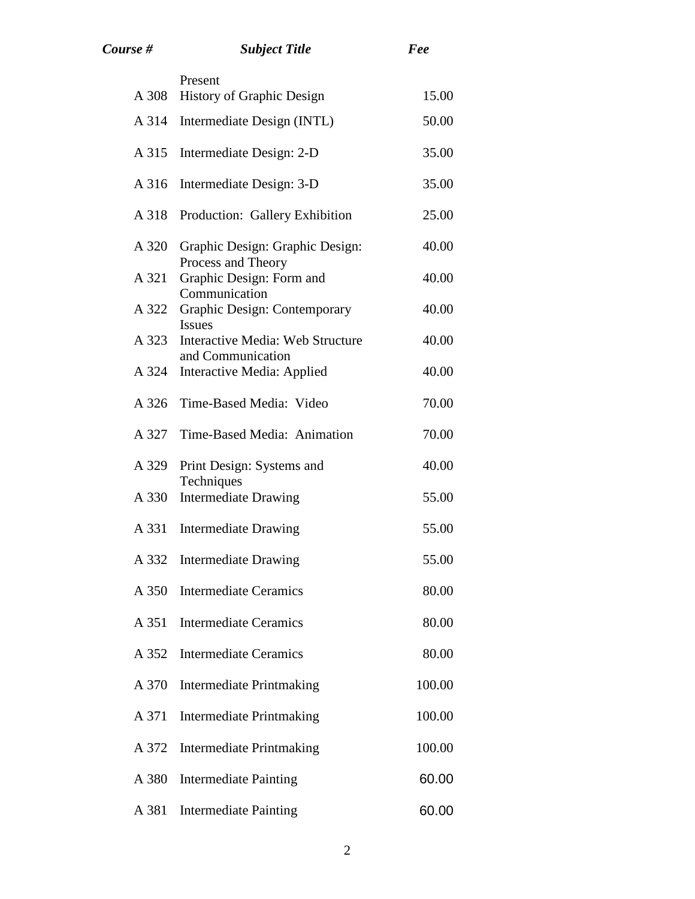| *Course #* | *Subject Title* | *Fee* |
|---|---|---|
| A 308 | Present History of Graphic Design | 15.00 |
| A 314 | Intermediate Design (INTL) | 50.00 |
| A 315 | Intermediate Design: 2-D | 35.00 |
| A 316 | Intermediate Design: 3-D | 35.00 |
| A 318 | Production: Gallery Exhibition | 25.00 |
| A 320 | Graphic Design: Graphic Design: Process and Theory | 40.00 |
| A 321 | Graphic Design: Form and Communication | 40.00 |
| A 322 | Graphic Design: Contemporary Issues | 40.00 |
| A 323 | Interactive Media: Web Structure and Communication | 40.00 |
| A 324 | Interactive Media: Applied | 40.00 |
| A 326 | Time-Based Media: Video | 70.00 |
| A 327 | Time-Based Media: Animation | 70.00 |
| A 329 | Print Design: Systems and Techniques | 40.00 |
| A 330 | Intermediate Drawing | 55.00 |
| A 331 | Intermediate Drawing | 55.00 |
| A 332 | Intermediate Drawing | 55.00 |
| A 350 | Intermediate Ceramics | 80.00 |
| A 351 | Intermediate Ceramics | 80.00 |
| A 352 | Intermediate Ceramics | 80.00 |
| A 370 | Intermediate Printmaking | 100.00 |
| A 371 | Intermediate Printmaking | 100.00 |
| A 372 | Intermediate Printmaking | 100.00 |
| A 380 | Intermediate Painting | 60.00 |
| A 381 | Intermediate Painting | 60.00 |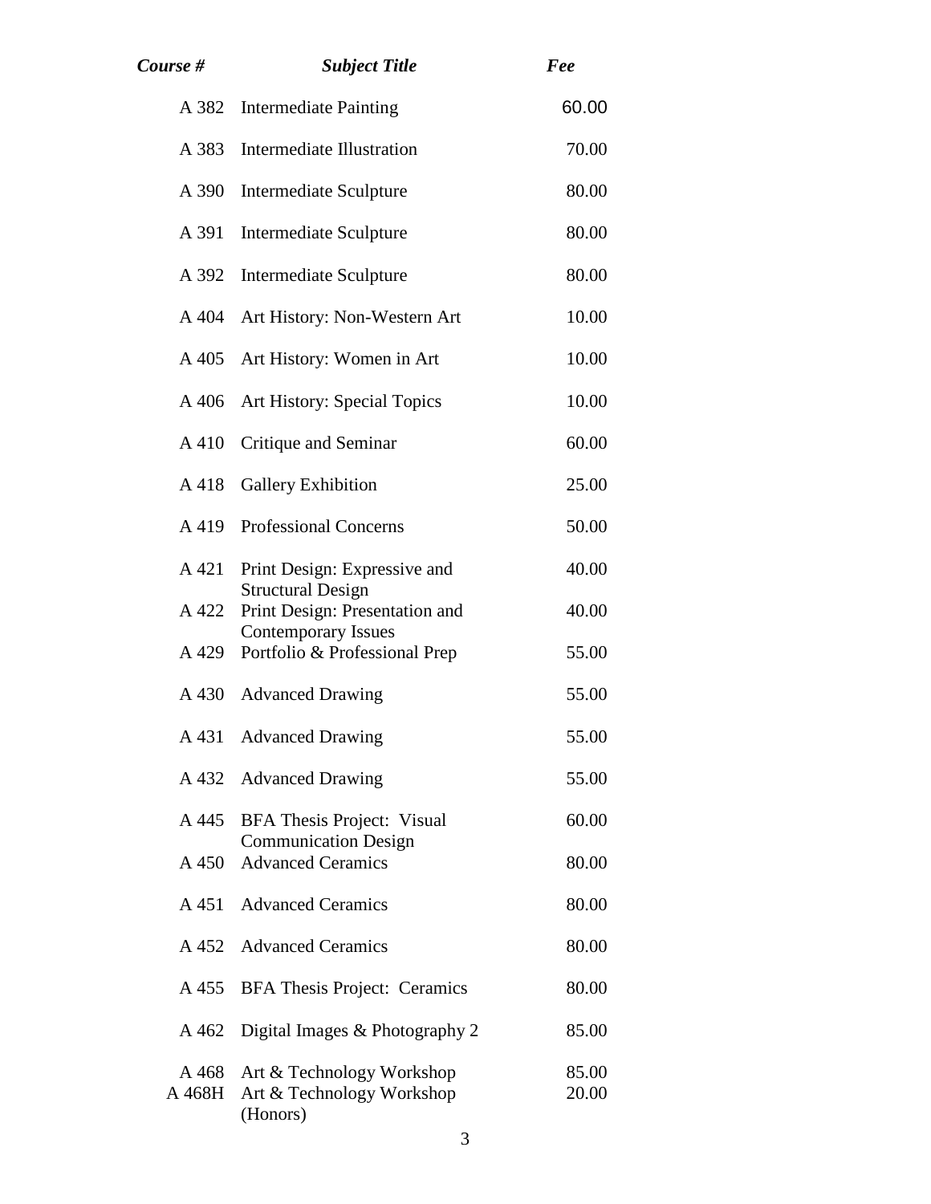| *Course #* | *Subject Title* | *Fee* |
|---|---|---|
| A 382 | Intermediate Painting | 60.00 |
| A 383 | Intermediate Illustration | 70.00 |
| A 390 | Intermediate Sculpture | 80.00 |
| A 391 | Intermediate Sculpture | 80.00 |
| A 392 | Intermediate Sculpture | 80.00 |
| A 404 | Art History: Non-Western Art | 10.00 |
| A 405 | Art History: Women in Art | 10.00 |
| A 406 | Art History: Special Topics | 10.00 |
| A 410 | Critique and Seminar | 60.00 |
| A 418 | Gallery Exhibition | 25.00 |
| A 419 | Professional Concerns | 50.00 |
| A 421 | Print Design: Expressive and Structural Design | 40.00 |
| A 422 | Print Design: Presentation and Contemporary Issues | 40.00 |
| A 429 | Portfolio & Professional Prep | 55.00 |
| A 430 | Advanced Drawing | 55.00 |
| A 431 | Advanced Drawing | 55.00 |
| A 432 | Advanced Drawing | 55.00 |
| A 445 | BFA Thesis Project: Visual Communication Design | 60.00 |
| A 450 | Advanced Ceramics | 80.00 |
| A 451 | Advanced Ceramics | 80.00 |
| A 452 | Advanced Ceramics | 80.00 |
| A 455 | BFA Thesis Project: Ceramics | 80.00 |
| A 462 | Digital Images & Photography 2 | 85.00 |
| A 468 | Art & Technology Workshop | 85.00 |
| A 468H | Art & Technology Workshop (Honors) | 20.00 |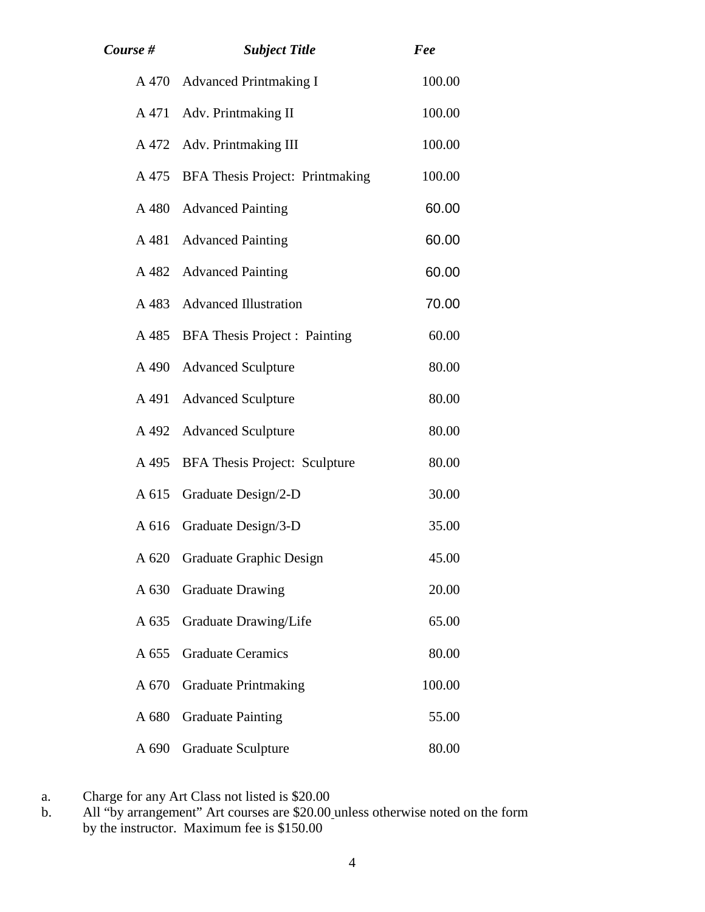| *Course #* | *Subject Title* | *Fee* |
|---|---|---|
| A 470 | Advanced Printmaking I | 100.00 |
| A 471 | Adv. Printmaking II | 100.00 |
| A 472 | Adv. Printmaking III | 100.00 |
| A 475 | BFA Thesis Project: Printmaking | 100.00 |
| A 480 | Advanced Painting | 60.00 |
| A 481 | Advanced Painting | 60.00 |
| A 482 | Advanced Painting | 60.00 |
| A 483 | Advanced Illustration | 70.00 |
| A 485 | BFA Thesis Project : Painting | 60.00 |
| A 490 | Advanced Sculpture | 80.00 |
| A 491 | Advanced Sculpture | 80.00 |
| A 492 | Advanced Sculpture | 80.00 |
| A 495 | BFA Thesis Project: Sculpture | 80.00 |
| A 615 | Graduate Design/2-D | 30.00 |
| A 616 | Graduate Design/3-D | 35.00 |
| A 620 | Graduate Graphic Design | 45.00 |
| A 630 | Graduate Drawing | 20.00 |
| A 635 | Graduate Drawing/Life | 65.00 |
| A 655 | Graduate Ceramics | 80.00 |
| A 670 | Graduate Printmaking | 100.00 |
| A 680 | Graduate Painting | 55.00 |
| A 690 | Graduate Sculpture | 80.00 |

a. Charge for any Art Class not listed is $20.00

b. All "by arrangement" Art courses are $20.00 unless otherwise noted on the form by the instructor. Maximum fee is $150.00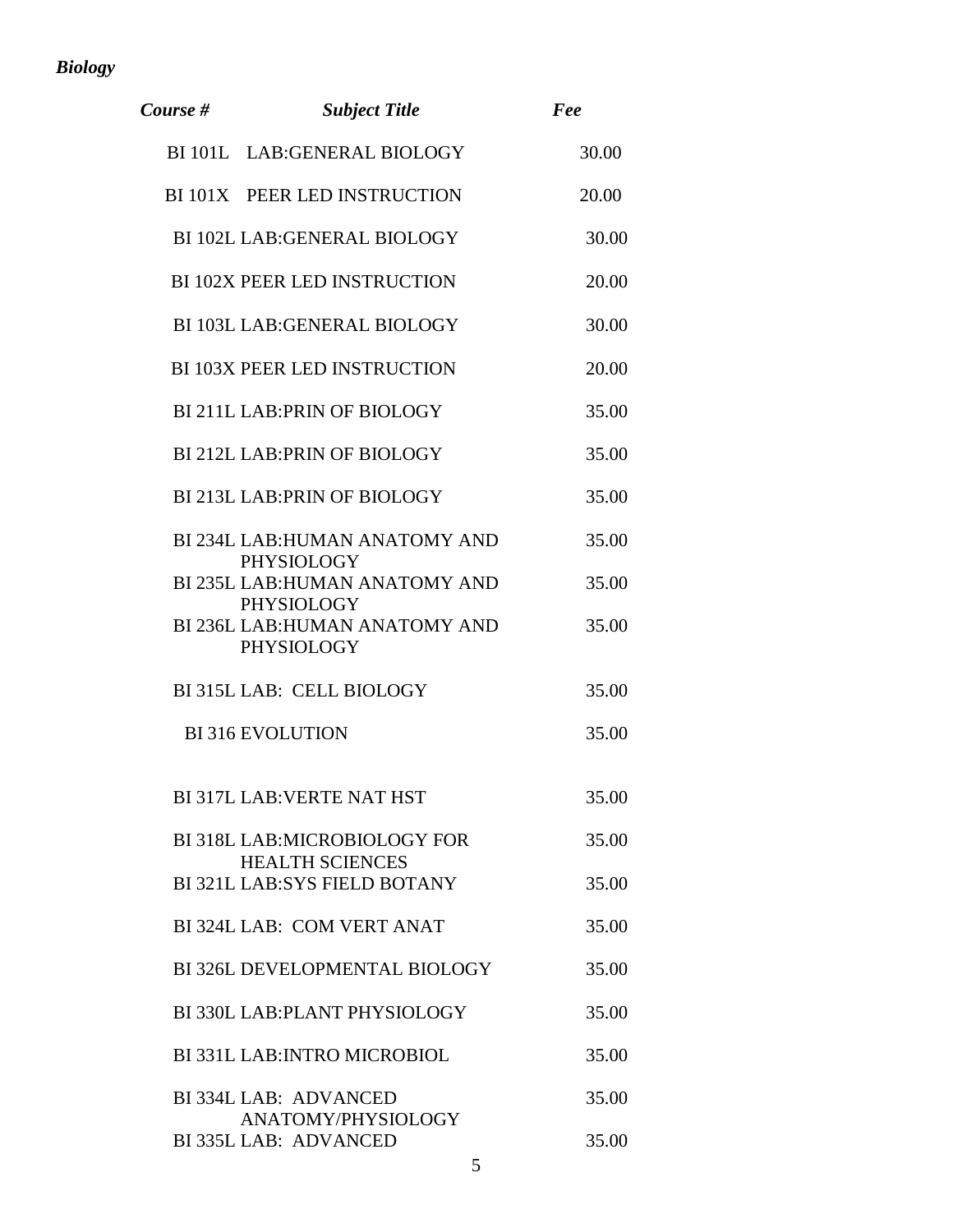***Biology***

| ***Course #*** | ***Subject Title*** | ***Fee*** |
|---|---|---|
| BI 101L | LAB:GENERAL BIOLOGY | 30.00 |
| BI 101X | PEER LED INSTRUCTION | 20.00 |
| BI 102L | LAB:GENERAL BIOLOGY | 30.00 |
| BI 102X | PEER LED INSTRUCTION | 20.00 |
| BI 103L | LAB:GENERAL BIOLOGY | 30.00 |
| BI 103X | PEER LED INSTRUCTION | 20.00 |
| BI 211L | LAB:PRIN OF BIOLOGY | 35.00 |
| BI 212L | LAB:PRIN OF BIOLOGY | 35.00 |
| BI 213L | LAB:PRIN OF BIOLOGY | 35.00 |
| BI 234L | LAB:HUMAN ANATOMY AND PHYSIOLOGY | 35.00 |
| BI 235L | LAB:HUMAN ANATOMY AND PHYSIOLOGY | 35.00 |
| BI 236L | LAB:HUMAN ANATOMY AND PHYSIOLOGY | 35.00 |
| BI 315L | LAB: CELL BIOLOGY | 35.00 |
| BI 316 | EVOLUTION | 35.00 |
| BI 317L | LAB:VERTE NAT HST | 35.00 |
| BI 318L | LAB:MICROBIOLOGY FOR HEALTH SCIENCES | 35.00 |
| BI 321L | LAB:SYS FIELD BOTANY | 35.00 |
| BI 324L | LAB: COM VERT ANAT | 35.00 |
| BI 326L | DEVELOPMENTAL BIOLOGY | 35.00 |
| BI 330L | LAB:PLANT PHYSIOLOGY | 35.00 |
| BI 331L | LAB:INTRO MICROBIOL | 35.00 |
| BI 334L | LAB: ADVANCED ANATOMY/PHYSIOLOGY | 35.00 |
| BI 335L | LAB: ADVANCED | 35.00 |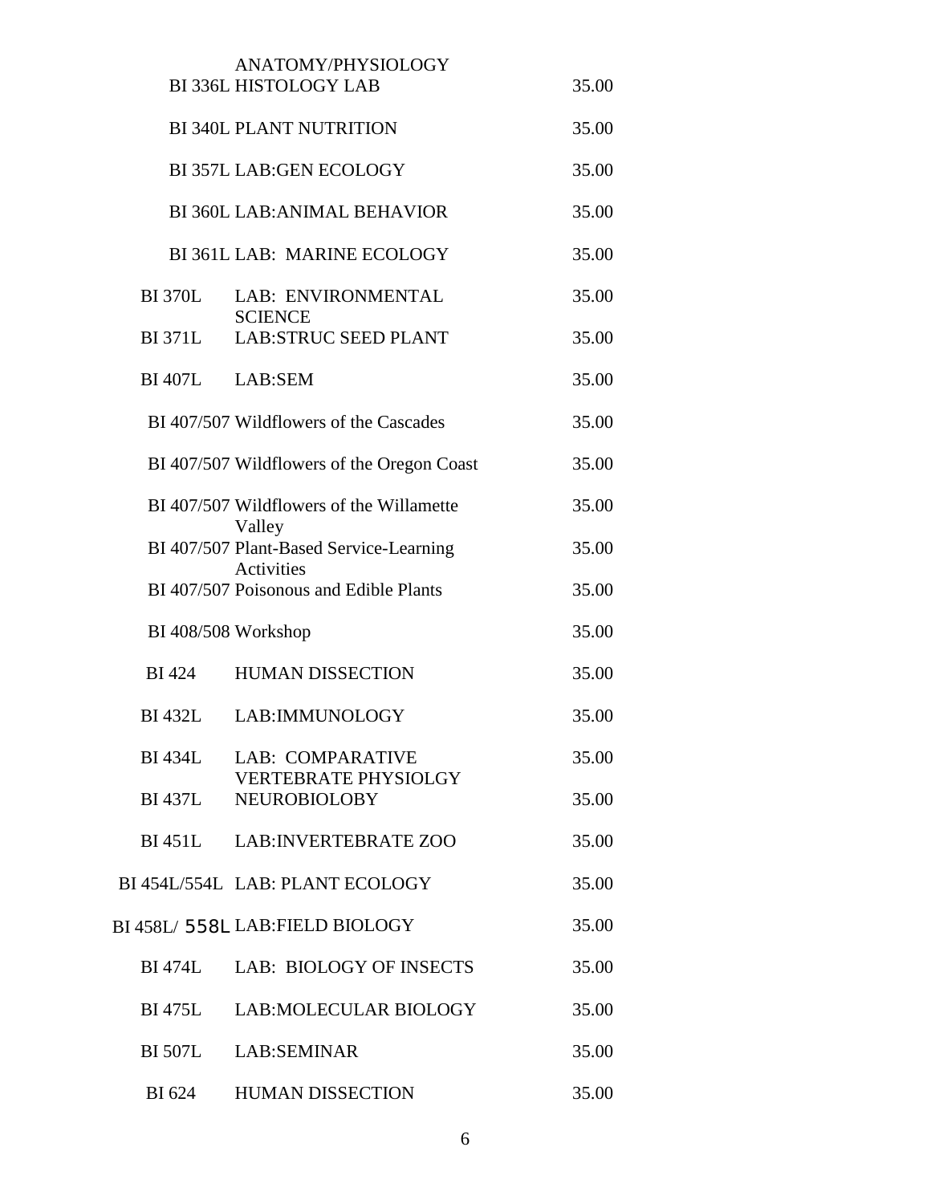| | | |
|---|---|---|
| | ANATOMY/PHYSIOLOGY | |
| | BI 336L HISTOLOGY LAB | 35.00 |
| | BI 340L PLANT NUTRITION | 35.00 |
| | BI 357L LAB:GEN ECOLOGY | 35.00 |
| | BI 360L LAB:ANIMAL BEHAVIOR | 35.00 |
| | BI 361L LAB: MARINE ECOLOGY | 35.00 |
| BI 370L | LAB: ENVIRONMENTAL SCIENCE | 35.00 |
| BI 371L | LAB:STRUC SEED PLANT | 35.00 |
| BI 407L | LAB:SEM | 35.00 |
| BI 407/507 | Wildflowers of the Cascades | 35.00 |
| BI 407/507 | Wildflowers of the Oregon Coast | 35.00 |
| BI 407/507 | Wildflowers of the Willamette Valley | 35.00 |
| BI 407/507 | Plant-Based Service-Learning Activities | 35.00 |
| BI 407/507 | Poisonous and Edible Plants | 35.00 |
| BI 408/508 | Workshop | 35.00 |
| BI 424 | HUMAN DISSECTION | 35.00 |
| BI 432L | LAB:IMMUNOLOGY | 35.00 |
| BI 434L | LAB: COMPARATIVE VERTEBRATE PHYSIOLGY | 35.00 |
| BI 437L | NEUROBIOLOBY | 35.00 |
| BI 451L | LAB:INVERTEBRATE ZOO | 35.00 |
| BI 454L/554L | LAB: PLANT ECOLOGY | 35.00 |
| BI 458L/ 558L | LAB:FIELD BIOLOGY | 35.00 |
| BI 474L | LAB: BIOLOGY OF INSECTS | 35.00 |
| BI 475L | LAB:MOLECULAR BIOLOGY | 35.00 |
| BI 507L | LAB:SEMINAR | 35.00 |
| BI 624 | HUMAN DISSECTION | 35.00 |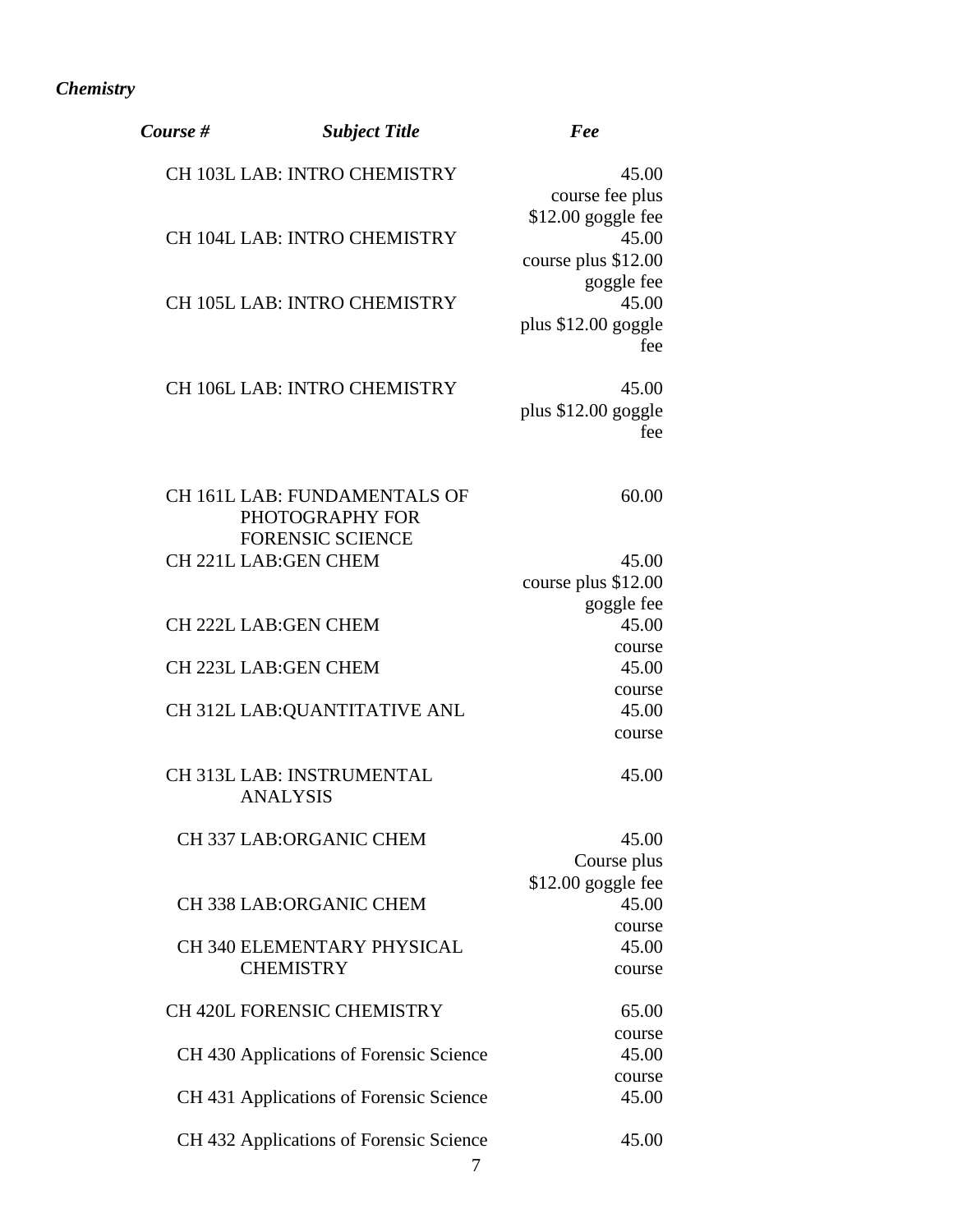*Chemistry*

| *Course #* | *Subject Title* | *Fee* |
|---|---|---|
| CH 103L | LAB: INTRO CHEMISTRY | 45.00 course fee plus $12.00 goggle fee |
| CH 104L | LAB: INTRO CHEMISTRY | 45.00 course plus $12.00 goggle fee |
| CH 105L | LAB: INTRO CHEMISTRY | 45.00 plus $12.00 goggle fee |
| CH 106L | LAB: INTRO CHEMISTRY | 45.00 plus $12.00 goggle fee |
| CH 161L | LAB: FUNDAMENTALS OF PHOTOGRAPHY FOR FORENSIC SCIENCE | 60.00 |
| CH 221L | LAB:GEN CHEM | 45.00 course plus $12.00 goggle fee |
| CH 222L | LAB:GEN CHEM | 45.00 course |
| CH 223L | LAB:GEN CHEM | 45.00 course |
| CH 312L | LAB:QUANTITATIVE ANL | 45.00 course |
| CH 313L | LAB: INSTRUMENTAL ANALYSIS | 45.00 |
| CH 337 | LAB:ORGANIC CHEM | 45.00 Course plus $12.00 goggle fee |
| CH 338 | LAB:ORGANIC CHEM | 45.00 course |
| CH 340 | ELEMENTARY PHYSICAL CHEMISTRY | 45.00 course |
| CH 420L | FORENSIC CHEMISTRY | 65.00 course |
| CH 430 | Applications of Forensic Science | 45.00 course |
| CH 431 | Applications of Forensic Science | 45.00 |
| CH 432 | Applications of Forensic Science | 45.00 |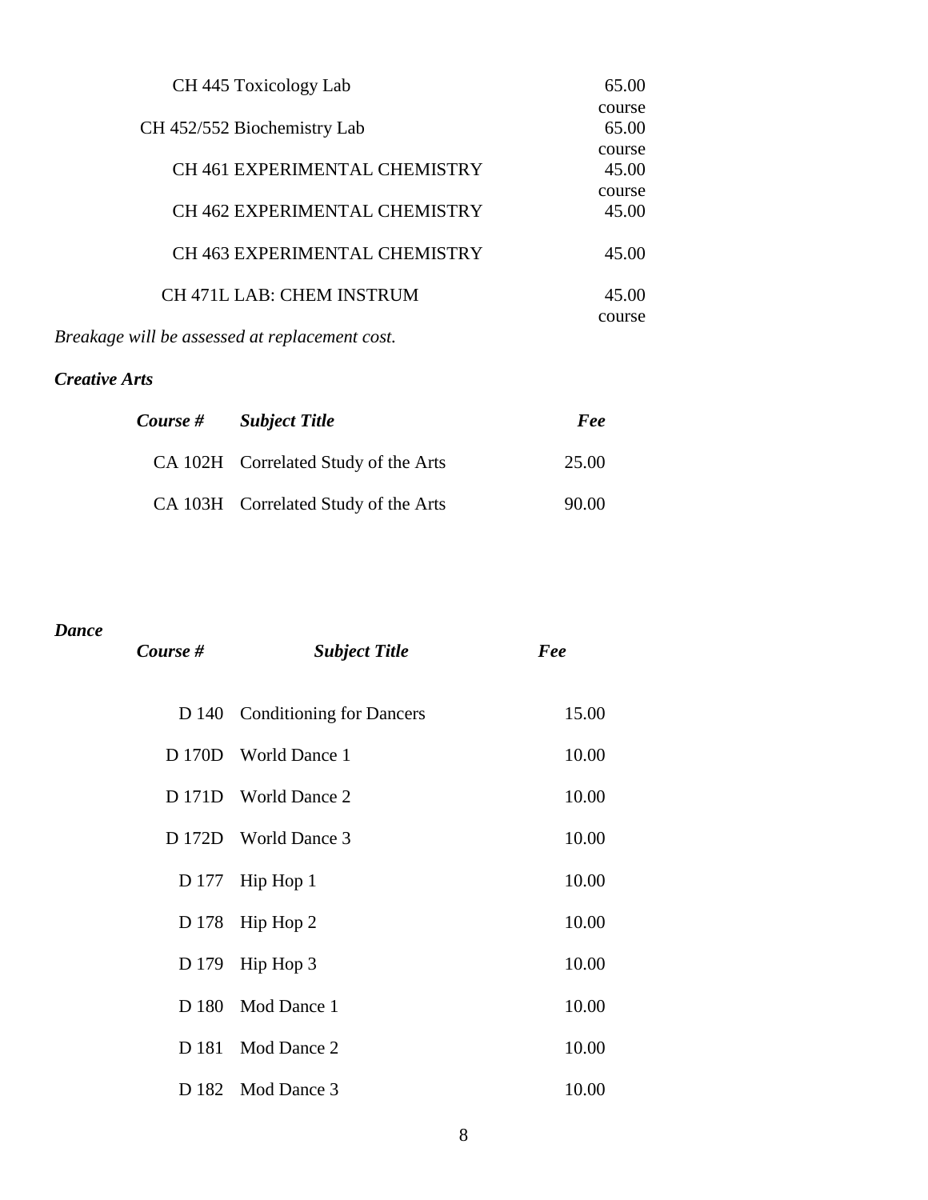| | |
|---|---|
| CH 445 Toxicology Lab | 65.00 course |
| CH 452/552 Biochemistry Lab | 65.00 course |
| CH 461 EXPERIMENTAL CHEMISTRY | 45.00 course |
| CH 462 EXPERIMENTAL CHEMISTRY | 45.00 |
| CH 463 EXPERIMENTAL CHEMISTRY | 45.00 |
| CH 471L LAB: CHEM INSTRUM | 45.00 course |

*Breakage will be assessed at replacement cost.*

***Creative Arts***

| *Course #* | *Subject Title* | *Fee* |
|---|---|---|
| CA 102H | Correlated Study of the Arts | 25.00 |
| CA 103H | Correlated Study of the Arts | 90.00 |

***Dance***

| *Course #* | *Subject Title* | *Fee* |
|---|---|---|
| D 140 | Conditioning for Dancers | 15.00 |
| D 170D | World Dance 1 | 10.00 |
| D 171D | World Dance 2 | 10.00 |
| D 172D | World Dance 3 | 10.00 |
| D 177 | Hip Hop 1 | 10.00 |
| D 178 | Hip Hop 2 | 10.00 |
| D 179 | Hip Hop 3 | 10.00 |
| D 180 | Mod Dance 1 | 10.00 |
| D 181 | Mod Dance 2 | 10.00 |
| D 182 | Mod Dance 3 | 10.00 |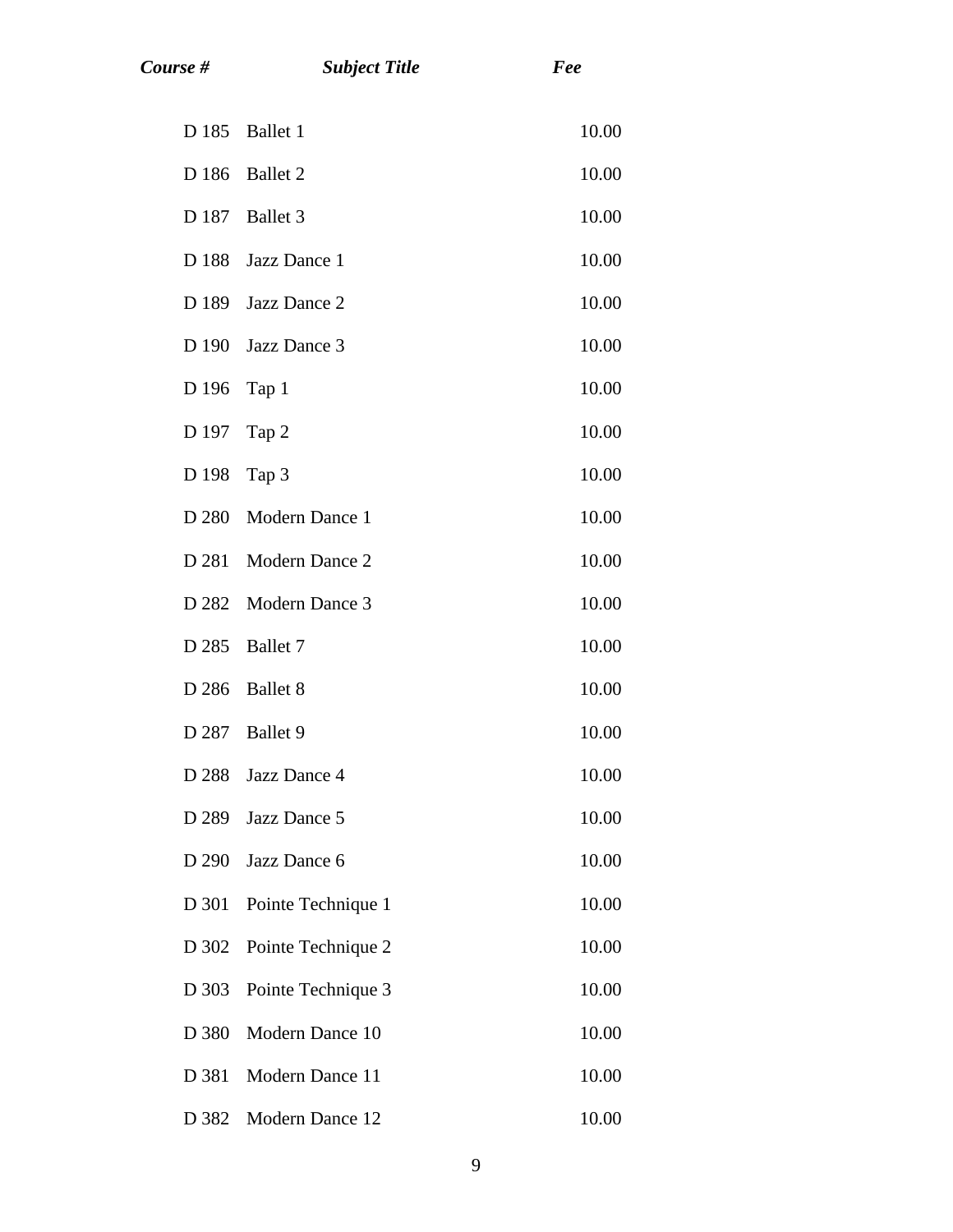| *Course #* | *Subject Title* | *Fee* |
|---|---|---|
| D 185 | Ballet 1 | 10.00 |
| D 186 | Ballet 2 | 10.00 |
| D 187 | Ballet 3 | 10.00 |
| D 188 | Jazz Dance 1 | 10.00 |
| D 189 | Jazz Dance 2 | 10.00 |
| D 190 | Jazz Dance 3 | 10.00 |
| D 196 | Tap 1 | 10.00 |
| D 197 | Tap 2 | 10.00 |
| D 198 | Tap 3 | 10.00 |
| D 280 | Modern Dance 1 | 10.00 |
| D 281 | Modern Dance 2 | 10.00 |
| D 282 | Modern Dance 3 | 10.00 |
| D 285 | Ballet 7 | 10.00 |
| D 286 | Ballet 8 | 10.00 |
| D 287 | Ballet 9 | 10.00 |
| D 288 | Jazz Dance 4 | 10.00 |
| D 289 | Jazz Dance 5 | 10.00 |
| D 290 | Jazz Dance 6 | 10.00 |
| D 301 | Pointe Technique 1 | 10.00 |
| D 302 | Pointe Technique 2 | 10.00 |
| D 303 | Pointe Technique 3 | 10.00 |
| D 380 | Modern Dance 10 | 10.00 |
| D 381 | Modern Dance 11 | 10.00 |
| D 382 | Modern Dance 12 | 10.00 |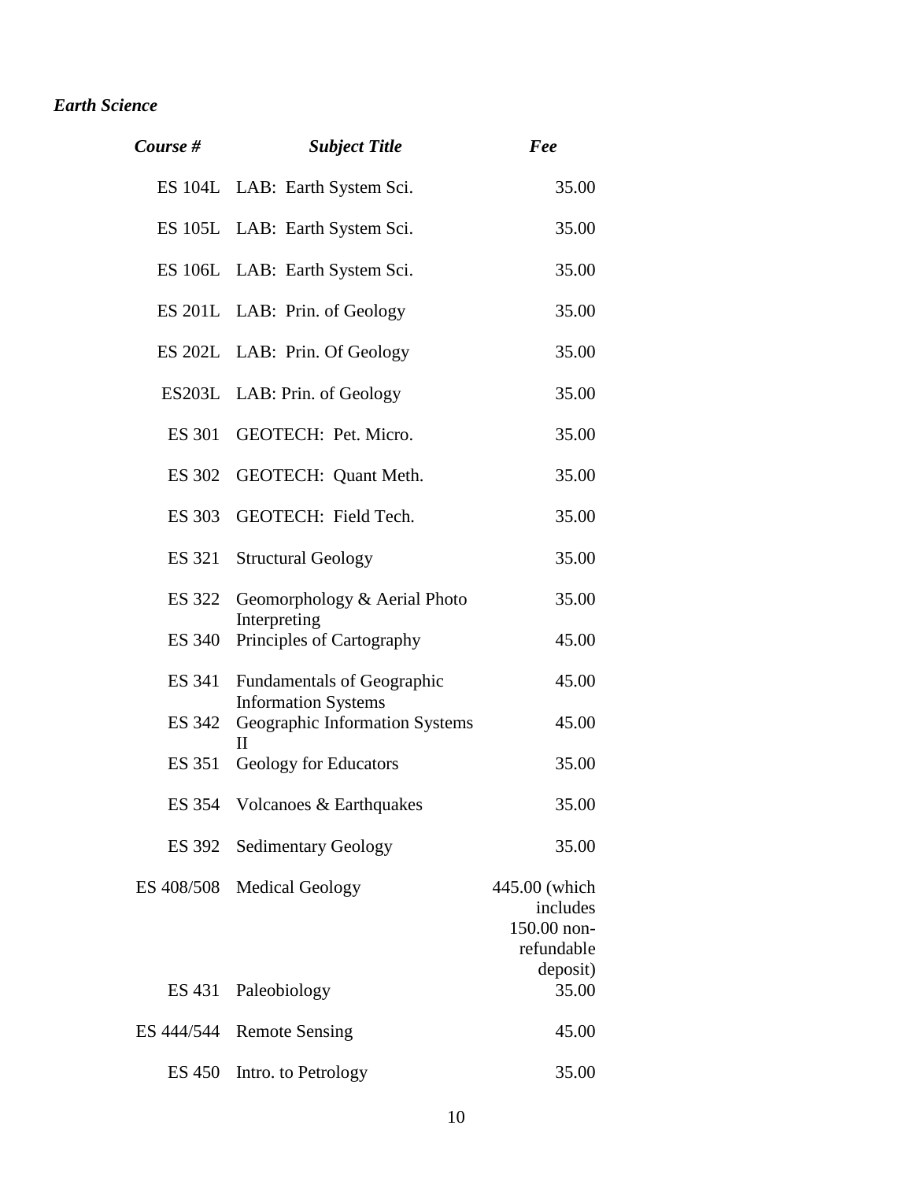*Earth Science*

| ***Course #*** | ***Subject Title*** | ***Fee*** |
|---|---|---|
| ES 104L | LAB: Earth System Sci. | 35.00 |
| ES 105L | LAB: Earth System Sci. | 35.00 |
| ES 106L | LAB: Earth System Sci. | 35.00 |
| ES 201L | LAB: Prin. of Geology | 35.00 |
| ES 202L | LAB: Prin. Of Geology | 35.00 |
| ES203L | LAB: Prin. of Geology | 35.00 |
| ES 301 | GEOTECH: Pet. Micro. | 35.00 |
| ES 302 | GEOTECH: Quant Meth. | 35.00 |
| ES 303 | GEOTECH: Field Tech. | 35.00 |
| ES 321 | Structural Geology | 35.00 |
| ES 322 | Geomorphology & Aerial Photo Interpreting | 35.00 |
| ES 340 | Principles of Cartography | 45.00 |
| ES 341 | Fundamentals of Geographic Information Systems | 45.00 |
| ES 342 | Geographic Information Systems II | 45.00 |
| ES 351 | Geology for Educators | 35.00 |
| ES 354 | Volcanoes & Earthquakes | 35.00 |
| ES 392 | Sedimentary Geology | 35.00 |
| ES 408/508 | Medical Geology | 445.00 (which includes 150.00 non-refundable deposit) |
| ES 431 | Paleobiology | 35.00 |
| ES 444/544 | Remote Sensing | 45.00 |
| ES 450 | Intro. to Petrology | 35.00 |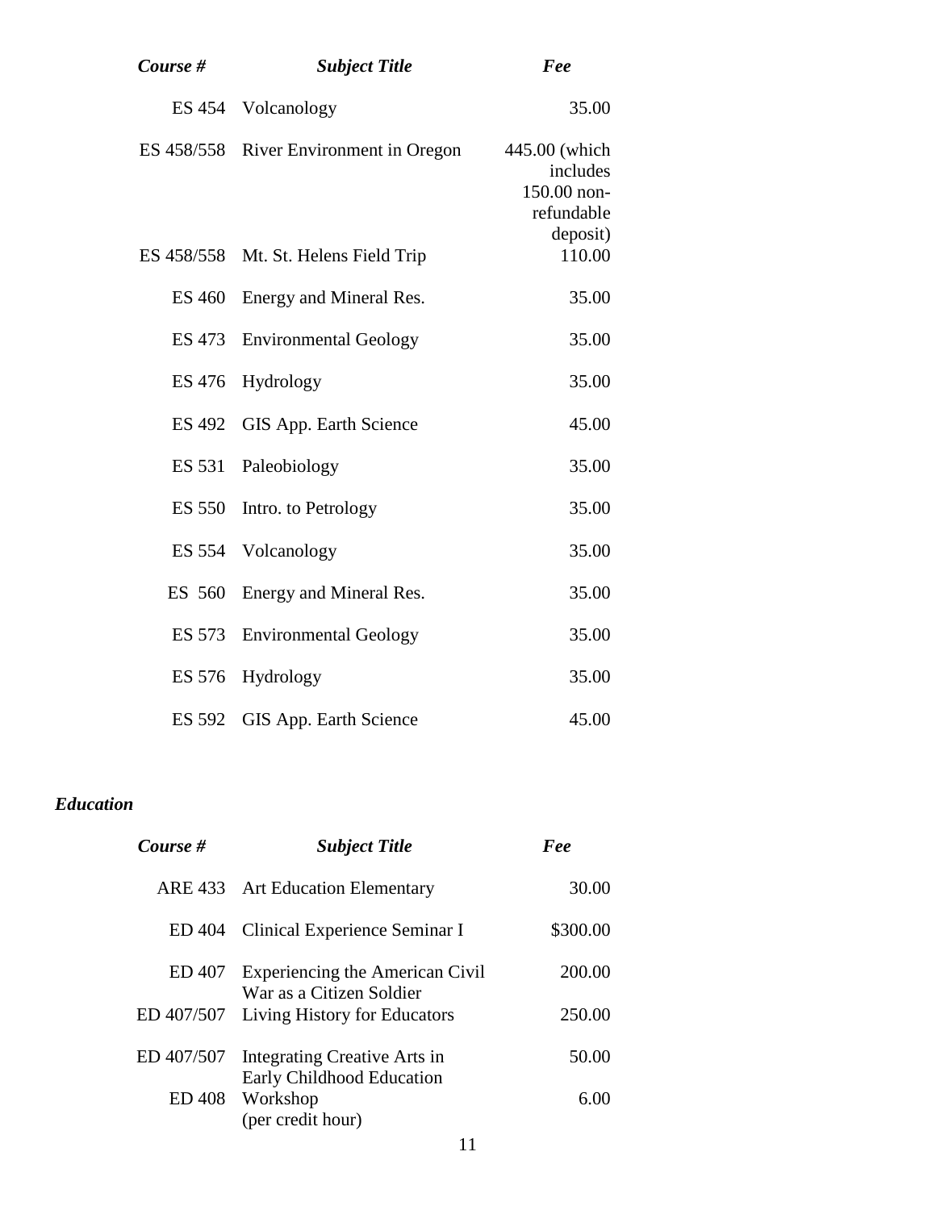| *Course #* | *Subject Title* | *Fee* |
|---|---|---|
| ES 454 | Volcanology | 35.00 |
| ES 458/558 | River Environment in Oregon | 445.00 (which includes 150.00 non-refundable deposit) |
| ES 458/558 | Mt. St. Helens Field Trip | 110.00 |
| ES 460 | Energy and Mineral Res. | 35.00 |
| ES 473 | Environmental Geology | 35.00 |
| ES 476 | Hydrology | 35.00 |
| ES 492 | GIS App. Earth Science | 45.00 |
| ES 531 | Paleobiology | 35.00 |
| ES 550 | Intro. to Petrology | 35.00 |
| ES 554 | Volcanology | 35.00 |
| ES 560 | Energy and Mineral Res. | 35.00 |
| ES 573 | Environmental Geology | 35.00 |
| ES 576 | Hydrology | 35.00 |
| ES 592 | GIS App. Earth Science | 45.00 |

### *Education*

| *Course #* | *Subject Title* | *Fee* |
|---|---|---|
| ARE 433 | Art Education Elementary | 30.00 |
| ED 404 | Clinical Experience Seminar I | $300.00 |
| ED 407 | Experiencing the American Civil War as a Citizen Soldier | 200.00 |
| ED 407/507 | Living History for Educators | 250.00 |
| ED 407/507 | Integrating Creative Arts in Early Childhood Education | 50.00 |
| ED 408 | Workshop (per credit hour) | 6.00 |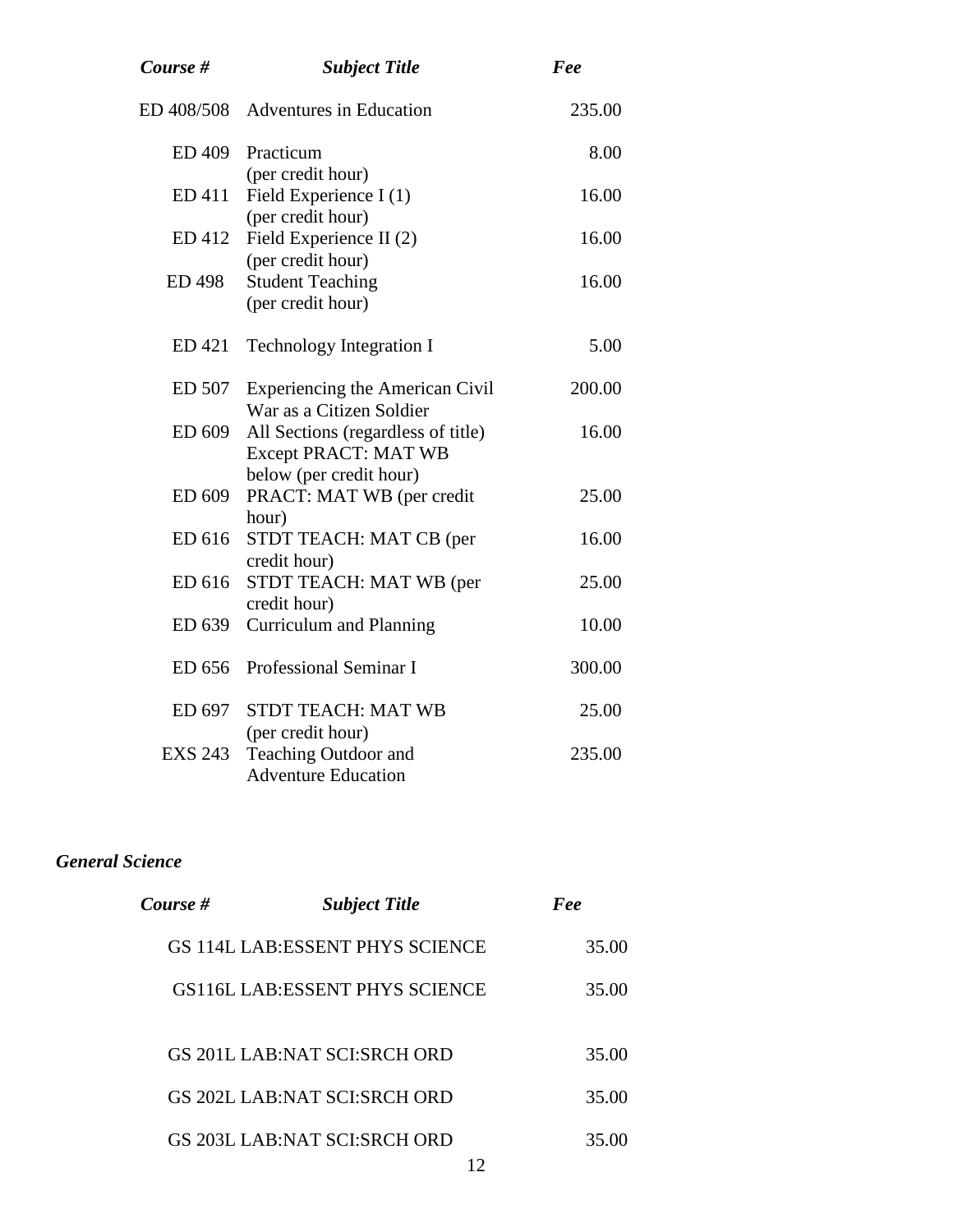| *Course #* | *Subject Title* | *Fee* |
|---|---|---|
| ED 408/508 | Adventures in Education | 235.00 |
| ED 409 | Practicum (per credit hour) | 8.00 |
| ED 411 | Field Experience I (1) (per credit hour) | 16.00 |
| ED 412 | Field Experience II (2) (per credit hour) | 16.00 |
| ED 498 | Student Teaching (per credit hour) | 16.00 |
| ED 421 | Technology Integration I | 5.00 |
| ED 507 | Experiencing the American Civil War as a Citizen Soldier | 200.00 |
| ED 609 | All Sections (regardless of title) Except PRACT: MAT WB below (per credit hour) | 16.00 |
| ED 609 | PRACT: MAT WB (per credit hour) | 25.00 |
| ED 616 | STDT TEACH: MAT CB (per credit hour) | 16.00 |
| ED 616 | STDT TEACH: MAT WB (per credit hour) | 25.00 |
| ED 639 | Curriculum and Planning | 10.00 |
| ED 656 | Professional Seminar I | 300.00 |
| ED 697 | STDT TEACH: MAT WB (per credit hour) | 25.00 |
| EXS 243 | Teaching Outdoor and Adventure Education | 235.00 |

### *General Science*

| *Course #* | *Subject Title* | *Fee* |
|---|---|---|
| GS 114L | LAB:ESSENT PHYS SCIENCE | 35.00 |
| GS116L | LAB:ESSENT PHYS SCIENCE | 35.00 |
| GS 201L | LAB:NAT SCI:SRCH ORD | 35.00 |
| GS 202L | LAB:NAT SCI:SRCH ORD | 35.00 |
| GS 203L | LAB:NAT SCI:SRCH ORD | 35.00 |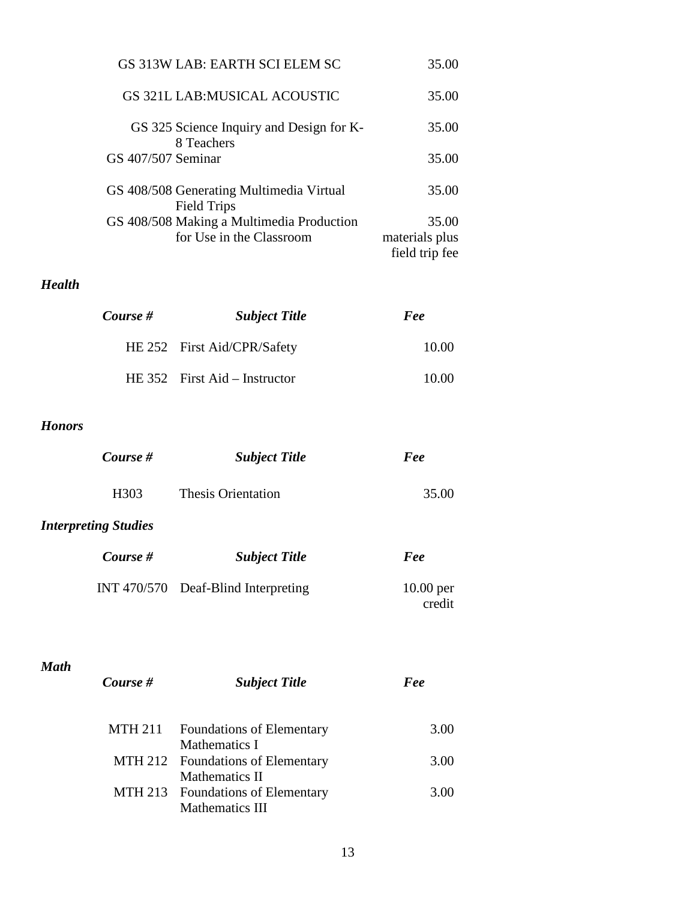| | |
|---|---|
| GS 313W LAB: EARTH SCI ELEM SC | 35.00 |
| GS 321L LAB:MUSICAL ACOUSTIC | 35.00 |
| GS 325 Science Inquiry and Design for K-8 Teachers | 35.00 |
| GS 407/507 Seminar | 35.00 |
| GS 408/508 Generating Multimedia Virtual Field Trips | 35.00 |
| GS 408/508 Making a Multimedia Production for Use in the Classroom | 35.00 materials plus field trip fee |

### *Health*

| ***Course #*** | ***Subject Title*** | ***Fee*** |
|---|---|---|
| HE 252 | First Aid/CPR/Safety | 10.00 |
| HE 352 | First Aid – Instructor | 10.00 |

### *Honors*

| ***Course #*** | ***Subject Title*** | ***Fee*** |
|---|---|---|
| H303 | Thesis Orientation | 35.00 |

### *Interpreting Studies*

| ***Course #*** | ***Subject Title*** | ***Fee*** |
|---|---|---|
| INT 470/570 | Deaf-Blind Interpreting | 10.00 per credit |

### *Math*

| ***Course #*** | ***Subject Title*** | ***Fee*** |
|---|---|---|
| MTH 211 | Foundations of Elementary Mathematics I | 3.00 |
| MTH 212 | Foundations of Elementary Mathematics II | 3.00 |
| MTH 213 | Foundations of Elementary Mathematics III | 3.00 |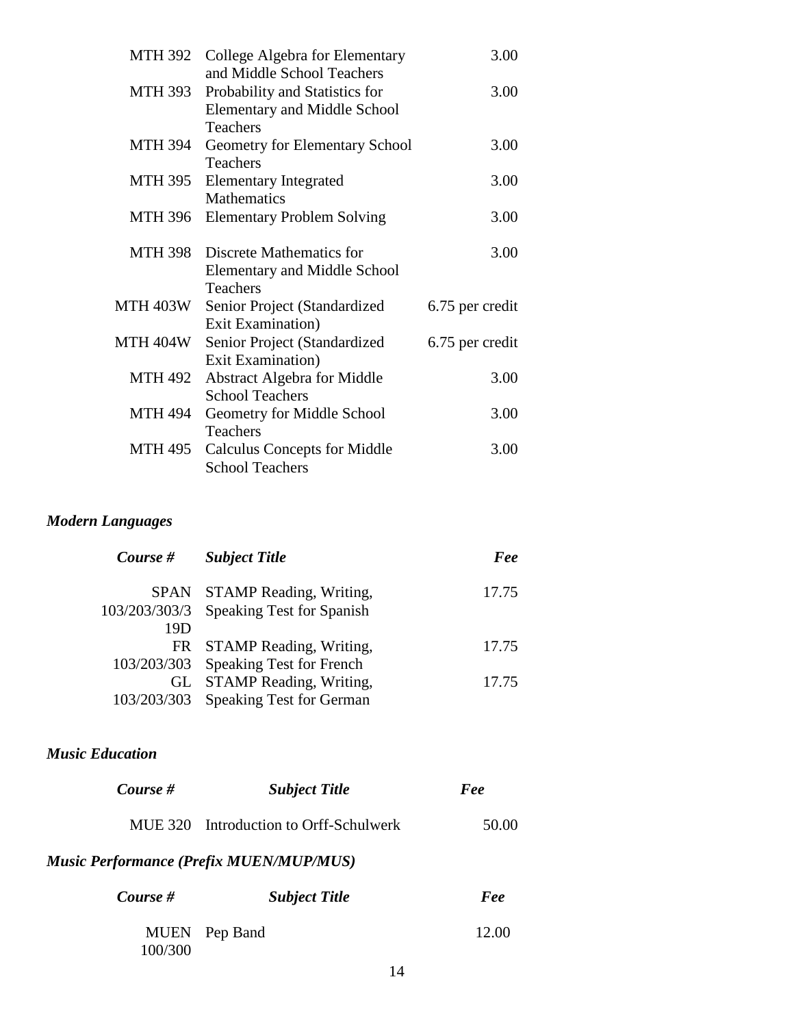| | | |
|---|---|---|
| MTH 392 | College Algebra for Elementary and Middle School Teachers | 3.00 |
| MTH 393 | Probability and Statistics for Elementary and Middle School Teachers | 3.00 |
| MTH 394 | Geometry for Elementary School Teachers | 3.00 |
| MTH 395 | Elementary Integrated Mathematics | 3.00 |
| MTH 396 | Elementary Problem Solving | 3.00 |
| MTH 398 | Discrete Mathematics for Elementary and Middle School Teachers | 3.00 |
| MTH 403W | Senior Project (Standardized Exit Examination) | 6.75 per credit |
| MTH 404W | Senior Project (Standardized Exit Examination) | 6.75 per credit |
| MTH 492 | Abstract Algebra for Middle School Teachers | 3.00 |
| MTH 494 | Geometry for Middle School Teachers | 3.00 |
| MTH 495 | Calculus Concepts for Middle School Teachers | 3.00 |

### *Modern Languages*

| *Course #* | *Subject Title* | *Fee* |
|---|---|---|
| SPAN 103/203/303/319D | STAMP Reading, Writing, Speaking Test for Spanish | 17.75 |
| FR 103/203/303 | STAMP Reading, Writing, Speaking Test for French | 17.75 |
| GL 103/203/303 | STAMP Reading, Writing, Speaking Test for German | 17.75 |

### *Music Education*

| *Course #* | *Subject Title* | *Fee* |
|---|---|---|
| MUE 320 | Introduction to Orff-Schulwerk | 50.00 |

### *Music Performance (Prefix MUEN/MUP/MUS)*

| *Course #* | *Subject Title* | *Fee* |
|---|---|---|
| MUEN 100/300 | Pep Band | 12.00 |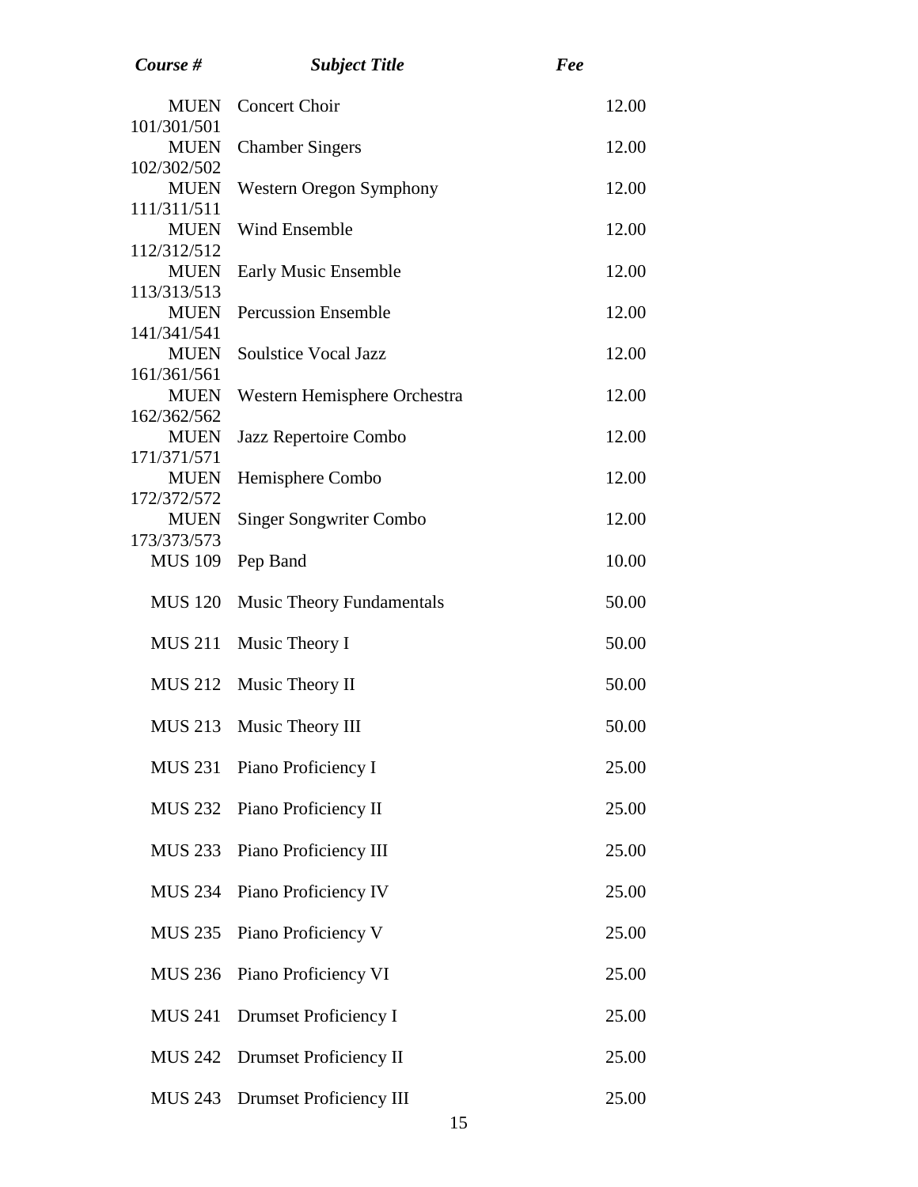| *Course #* | *Subject Title* | *Fee* |
| --- | --- | --- |
| MUEN 101/301/501 | Concert Choir | 12.00 |
| MUEN 102/302/502 | Chamber Singers | 12.00 |
| MUEN 111/311/511 | Western Oregon Symphony | 12.00 |
| MUEN 112/312/512 | Wind Ensemble | 12.00 |
| MUEN 113/313/513 | Early Music Ensemble | 12.00 |
| MUEN 141/341/541 | Percussion Ensemble | 12.00 |
| MUEN 161/361/561 | Soulstice Vocal Jazz | 12.00 |
| MUEN 162/362/562 | Western Hemisphere Orchestra | 12.00 |
| MUEN 171/371/571 | Jazz Repertoire Combo | 12.00 |
| MUEN 172/372/572 | Hemisphere Combo | 12.00 |
| MUEN 173/373/573 | Singer Songwriter Combo | 12.00 |
| MUS 109 | Pep Band | 10.00 |
| MUS 120 | Music Theory Fundamentals | 50.00 |
| MUS 211 | Music Theory I | 50.00 |
| MUS 212 | Music Theory II | 50.00 |
| MUS 213 | Music Theory III | 50.00 |
| MUS 231 | Piano Proficiency I | 25.00 |
| MUS 232 | Piano Proficiency II | 25.00 |
| MUS 233 | Piano Proficiency III | 25.00 |
| MUS 234 | Piano Proficiency IV | 25.00 |
| MUS 235 | Piano Proficiency V | 25.00 |
| MUS 236 | Piano Proficiency VI | 25.00 |
| MUS 241 | Drumset Proficiency I | 25.00 |
| MUS 242 | Drumset Proficiency II | 25.00 |
| MUS 243 | Drumset Proficiency III | 25.00 |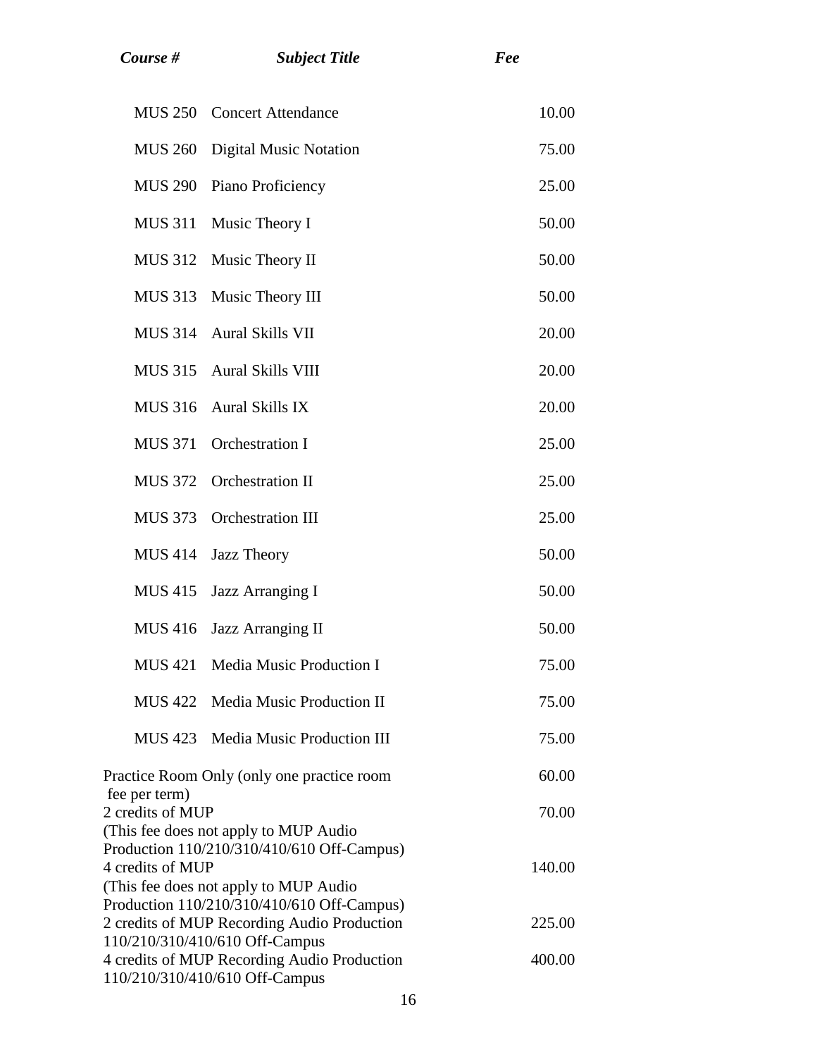| *Course #* | *Subject Title* | *Fee* |
|---|---|---|
| MUS 250 | Concert Attendance | 10.00 |
| MUS 260 | Digital Music Notation | 75.00 |
| MUS 290 | Piano Proficiency | 25.00 |
| MUS 311 | Music Theory I | 50.00 |
| MUS 312 | Music Theory II | 50.00 |
| MUS 313 | Music Theory III | 50.00 |
| MUS 314 | Aural Skills VII | 20.00 |
| MUS 315 | Aural Skills VIII | 20.00 |
| MUS 316 | Aural Skills IX | 20.00 |
| MUS 371 | Orchestration I | 25.00 |
| MUS 372 | Orchestration II | 25.00 |
| MUS 373 | Orchestration III | 25.00 |
| MUS 414 | Jazz Theory | 50.00 |
| MUS 415 | Jazz Arranging I | 50.00 |
| MUS 416 | Jazz Arranging II | 50.00 |
| MUS 421 | Media Music Production I | 75.00 |
| MUS 422 | Media Music Production II | 75.00 |
| MUS 423 | Media Music Production III | 75.00 |
| Practice Room Only (only one practice room fee per term) | | 60.00 |
| 2 credits of MUP (This fee does not apply to MUP Audio Production 110/210/310/410/610 Off-Campus) | | 70.00 |
| 4 credits of MUP (This fee does not apply to MUP Audio Production 110/210/310/410/610 Off-Campus) | | 140.00 |
| 2 credits of MUP Recording Audio Production 110/210/310/410/610 Off-Campus | | 225.00 |
| 4 credits of MUP Recording Audio Production 110/210/310/410/610 Off-Campus | | 400.00 |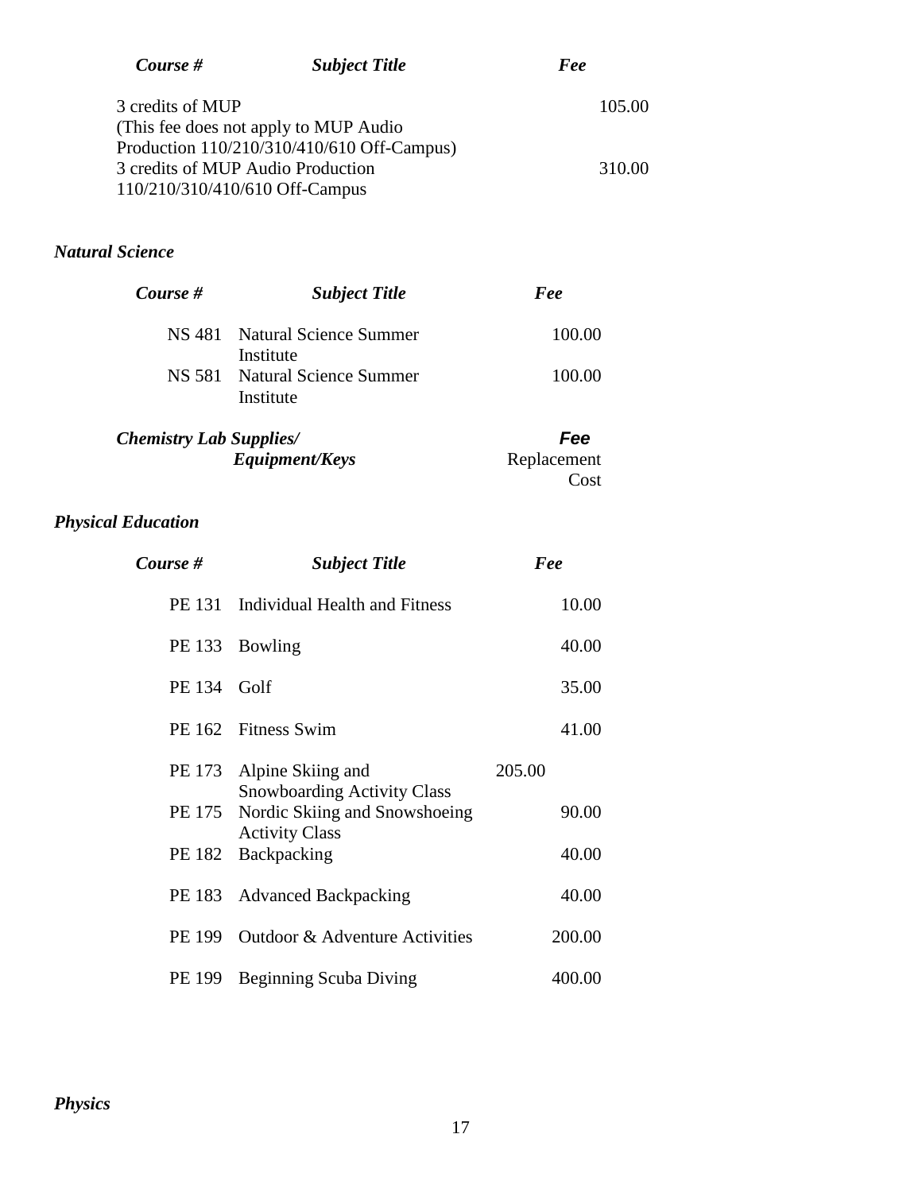| Course # | Subject Title | Fee |
|---|---|---|
| | 3 credits of MUP (This fee does not apply to MUP Audio Production 110/210/310/410/610 Off-Campus) | 105.00 |
| | 3 credits of MUP Audio Production 110/210/310/410/610 Off-Campus | 310.00 |

### *Natural Science*

| Course # | Subject Title | Fee |
|---|---|---|
| NS 481 | Natural Science Summer Institute | 100.00 |
| NS 581 | Natural Science Summer Institute | 100.00 |

| Chemistry Lab Supplies/ Equipment/Keys | Fee |
|---|---|
| | Replacement Cost |

### *Physical Education*

| Course # | Subject Title | Fee |
|---|---|---|
| PE 131 | Individual Health and Fitness | 10.00 |
| PE 133 | Bowling | 40.00 |
| PE 134 | Golf | 35.00 |
| PE 162 | Fitness Swim | 41.00 |
| PE 173 | Alpine Skiing and Snowboarding Activity Class | 205.00 |
| PE 175 | Nordic Skiing and Snowshoeing Activity Class | 90.00 |
| PE 182 | Backpacking | 40.00 |
| PE 183 | Advanced Backpacking | 40.00 |
| PE 199 | Outdoor & Adventure Activities | 200.00 |
| PE 199 | Beginning Scuba Diving | 400.00 |

### *Physics*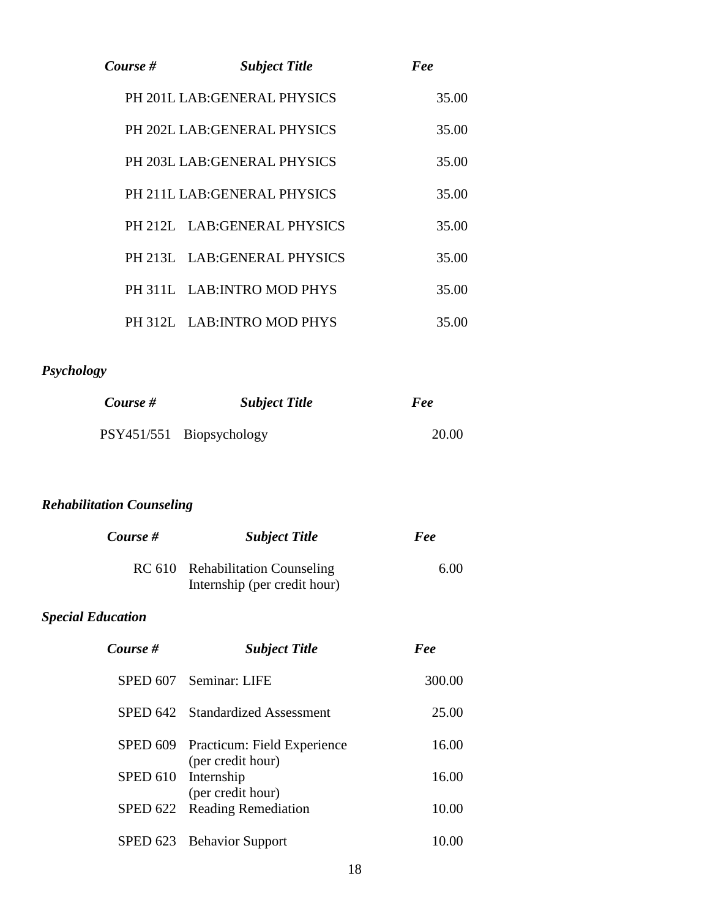| *Course #* | *Subject Title* | *Fee* |
|---|---|---|
| PH 201L | LAB:GENERAL PHYSICS | 35.00 |
| PH 202L | LAB:GENERAL PHYSICS | 35.00 |
| PH 203L | LAB:GENERAL PHYSICS | 35.00 |
| PH 211L | LAB:GENERAL PHYSICS | 35.00 |
| PH 212L | LAB:GENERAL PHYSICS | 35.00 |
| PH 213L | LAB:GENERAL PHYSICS | 35.00 |
| PH 311L | LAB:INTRO MOD PHYS | 35.00 |
| PH 312L | LAB:INTRO MOD PHYS | 35.00 |

### *Psychology*

| *Course #* | *Subject Title* | *Fee* |
|---|---|---|
| PSY451/551 | Biopsychology | 20.00 |

### *Rehabilitation Counseling*

| *Course #* | *Subject Title* | *Fee* |
|---|---|---|
| RC 610 | Rehabilitation Counseling Internship (per credit hour) | 6.00 |

### *Special Education*

| *Course #* | *Subject Title* | *Fee* |
|---|---|---|
| SPED 607 | Seminar: LIFE | 300.00 |
| SPED 642 | Standardized Assessment | 25.00 |
| SPED 609 | Practicum: Field Experience (per credit hour) | 16.00 |
| SPED 610 | Internship (per credit hour) | 16.00 |
| SPED 622 | Reading Remediation | 10.00 |
| SPED 623 | Behavior Support | 10.00 |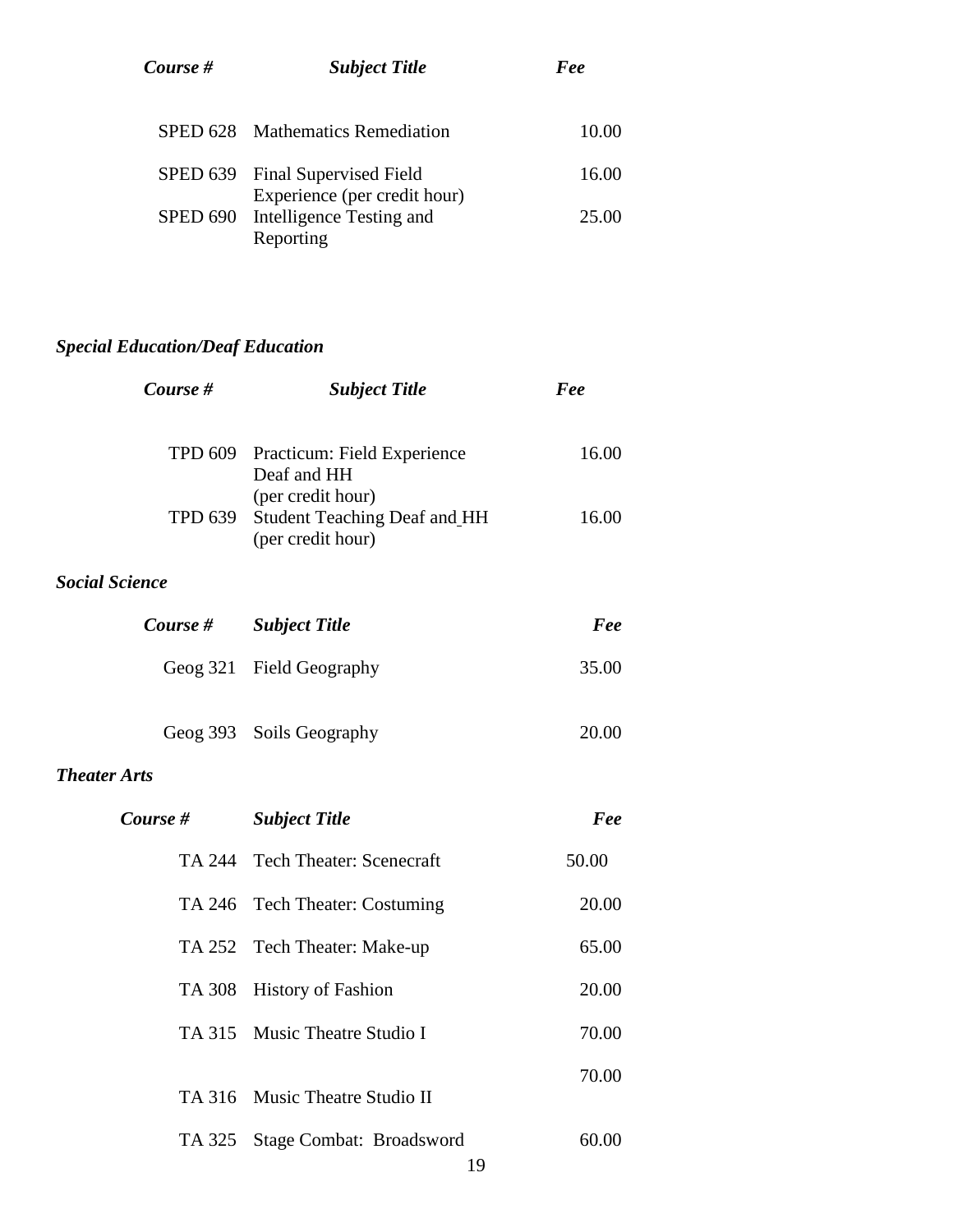| *Course #* | *Subject Title* | *Fee* |
| --- | --- | --- |
| SPED 628 | Mathematics Remediation | 10.00 |
| SPED 639 | Final Supervised Field Experience (per credit hour) | 16.00 |
| SPED 690 | Intelligence Testing and Reporting | 25.00 |

### *Special Education/Deaf Education*

| *Course #* | *Subject Title* | *Fee* |
| --- | --- | --- |
| TPD 609 | Practicum: Field Experience Deaf and HH (per credit hour) | 16.00 |
| TPD 639 | Student Teaching Deaf and HH (per credit hour) | 16.00 |

### *Social Science*

| *Course #* | *Subject Title* | *Fee* |
| --- | --- | --- |
| Geog 321 | Field Geography | 35.00 |
| Geog 393 | Soils Geography | 20.00 |

### *Theater Arts*

| *Course #* | *Subject Title* | *Fee* |
| --- | --- | --- |
| TA 244 | Tech Theater: Scenecraft | 50.00 |
| TA 246 | Tech Theater: Costuming | 20.00 |
| TA 252 | Tech Theater: Make-up | 65.00 |
| TA 308 | History of Fashion | 20.00 |
| TA 315 | Music Theatre Studio I | 70.00 |
| TA 316 | Music Theatre Studio II | 70.00 |
| TA 325 | Stage Combat: Broadsword | 60.00 |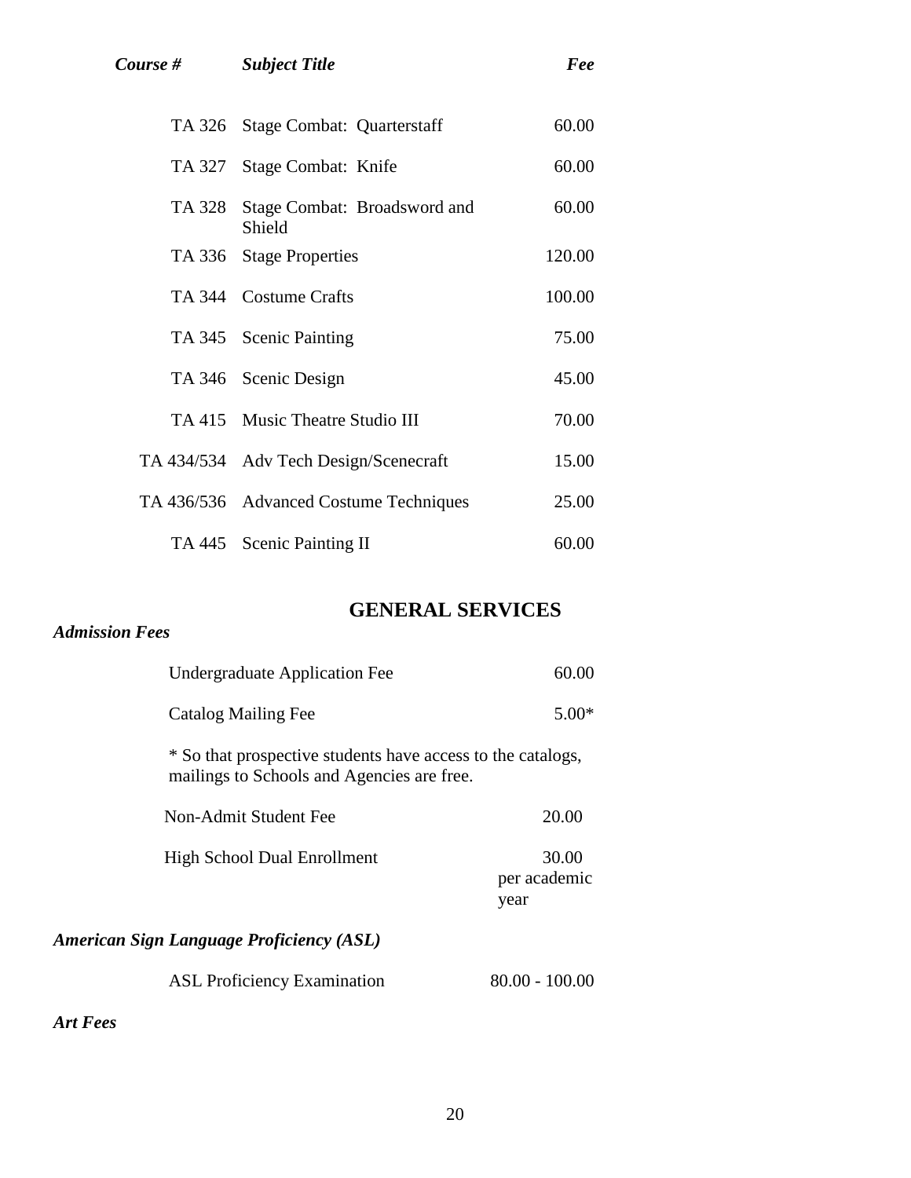| *Course #* | *Subject Title* | *Fee* |
|---|---|---|
| TA 326 | Stage Combat: Quarterstaff | 60.00 |
| TA 327 | Stage Combat: Knife | 60.00 |
| TA 328 | Stage Combat: Broadsword and Shield | 60.00 |
| TA 336 | Stage Properties | 120.00 |
| TA 344 | Costume Crafts | 100.00 |
| TA 345 | Scenic Painting | 75.00 |
| TA 346 | Scenic Design | 45.00 |
| TA 415 | Music Theatre Studio III | 70.00 |
| TA 434/534 | Adv Tech Design/Scenecraft | 15.00 |
| TA 436/536 | Advanced Costume Techniques | 25.00 |
| TA 445 | Scenic Painting II | 60.00 |

## GENERAL SERVICES

### *Admission Fees*

| | |
|---|---|
| Undergraduate Application Fee | 60.00 |
| Catalog Mailing Fee | 5.00* |

\* So that prospective students have access to the catalogs, mailings to Schools and Agencies are free.

| | |
|---|---|
| Non-Admit Student Fee | 20.00 |
| High School Dual Enrollment | 30.00 per academic year |

### *American Sign Language Proficiency (ASL)*

| | |
|---|---|
| ASL Proficiency Examination | 80.00 - 100.00 |

### *Art Fees*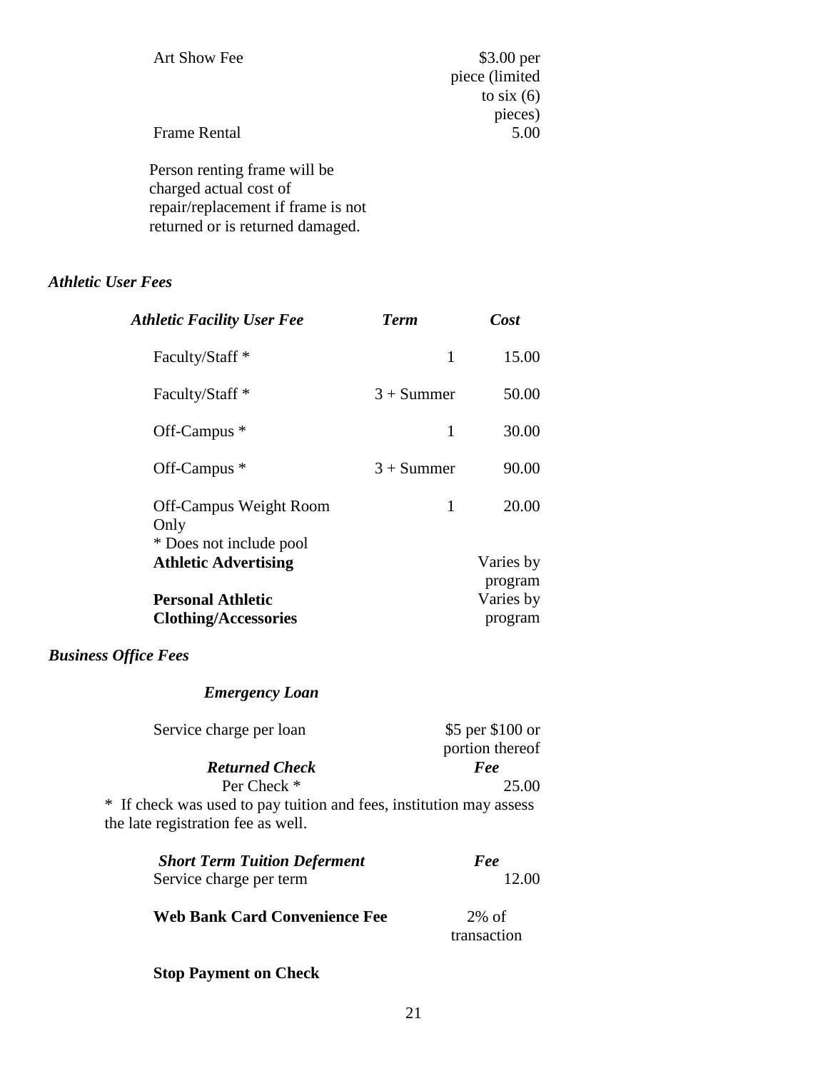| | |
|---|---|
| Art Show Fee | $3.00 per piece (limited to six (6) pieces) |
| Frame Rental | 5.00 |

Person renting frame will be charged actual cost of repair/replacement if frame is not returned or is returned damaged.

### *Athletic User Fees*

| *Athletic Facility User Fee* | *Term* | *Cost* |
|---|---|---|
| Faculty/Staff * | 1 | 15.00 |
| Faculty/Staff * | 3 + Summer | 50.00 |
| Off-Campus * | 1 | 30.00 |
| Off-Campus * | 3 + Summer | 90.00 |
| Off-Campus Weight Room Only | 1 | 20.00 |
| * Does not include pool | | |
| **Athletic Advertising** | | Varies by program |
| **Personal Athletic Clothing/Accessories** | | Varies by program |

### *Business Office Fees*

***Emergency Loan***

| | |
|---|---|
| Service charge per loan | $5 per $100 or portion thereof |

| ***Returned Check*** | ***Fee*** |
|---|---|
| Per Check * | 25.00 |

* If check was used to pay tuition and fees, institution may assess the late registration fee as well.

| ***Short Term Tuition Deferment*** | ***Fee*** |
|---|---|
| Service charge per term | 12.00 |

| | |
|---|---|
| **Web Bank Card Convenience Fee** | 2% of transaction |

**Stop Payment on Check**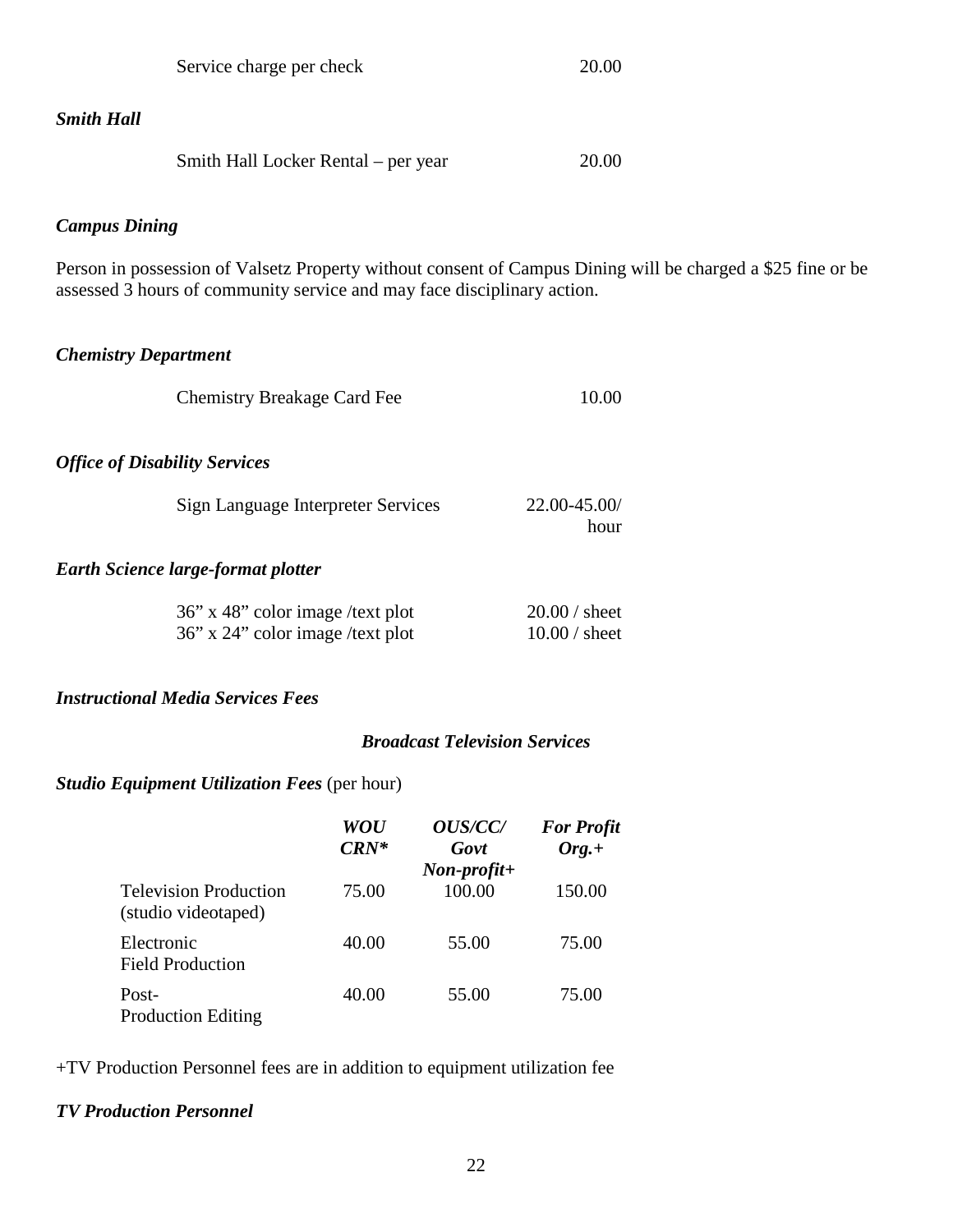| | |
|---|---|
| Service charge per check | 20.00 |

***Smith Hall***

| | |
|---|---|
| Smith Hall Locker Rental – per year | 20.00 |

***Campus Dining***

Person in possession of Valsetz Property without consent of Campus Dining will be charged a $25 fine or be assessed 3 hours of community service and may face disciplinary action.

***Chemistry Department***

| | |
|---|---|
| Chemistry Breakage Card Fee | 10.00 |

***Office of Disability Services***

| | |
|---|---|
| Sign Language Interpreter Services | 22.00-45.00/ hour |

***Earth Science large-format plotter***

| | |
|---|---|
| 36" x 48" color image /text plot | 20.00 / sheet |
| 36" x 24" color image /text plot | 10.00 / sheet |

***Instructional Media Services Fees***

***Broadcast Television Services***

***Studio Equipment Utilization Fees*** (per hour)

| | ***WOU CRN**** | ***OUS/CC/ Govt Non-profit+*** | ***For Profit Org.+*** |
|---|---|---|---|
| Television Production (studio videotaped) | 75.00 | 100.00 | 150.00 |
| Electronic Field Production | 40.00 | 55.00 | 75.00 |
| Post-Production Editing | 40.00 | 55.00 | 75.00 |

+TV Production Personnel fees are in addition to equipment utilization fee

***TV Production Personnel***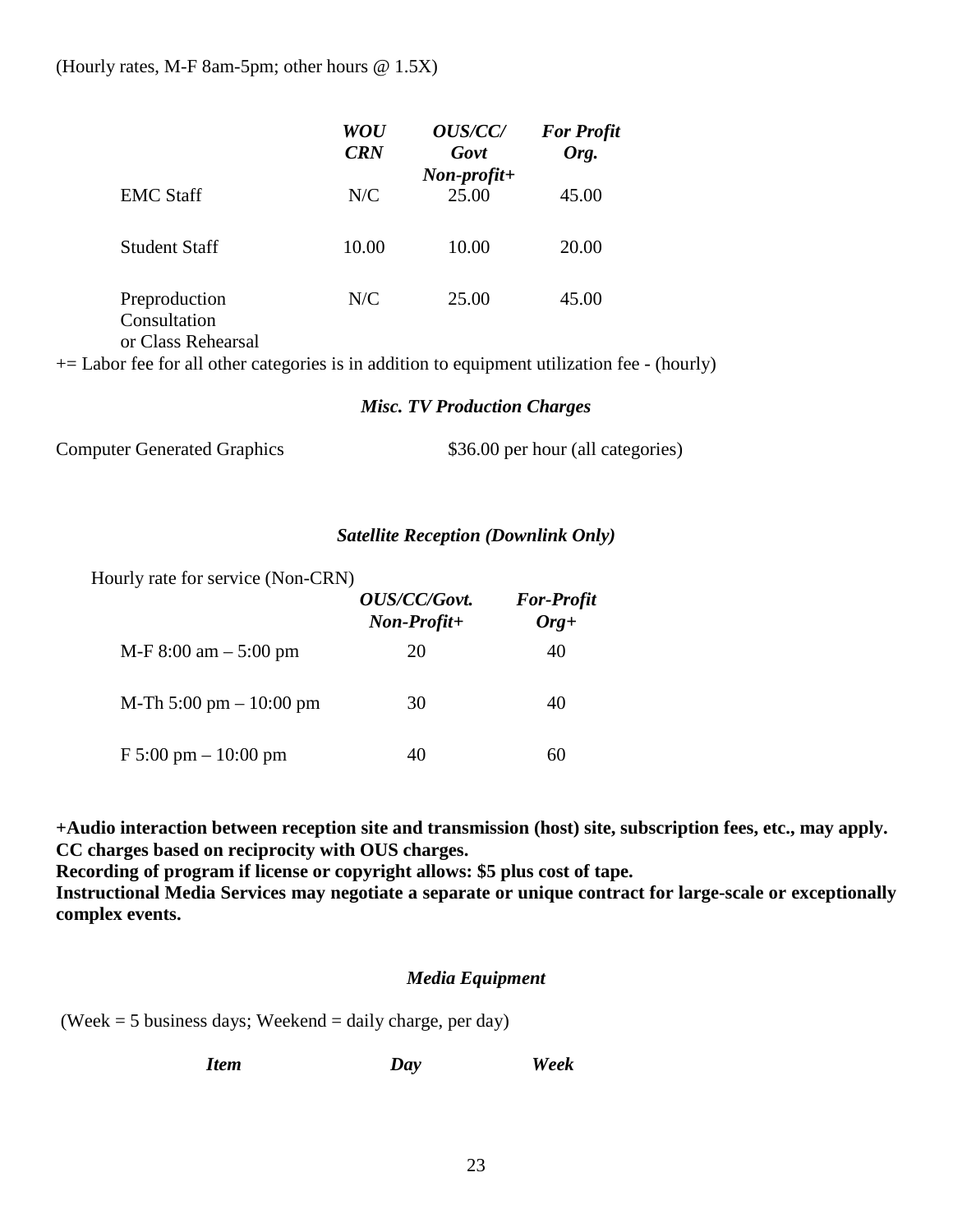(Hourly rates, M-F 8am-5pm; other hours @ 1.5X)

| | *WOU CRN* | *OUS/CC/ Govt Non-profit+* | *For Profit Org.* |
|---|---|---|---|
| EMC Staff | N/C | 25.00 | 45.00 |
| Student Staff | 10.00 | 10.00 | 20.00 |
| Preproduction Consultation or Class Rehearsal | N/C | 25.00 | 45.00 |

+= Labor fee for all other categories is in addition to equipment utilization fee - (hourly)

### *Misc. TV Production Charges*

Computer Generated Graphics — $36.00 per hour (all categories)

### *Satellite Reception (Downlink Only)*

Hourly rate for service (Non-CRN)

| | *OUS/CC/Govt. Non-Profit+* | *For-Profit Org+* |
|---|---|---|
| M-F 8:00 am – 5:00 pm | 20 | 40 |
| M-Th 5:00 pm – 10:00 pm | 30 | 40 |
| F 5:00 pm – 10:00 pm | 40 | 60 |

**+Audio interaction between reception site and transmission (host) site, subscription fees, etc., may apply.**
**CC charges based on reciprocity with OUS charges.**
**Recording of program if license or copyright allows: $5 plus cost of tape.**
**Instructional Media Services may negotiate a separate or unique contract for large-scale or exceptionally complex events.**

### *Media Equipment*

(Week = 5 business days; Weekend = daily charge, per day)

| *Item* | *Day* | *Week* |
|---|---|---|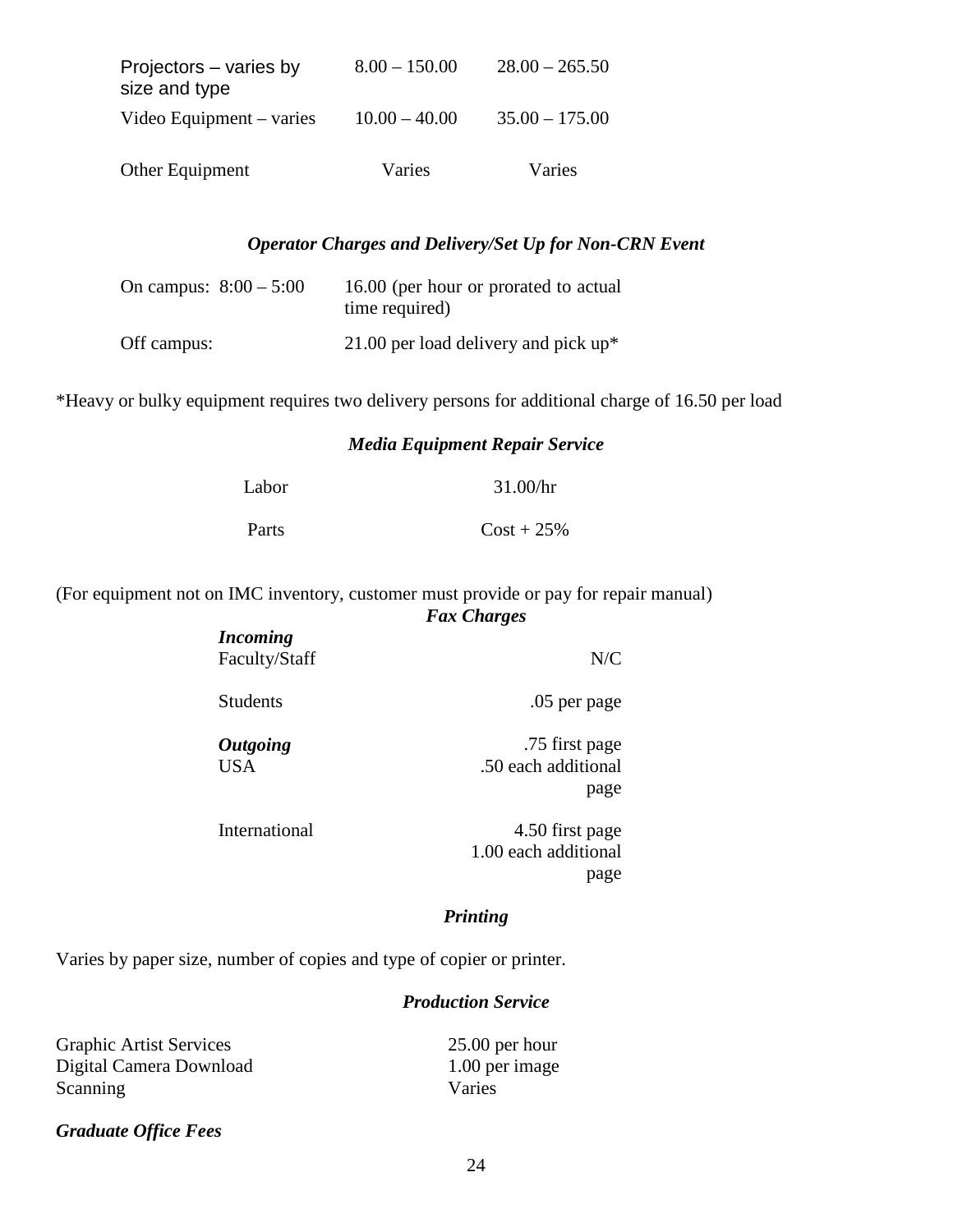| | | |
|---|---|---|
| Projectors – varies by size and type | 8.00 – 150.00 | 28.00 – 265.50 |
| Video Equipment – varies | 10.00 – 40.00 | 35.00 – 175.00 |
| Other Equipment | Varies | Varies |

### *Operator Charges and Delivery/Set Up for Non-CRN Event*

| | |
|---|---|
| On campus: 8:00 – 5:00 | 16.00 (per hour or prorated to actual time required) |
| Off campus: | 21.00 per load delivery and pick up* |

*Heavy or bulky equipment requires two delivery persons for additional charge of 16.50 per load

### *Media Equipment Repair Service*

| | |
|---|---|
| Labor | 31.00/hr |
| Parts | Cost + 25% |

(For equipment not on IMC inventory, customer must provide or pay for repair manual)

### *Fax Charges*

| | |
|---|---|
| ***Incoming*** | |
| Faculty/Staff | N/C |
| Students | .05 per page |
| ***Outgoing*** | |
| USA | .75 first page<br>.50 each additional page |
| International | 4.50 first page<br>1.00 each additional page |

### *Printing*

Varies by paper size, number of copies and type of copier or printer.

### *Production Service*

| | |
|---|---|
| Graphic Artist Services | 25.00 per hour |
| Digital Camera Download | 1.00 per image |
| Scanning | Varies |

***Graduate Office Fees***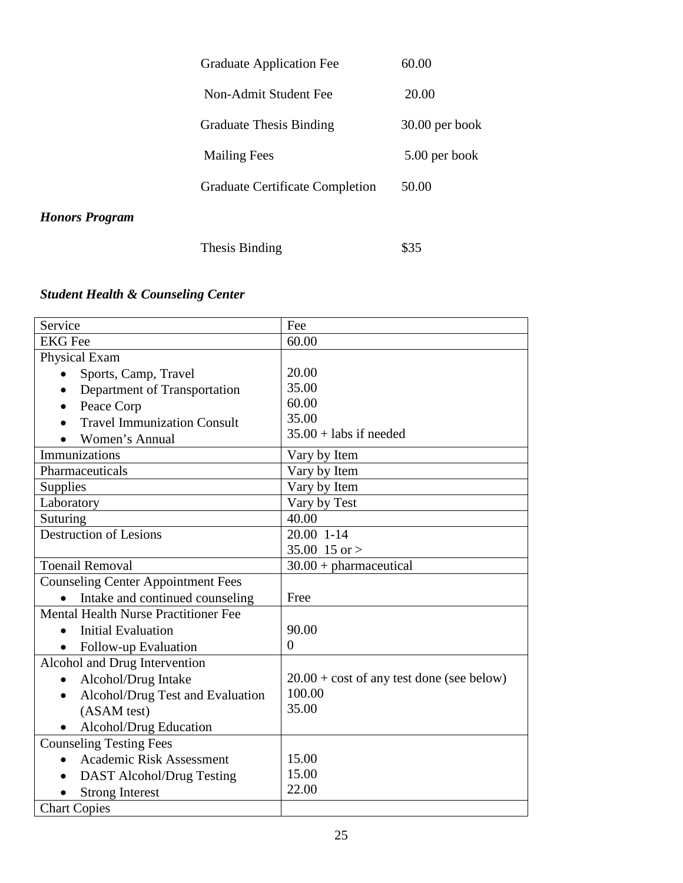| | |
|---|---|
| Graduate Application Fee | 60.00 |
| Non-Admit Student Fee | 20.00 |
| Graduate Thesis Binding | 30.00 per book |
| Mailing Fees | 5.00 per book |
| Graduate Certificate Completion | 50.00 |

***Honors Program***

| | |
|---|---|
| Thesis Binding | $35 |

***Student Health & Counseling Center***

| Service | Fee |
|---|---|
| EKG Fee | 60.00 |
| Physical Exam<br>• Sports, Camp, Travel<br>• Department of Transportation<br>• Peace Corp<br>• Travel Immunization Consult<br>• Women's Annual | <br>20.00<br>35.00<br>60.00<br>35.00<br>35.00 + labs if needed |
| Immunizations | Vary by Item |
| Pharmaceuticals | Vary by Item |
| Supplies | Vary by Item |
| Laboratory | Vary by Test |
| Suturing | 40.00 |
| Destruction of Lesions | 20.00 1-14<br>35.00 15 or > |
| Toenail Removal | 30.00 + pharmaceutical |
| Counseling Center Appointment Fees<br>• Intake and continued counseling | <br>Free |
| Mental Health Nurse Practitioner Fee<br>• Initial Evaluation<br>• Follow-up Evaluation | <br>90.00<br>0 |
| Alcohol and Drug Intervention<br>• Alcohol/Drug Intake<br>• Alcohol/Drug Test and Evaluation (ASAM test)<br>• Alcohol/Drug Education | <br>20.00 + cost of any test done (see below)<br>100.00<br>35.00 |
| Counseling Testing Fees<br>• Academic Risk Assessment<br>• DAST Alcohol/Drug Testing<br>• Strong Interest | <br>15.00<br>15.00<br>22.00 |
| Chart Copies | |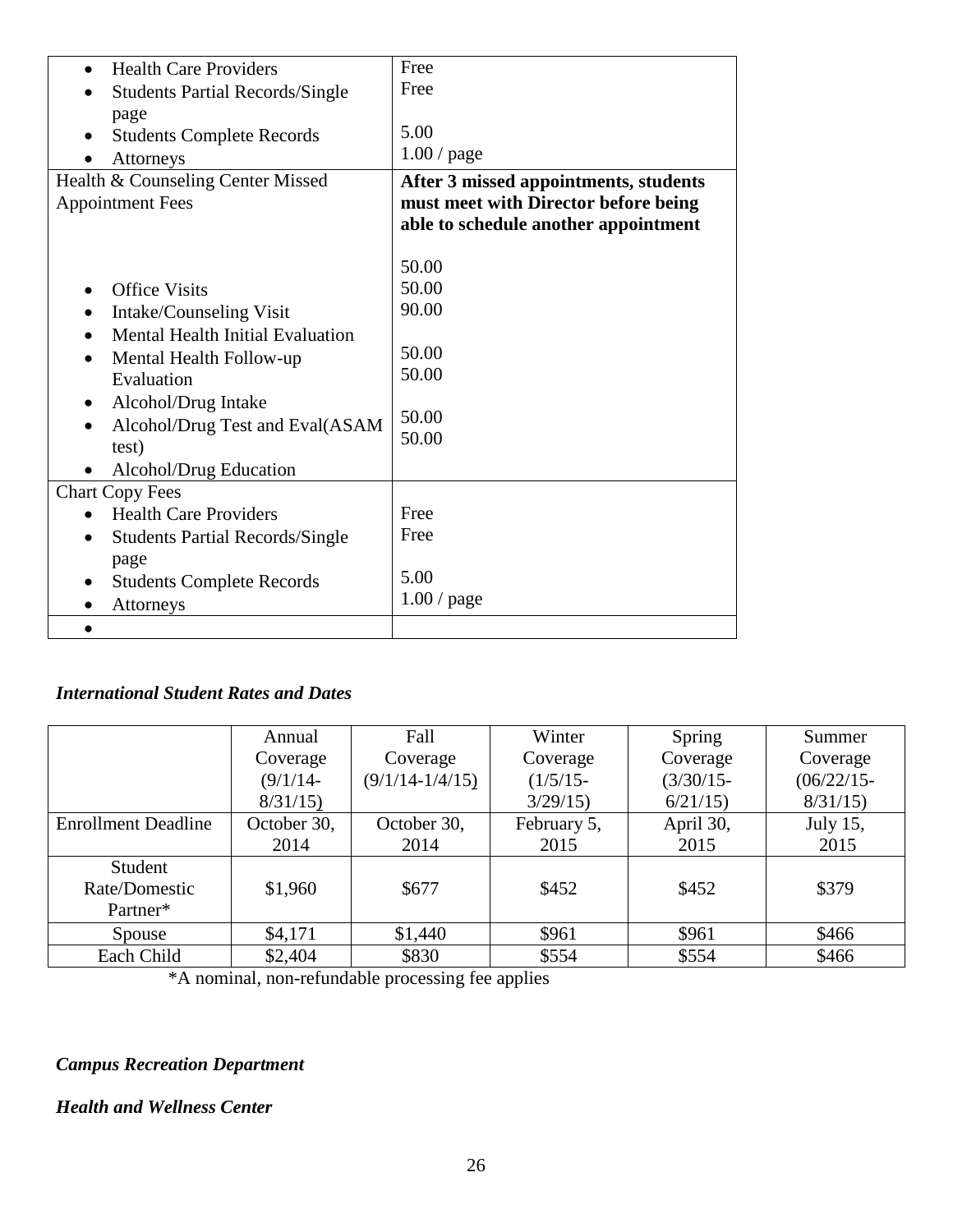| | |
|---|---|
| • Health Care Providers<br>• Students Partial Records/Single page<br>• Students Complete Records<br>• Attorneys | Free<br>Free<br><br>5.00<br>1.00 / page |
| Health & Counseling Center Missed Appointment Fees<br><br>• Office Visits<br>• Intake/Counseling Visit<br>• Mental Health Initial Evaluation<br>• Mental Health Follow-up Evaluation<br>• Alcohol/Drug Intake<br>• Alcohol/Drug Test and Eval(ASAM test)<br>• Alcohol/Drug Education | **After 3 missed appointments, students must meet with Director before being able to schedule another appointment**<br><br>50.00<br>50.00<br>90.00<br><br>50.00<br>50.00<br><br>50.00<br>50.00 |
| Chart Copy Fees<br>• Health Care Providers<br>• Students Partial Records/Single page<br>• Students Complete Records<br>• Attorneys | <br>Free<br>Free<br><br>5.00<br>1.00 / page |
| • | |

***International Student Rates and Dates***

| | Annual Coverage (9/1/14-8/31/15) | Fall Coverage (9/1/14-1/4/15) | Winter Coverage (1/5/15-3/29/15) | Spring Coverage (3/30/15-6/21/15) | Summer Coverage (06/22/15-8/31/15) |
|---|---|---|---|---|---|
| Enrollment Deadline | October 30, 2014 | October 30, 2014 | February 5, 2015 | April 30, 2015 | July 15, 2015 |
| Student Rate/Domestic Partner* | $1,960 | $677 | $452 | $452 | $379 |
| Spouse | $4,171 | $1,440 | $961 | $961 | $466 |
| Each Child | $2,404 | $830 | $554 | $554 | $466 |

*A nominal, non-refundable processing fee applies

***Campus Recreation Department***

***Health and Wellness Center***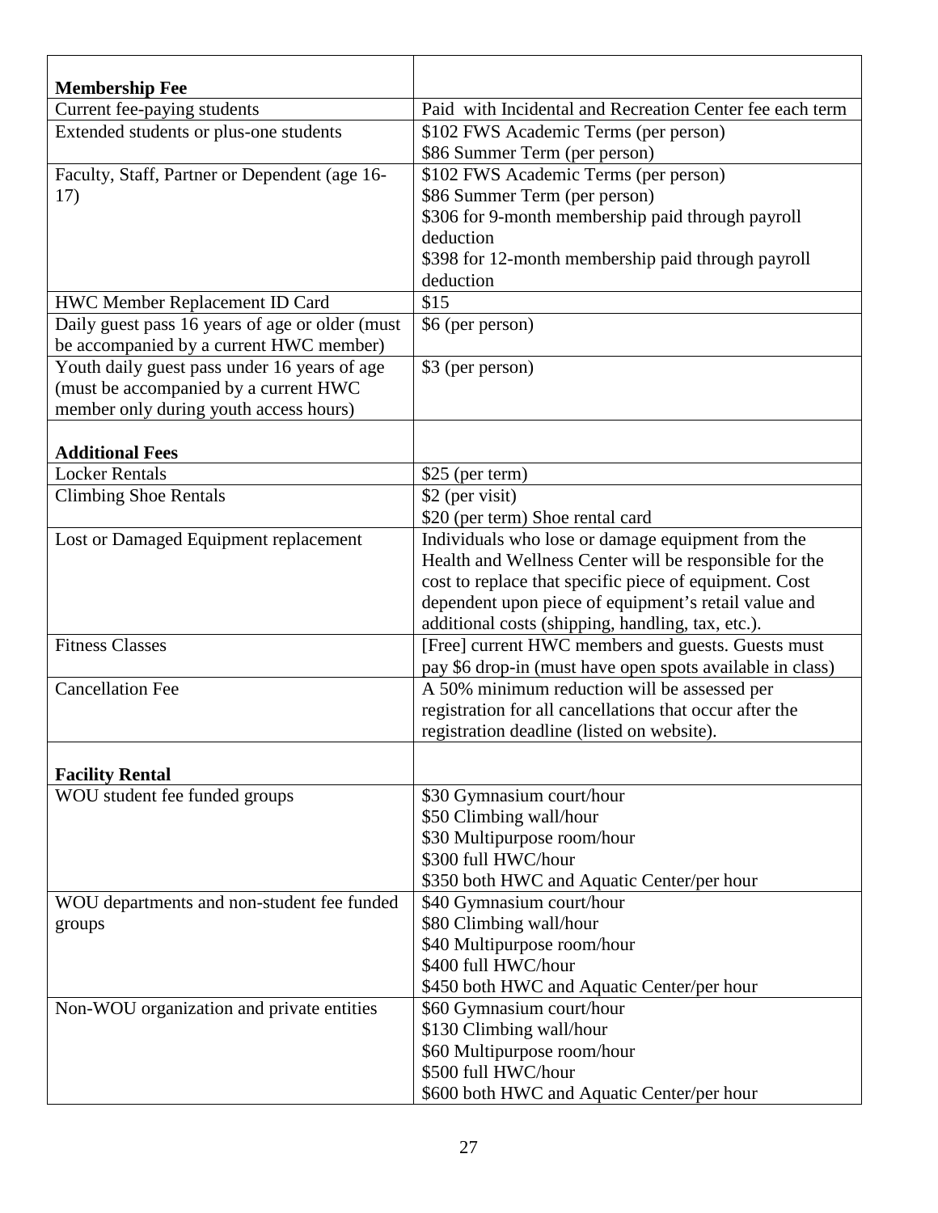| **Membership Fee** | |
|---|---|
| Current fee-paying students | Paid with Incidental and Recreation Center fee each term |
| Extended students or plus-one students | \$102 FWS Academic Terms (per person)<br>\$86 Summer Term (per person) |
| Faculty, Staff, Partner or Dependent (age 16-17) | \$102 FWS Academic Terms (per person)<br>\$86 Summer Term (per person)<br>\$306 for 9-month membership paid through payroll deduction<br>\$398 for 12-month membership paid through payroll deduction |
| HWC Member Replacement ID Card | \$15 |
| Daily guest pass 16 years of age or older (must be accompanied by a current HWC member) | \$6 (per person) |
| Youth daily guest pass under 16 years of age (must be accompanied by a current HWC member only during youth access hours) | \$3 (per person) |
| **Additional Fees** | |
| Locker Rentals | \$25 (per term) |
| Climbing Shoe Rentals | \$2 (per visit)<br>\$20 (per term) Shoe rental card |
| Lost or Damaged Equipment replacement | Individuals who lose or damage equipment from the Health and Wellness Center will be responsible for the cost to replace that specific piece of equipment. Cost dependent upon piece of equipment's retail value and additional costs (shipping, handling, tax, etc.). |
| Fitness Classes | [Free] current HWC members and guests. Guests must pay \$6 drop-in (must have open spots available in class) |
| Cancellation Fee | A 50% minimum reduction will be assessed per registration for all cancellations that occur after the registration deadline (listed on website). |
| **Facility Rental** | |
| WOU student fee funded groups | \$30 Gymnasium court/hour<br>\$50 Climbing wall/hour<br>\$30 Multipurpose room/hour<br>\$300 full HWC/hour<br>\$350 both HWC and Aquatic Center/per hour |
| WOU departments and non-student fee funded groups | \$40 Gymnasium court/hour<br>\$80 Climbing wall/hour<br>\$40 Multipurpose room/hour<br>\$400 full HWC/hour<br>\$450 both HWC and Aquatic Center/per hour |
| Non-WOU organization and private entities | \$60 Gymnasium court/hour<br>\$130 Climbing wall/hour<br>\$60 Multipurpose room/hour<br>\$500 full HWC/hour<br>\$600 both HWC and Aquatic Center/per hour |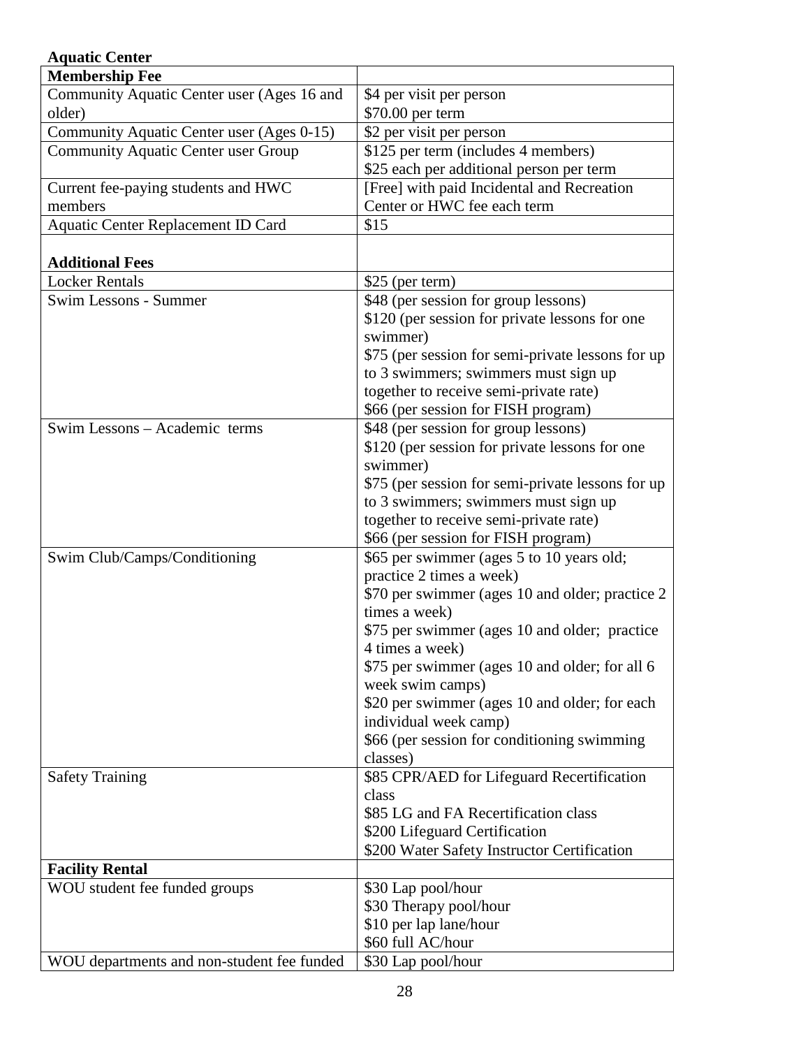**Aquatic Center**

| **Membership Fee** | |
|---|---|
| Community Aquatic Center user (Ages 16 and older) | $4 per visit per person<br>$70.00 per term |
| Community Aquatic Center user (Ages 0-15) | $2 per visit per person |
| Community Aquatic Center user Group | $125 per term (includes 4 members)<br>$25 each per additional person per term |
| Current fee-paying students and HWC members | [Free] with paid Incidental and Recreation Center or HWC fee each term |
| Aquatic Center Replacement ID Card | $15 |
| **Additional Fees** | |
| Locker Rentals | $25 (per term) |
| Swim Lessons - Summer | $48 (per session for group lessons)<br>$120 (per session for private lessons for one swimmer)<br>$75 (per session for semi-private lessons for up to 3 swimmers; swimmers must sign up together to receive semi-private rate)<br>$66 (per session for FISH program) |
| Swim Lessons – Academic terms | $48 (per session for group lessons)<br>$120 (per session for private lessons for one swimmer)<br>$75 (per session for semi-private lessons for up to 3 swimmers; swimmers must sign up together to receive semi-private rate)<br>$66 (per session for FISH program) |
| Swim Club/Camps/Conditioning | $65 per swimmer (ages 5 to 10 years old; practice 2 times a week)<br>$70 per swimmer (ages 10 and older; practice 2 times a week)<br>$75 per swimmer (ages 10 and older; practice 4 times a week)<br>$75 per swimmer (ages 10 and older; for all 6 week swim camps)<br>$20 per swimmer (ages 10 and older; for each individual week camp)<br>$66 (per session for conditioning swimming classes) |
| Safety Training | $85 CPR/AED for Lifeguard Recertification class<br>$85 LG and FA Recertification class<br>$200 Lifeguard Certification<br>$200 Water Safety Instructor Certification |
| **Facility Rental** | |
| WOU student fee funded groups | $30 Lap pool/hour<br>$30 Therapy pool/hour<br>$10 per lap lane/hour<br>$60 full AC/hour |
| WOU departments and non-student fee funded | $30 Lap pool/hour |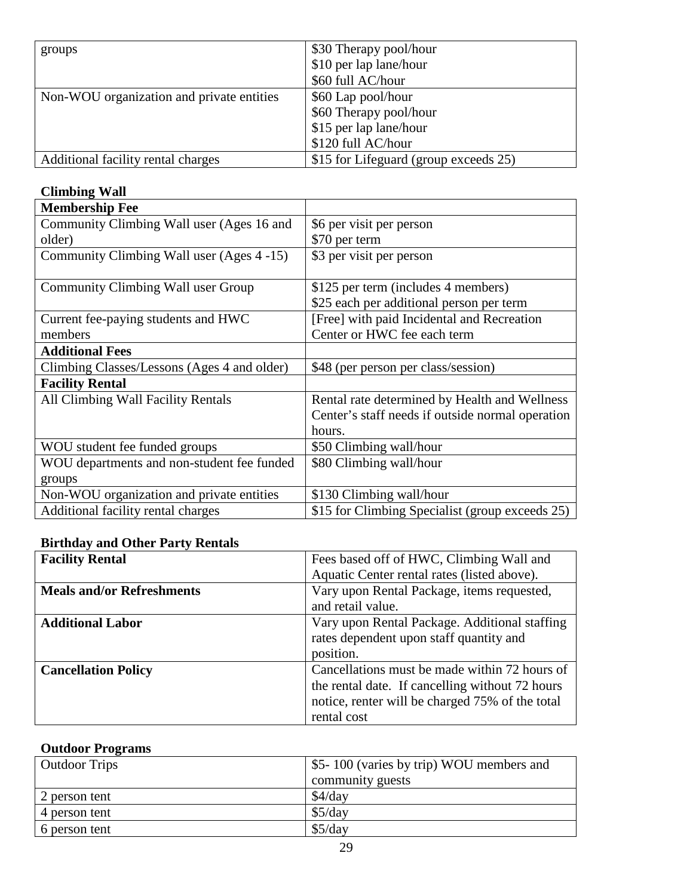| groups | $30 Therapy pool/hour<br>$10 per lap lane/hour<br>$60 full AC/hour |
|---|---|
| Non-WOU organization and private entities | $60 Lap pool/hour<br>$60 Therapy pool/hour<br>$15 per lap lane/hour<br>$120 full AC/hour |
| Additional facility rental charges | $15 for Lifeguard (group exceeds 25) |

**Climbing Wall**

| **Membership Fee** | |
|---|---|
| Community Climbing Wall user (Ages 16 and older) | $6 per visit per person<br>$70 per term |
| Community Climbing Wall user (Ages 4 -15) | $3 per visit per person |
| Community Climbing Wall user Group | $125 per term (includes 4 members)<br>$25 each per additional person per term |
| Current fee-paying students and HWC members | [Free] with paid Incidental and Recreation Center or HWC fee each term |
| **Additional Fees** | |
| Climbing Classes/Lessons (Ages 4 and older) | $48 (per person per class/session) |
| **Facility Rental** | |
| All Climbing Wall Facility Rentals | Rental rate determined by Health and Wellness Center's staff needs if outside normal operation hours. |
| WOU student fee funded groups | $50 Climbing wall/hour |
| WOU departments and non-student fee funded groups | $80 Climbing wall/hour |
| Non-WOU organization and private entities | $130 Climbing wall/hour |
| Additional facility rental charges | $15 for Climbing Specialist (group exceeds 25) |

**Birthday and Other Party Rentals**

| **Facility Rental** | Fees based off of HWC, Climbing Wall and Aquatic Center rental rates (listed above). |
|---|---|
| **Meals and/or Refreshments** | Vary upon Rental Package, items requested, and retail value. |
| **Additional Labor** | Vary upon Rental Package. Additional staffing rates dependent upon staff quantity and position. |
| **Cancellation Policy** | Cancellations must be made within 72 hours of the rental date. If cancelling without 72 hours notice, renter will be charged 75% of the total rental cost |

**Outdoor Programs**

| Outdoor Trips | $5- 100 (varies by trip) WOU members and community guests |
|---|---|
| 2 person tent | $4/day |
| 4 person tent | $5/day |
| 6 person tent | $5/day |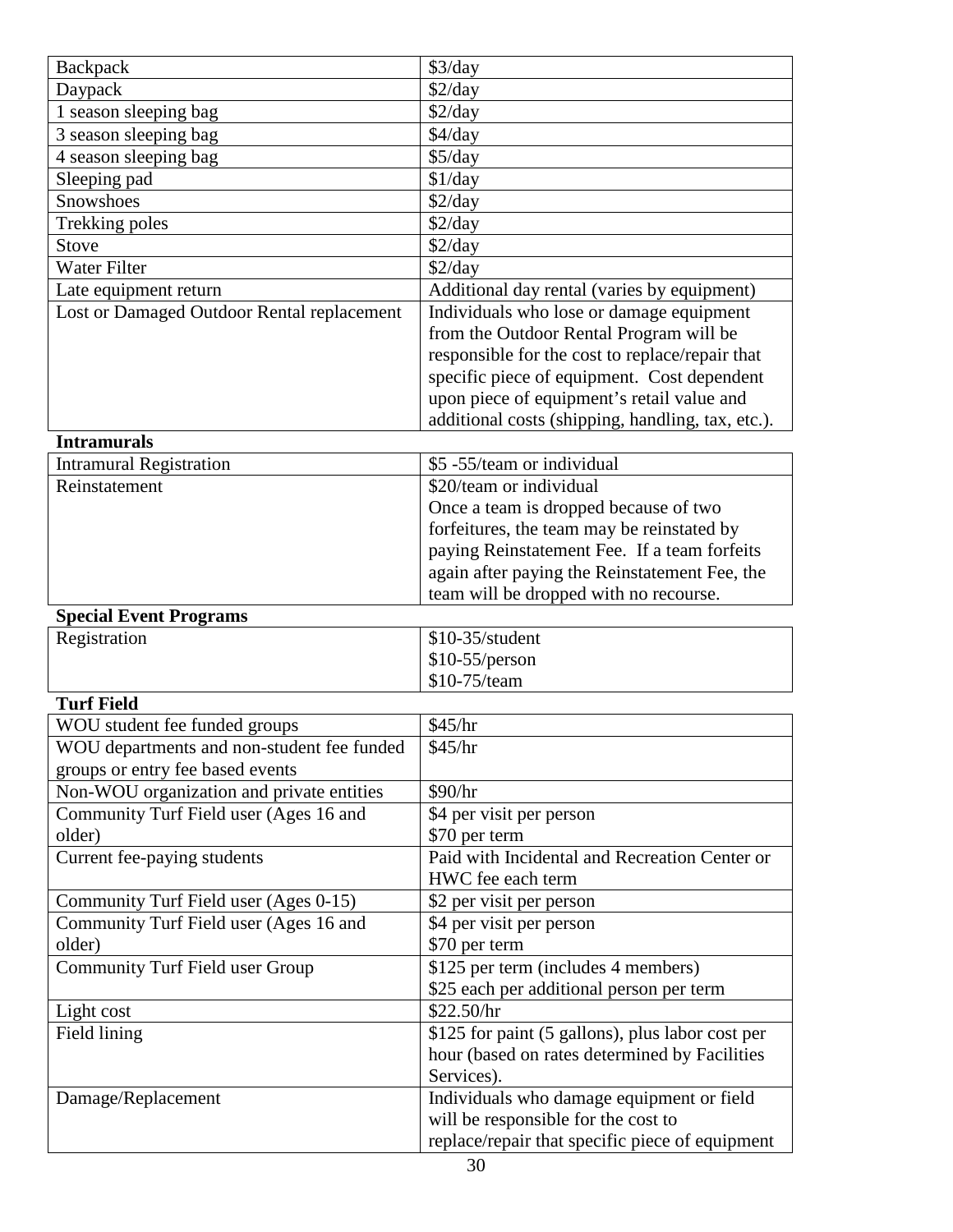| | |
|---|---|
| Backpack | $3/day |
| Daypack | $2/day |
| 1 season sleeping bag | $2/day |
| 3 season sleeping bag | $4/day |
| 4 season sleeping bag | $5/day |
| Sleeping pad | $1/day |
| Snowshoes | $2/day |
| Trekking poles | $2/day |
| Stove | $2/day |
| Water Filter | $2/day |
| Late equipment return | Additional day rental (varies by equipment) |
| Lost or Damaged Outdoor Rental replacement | Individuals who lose or damage equipment from the Outdoor Rental Program will be responsible for the cost to replace/repair that specific piece of equipment. Cost dependent upon piece of equipment's retail value and additional costs (shipping, handling, tax, etc.). |

**Intramurals**

| | |
|---|---|
| Intramural Registration | $5 -55/team or individual |
| Reinstatement | $20/team or individual<br>Once a team is dropped because of two forfeitures, the team may be reinstated by paying Reinstatement Fee. If a team forfeits again after paying the Reinstatement Fee, the team will be dropped with no recourse. |

**Special Event Programs**

| | |
|---|---|
| Registration | $10-35/student<br>$10-55/person<br>$10-75/team |

**Turf Field**

| | |
|---|---|
| WOU student fee funded groups | $45/hr |
| WOU departments and non-student fee funded groups or entry fee based events | $45/hr |
| Non-WOU organization and private entities | $90/hr |
| Community Turf Field user (Ages 16 and older) | $4 per visit per person<br>$70 per term |
| Current fee-paying students | Paid with Incidental and Recreation Center or HWC fee each term |
| Community Turf Field user (Ages 0-15) | $2 per visit per person |
| Community Turf Field user (Ages 16 and older) | $4 per visit per person<br>$70 per term |
| Community Turf Field user Group | $125 per term (includes 4 members)<br>$25 each per additional person per term |
| Light cost | $22.50/hr |
| Field lining | $125 for paint (5 gallons), plus labor cost per hour (based on rates determined by Facilities Services). |
| Damage/Replacement | Individuals who damage equipment or field will be responsible for the cost to replace/repair that specific piece of equipment |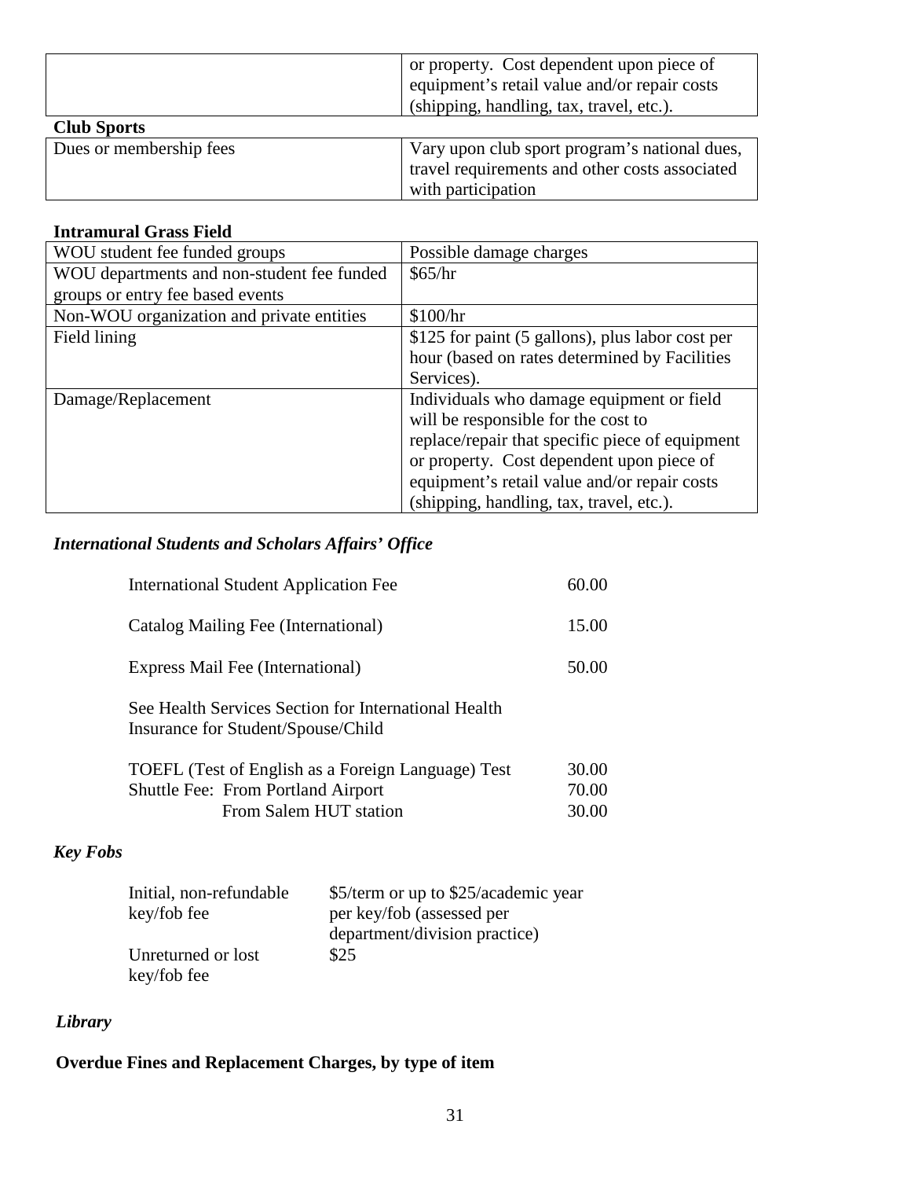| | |
|---|---|
| | or property. Cost dependent upon piece of equipment's retail value and/or repair costs (shipping, handling, tax, travel, etc.). |

**Club Sports**

| | |
|---|---|
| Dues or membership fees | Vary upon club sport program's national dues, travel requirements and other costs associated with participation |

**Intramural Grass Field**

| | |
|---|---|
| WOU student fee funded groups | Possible damage charges |
| WOU departments and non-student fee funded groups or entry fee based events | $65/hr |
| Non-WOU organization and private entities | $100/hr |
| Field lining | $125 for paint (5 gallons), plus labor cost per hour (based on rates determined by Facilities Services). |
| Damage/Replacement | Individuals who damage equipment or field will be responsible for the cost to replace/repair that specific piece of equipment or property. Cost dependent upon piece of equipment's retail value and/or repair costs (shipping, handling, tax, travel, etc.). |

### *International Students and Scholars Affairs' Office*

| | |
|---|---|
| International Student Application Fee | 60.00 |
| Catalog Mailing Fee (International) | 15.00 |
| Express Mail Fee (International) | 50.00 |
| See Health Services Section for International Health Insurance for Student/Spouse/Child | |
| TOEFL (Test of English as a Foreign Language) Test | 30.00 |
| Shuttle Fee: From Portland Airport | 70.00 |
| From Salem HUT station | 30.00 |

### *Key Fobs*

| | |
|---|---|
| Initial, non-refundable key/fob fee | $5/term or up to $25/academic year per key/fob (assessed per department/division practice) |
| Unreturned or lost key/fob fee | $25 |

### *Library*

**Overdue Fines and Replacement Charges, by type of item**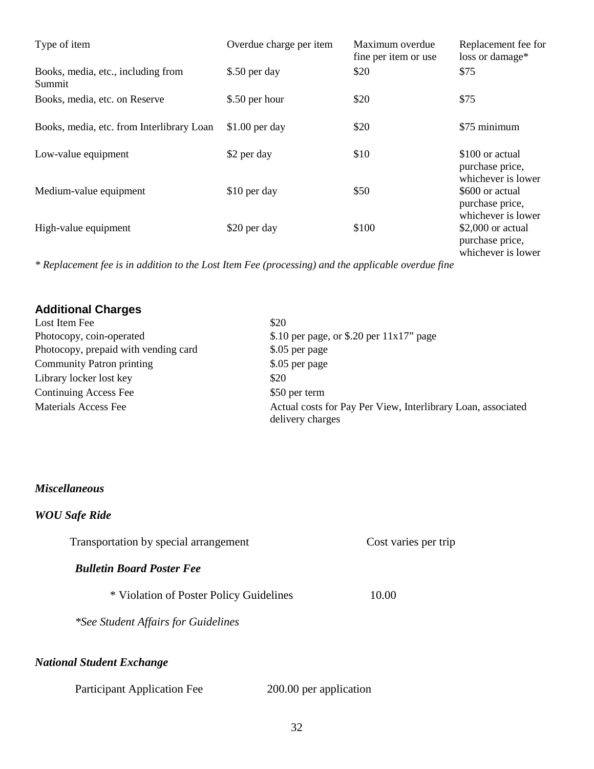| Type of item | Overdue charge per item | Maximum overdue fine per item or use | Replacement fee for loss or damage* |
|---|---|---|---|
| Books, media, etc., including from Summit | $.50 per day | $20 | $75 |
| Books, media, etc. on Reserve | $.50 per hour | $20 | $75 |
| Books, media, etc. from Interlibrary Loan | $1.00 per day | $20 | $75 minimum |
| Low-value equipment | $2 per day | $10 | $100 or actual purchase price, whichever is lower |
| Medium-value equipment | $10 per day | $50 | $600 or actual purchase price, whichever is lower |
| High-value equipment | $20 per day | $100 | $2,000 or actual purchase price, whichever is lower |

*\* Replacement fee is in addition to the Lost Item Fee (processing) and the applicable overdue fine*

### Additional Charges

| | |
|---|---|
| Lost Item Fee | $20 |
| Photocopy, coin-operated | $.10 per page, or $.20 per 11x17" page |
| Photocopy, prepaid with vending card | $.05 per page |
| Community Patron printing | $.05 per page |
| Library locker lost key | $20 |
| Continuing Access Fee | $50 per term |
| Materials Access Fee | Actual costs for Pay Per View, Interlibrary Loan, associated delivery charges |

***Miscellaneous***

***WOU Safe Ride***

Transportation by special arrangement — Cost varies per trip

***Bulletin Board Poster Fee***

\* Violation of Poster Policy Guidelines — 10.00

*\*See Student Affairs for Guidelines*

***National Student Exchange***

Participant Application Fee — 200.00 per application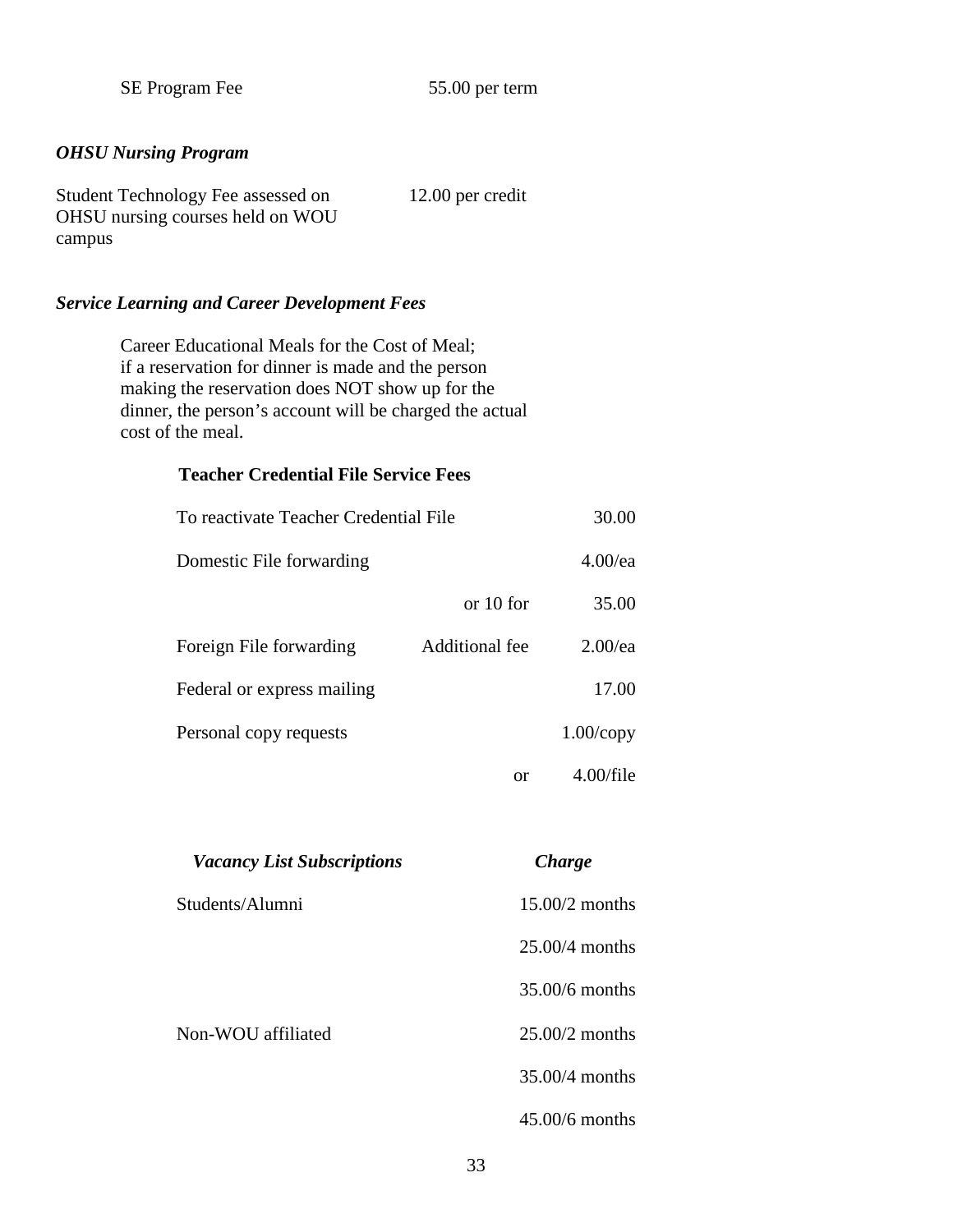| SE Program Fee | 55.00 per term |
|---|---|

***OHSU Nursing Program***

| Student Technology Fee assessed on OHSU nursing courses held on WOU campus | 12.00 per credit |
|---|---|

***Service Learning and Career Development Fees***

Career Educational Meals for the Cost of Meal; if a reservation for dinner is made and the person making the reservation does NOT show up for the dinner, the person's account will be charged the actual cost of the meal.

**Teacher Credential File Service Fees**

| | | |
|---|---|---|
| To reactivate Teacher Credential File | | 30.00 |
| Domestic File forwarding | | 4.00/ea |
| | or 10 for | 35.00 |
| Foreign File forwarding | Additional fee | 2.00/ea |
| Federal or express mailing | | 17.00 |
| Personal copy requests | | 1.00/copy |
| | or | 4.00/file |

| *Vacancy List Subscriptions* | *Charge* |
|---|---|
| Students/Alumni | 15.00/2 months |
| | 25.00/4 months |
| | 35.00/6 months |
| Non-WOU affiliated | 25.00/2 months |
| | 35.00/4 months |
| | 45.00/6 months |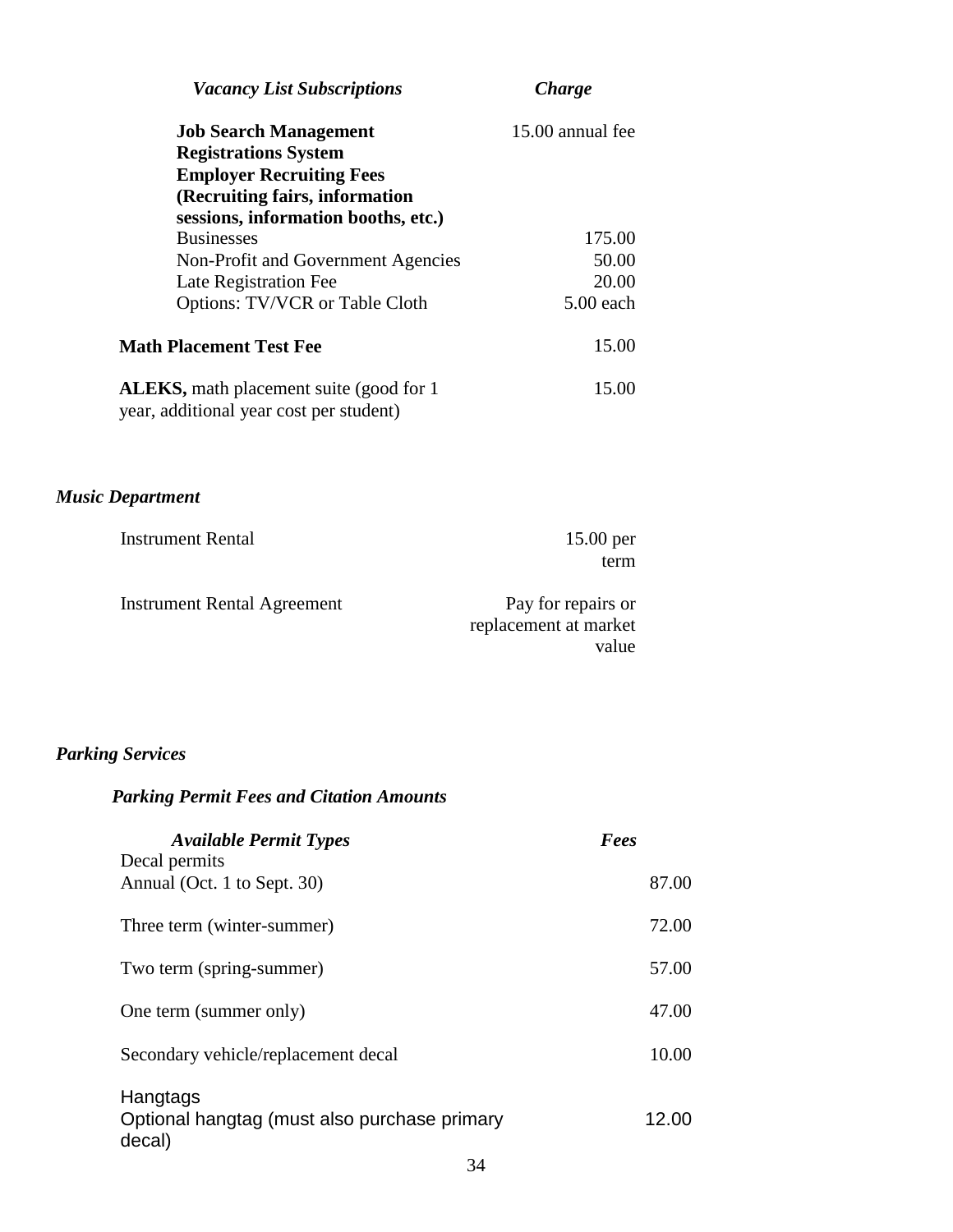| *Vacancy List Subscriptions* | *Charge* |
|---|---|
| **Job Search Management Registrations System** | 15.00 annual fee |
| **Employer Recruiting Fees (Recruiting fairs, information sessions, information booths, etc.)** | |
| Businesses | 175.00 |
| Non-Profit and Government Agencies | 50.00 |
| Late Registration Fee | 20.00 |
| Options: TV/VCR or Table Cloth | 5.00 each |
| **Math Placement Test Fee** | 15.00 |
| **ALEKS,** math placement suite (good for 1 year, additional year cost per student) | 15.00 |

### *Music Department*

| | |
|---|---|
| Instrument Rental | 15.00 per term |
| Instrument Rental Agreement | Pay for repairs or replacement at market value |

### *Parking Services*

#### *Parking Permit Fees and Citation Amounts*

| *Available Permit Types* | *Fees* |
|---|---|
| Decal permits | |
| Annual (Oct. 1 to Sept. 30) | 87.00 |
| Three term (winter-summer) | 72.00 |
| Two term (spring-summer) | 57.00 |
| One term (summer only) | 47.00 |
| Secondary vehicle/replacement decal | 10.00 |
| Hangtags | |
| Optional hangtag (must also purchase primary decal) | 12.00 |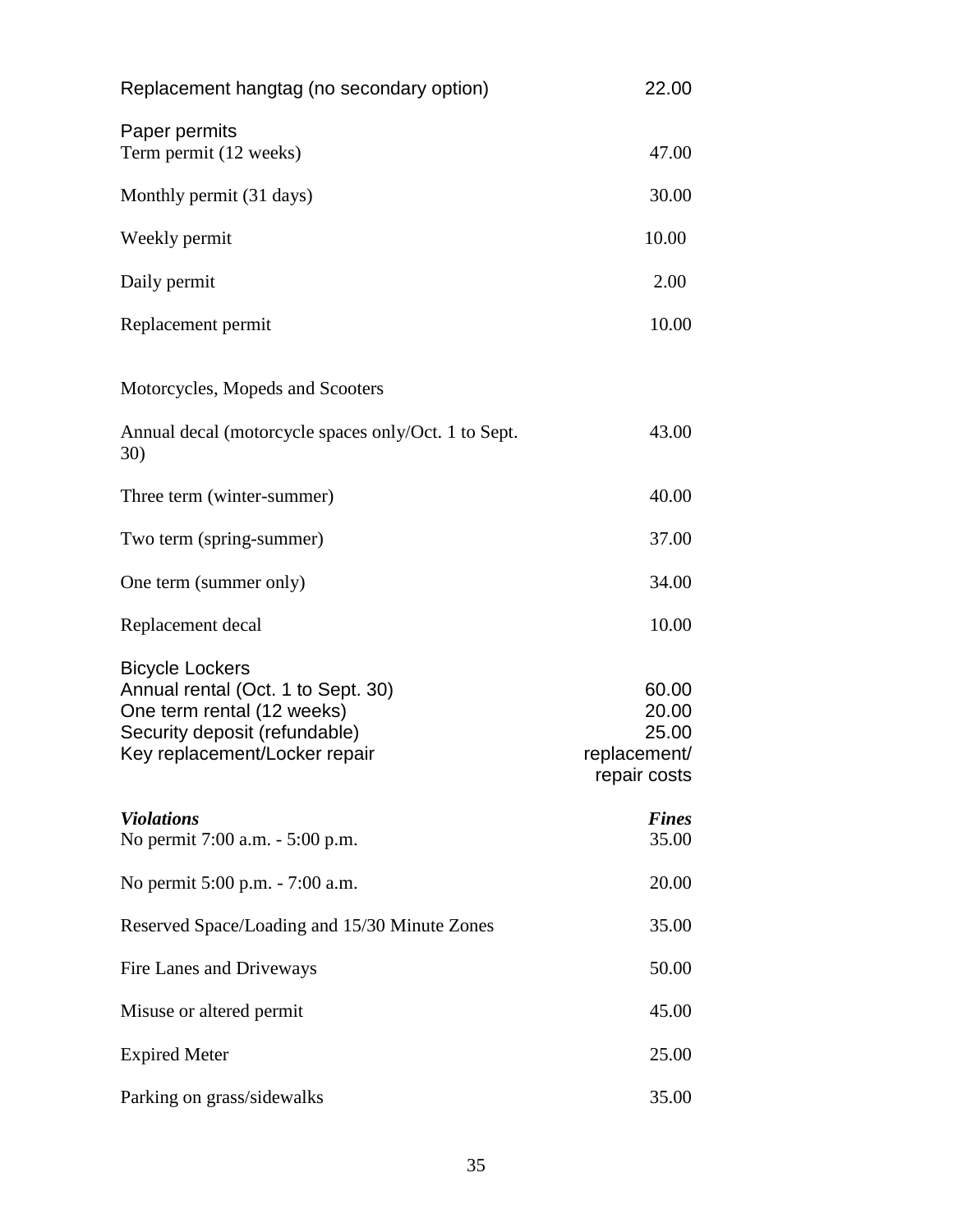| | |
|---|---|
| Replacement hangtag (no secondary option) | 22.00 |
| **Paper permits** | |
| Term permit (12 weeks) | 47.00 |
| Monthly permit (31 days) | 30.00 |
| Weekly permit | 10.00 |
| Daily permit | 2.00 |
| Replacement permit | 10.00 |
| **Motorcycles, Mopeds and Scooters** | |
| Annual decal (motorcycle spaces only/Oct. 1 to Sept. 30) | 43.00 |
| Three term (winter-summer) | 40.00 |
| Two term (spring-summer) | 37.00 |
| One term (summer only) | 34.00 |
| Replacement decal | 10.00 |
| **Bicycle Lockers** | |
| Annual rental (Oct. 1 to Sept. 30) | 60.00 |
| One term rental (12 weeks) | 20.00 |
| Security deposit (refundable) | 25.00 |
| Key replacement/Locker repair | replacement/ repair costs |

| ***Violations*** | ***Fines*** |
|---|---|
| No permit 7:00 a.m. - 5:00 p.m. | 35.00 |
| No permit 5:00 p.m. - 7:00 a.m. | 20.00 |
| Reserved Space/Loading and 15/30 Minute Zones | 35.00 |
| Fire Lanes and Driveways | 50.00 |
| Misuse or altered permit | 45.00 |
| Expired Meter | 25.00 |
| Parking on grass/sidewalks | 35.00 |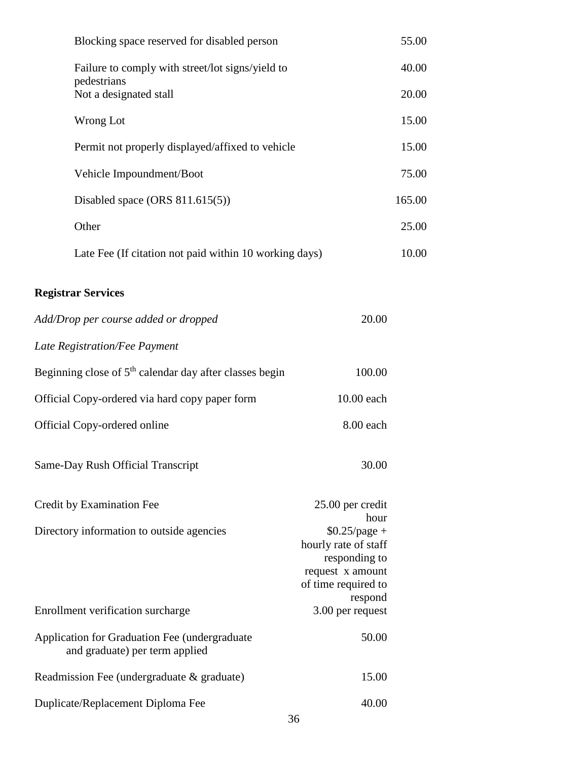| | |
|---|---|
| Blocking space reserved for disabled person | 55.00 |
| Failure to comply with street/lot signs/yield to pedestrians | 40.00 |
| Not a designated stall | 20.00 |
| Wrong Lot | 15.00 |
| Permit not properly displayed/affixed to vehicle | 15.00 |
| Vehicle Impoundment/Boot | 75.00 |
| Disabled space (ORS 811.615(5)) | 165.00 |
| Other | 25.00 |
| Late Fee (If citation not paid within 10 working days) | 10.00 |

**Registrar Services**

| | |
|---|---|
| *Add/Drop per course added or dropped* | 20.00 |
| *Late Registration/Fee Payment* | |
| Beginning close of 5th calendar day after classes begin | 100.00 |
| Official Copy-ordered via hard copy paper form | 10.00 each |
| Official Copy-ordered online | 8.00 each |
| Same-Day Rush Official Transcript | 30.00 |
| Credit by Examination Fee | 25.00 per credit hour |
| Directory information to outside agencies | $0.25/page + hourly rate of staff responding to request x amount of time required to respond |
| Enrollment verification surcharge | 3.00 per request |
| Application for Graduation Fee (undergraduate and graduate) per term applied | 50.00 |
| Readmission Fee (undergraduate & graduate) | 15.00 |
| Duplicate/Replacement Diploma Fee | 40.00 |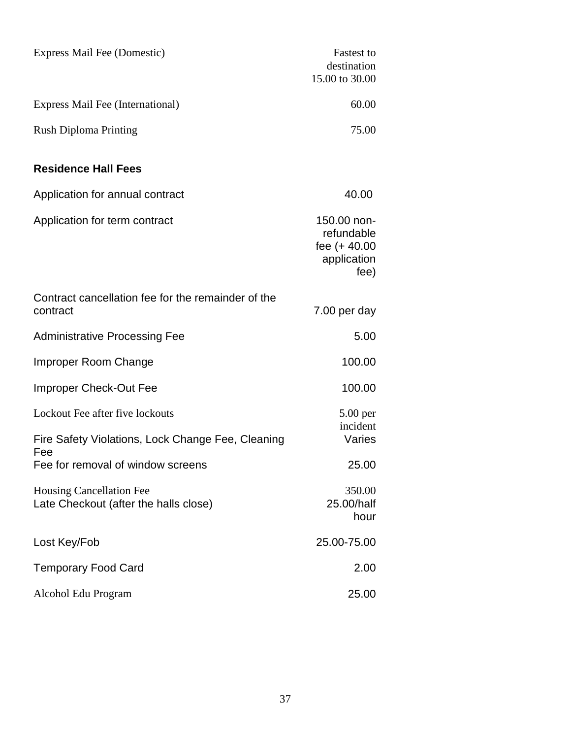| | |
|---|---|
| Express Mail Fee (Domestic) | Fastest to destination 15.00 to 30.00 |
| Express Mail Fee (International) | 60.00 |
| Rush Diploma Printing | 75.00 |

**Residence Hall Fees**

| | |
|---|---|
| Application for annual contract | 40.00 |
| Application for term contract | 150.00 non-refundable fee (+ 40.00 application fee) |
| Contract cancellation fee for the remainder of the contract | 7.00 per day |
| Administrative Processing Fee | 5.00 |
| Improper Room Change | 100.00 |
| Improper Check-Out Fee | 100.00 |
| Lockout Fee after five lockouts | 5.00 per incident |
| Fire Safety Violations, Lock Change Fee, Cleaning Fee | Varies |
| Fee for removal of window screens | 25.00 |
| Housing Cancellation Fee | 350.00 |
| Late Checkout (after the halls close) | 25.00/half hour |
| Lost Key/Fob | 25.00-75.00 |
| Temporary Food Card | 2.00 |
| Alcohol Edu Program | 25.00 |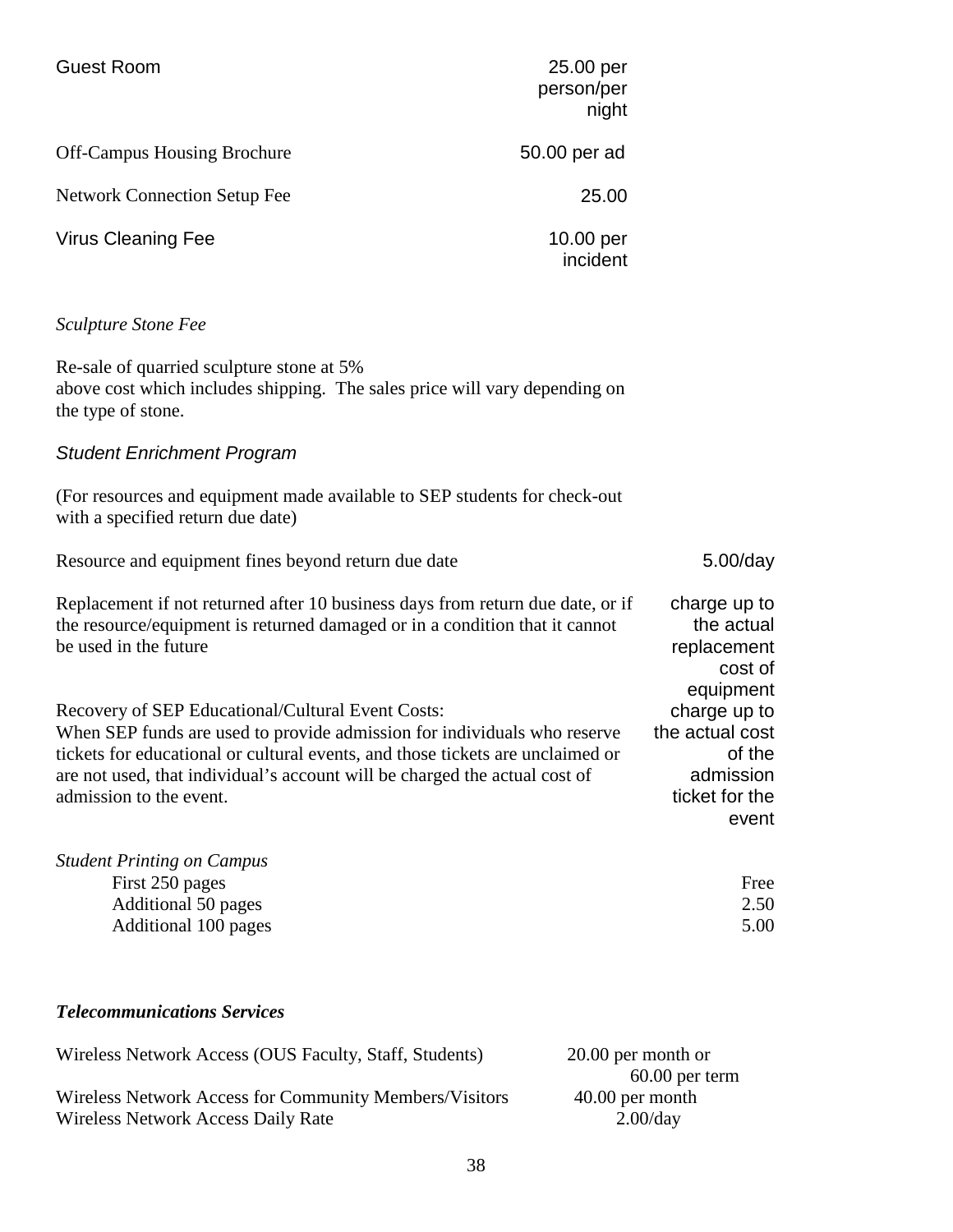| | |
|---|---|
| Guest Room | 25.00 per person/per night |
| Off-Campus Housing Brochure | 50.00 per ad |
| Network Connection Setup Fee | 25.00 |
| Virus Cleaning Fee | 10.00 per incident |

*Sculpture Stone Fee*

Re-sale of quarried sculpture stone at 5% above cost which includes shipping. The sales price will vary depending on the type of stone.

*Student Enrichment Program*

(For resources and equipment made available to SEP students for check-out with a specified return due date)

| | |
|---|---|
| Resource and equipment fines beyond return due date | 5.00/day |
| Replacement if not returned after 10 business days from return due date, or if the resource/equipment is returned damaged or in a condition that it cannot be used in the future | charge up to the actual replacement cost of equipment |
| Recovery of SEP Educational/Cultural Event Costs: When SEP funds are used to provide admission for individuals who reserve tickets for educational or cultural events, and those tickets are unclaimed or are not used, that individual's account will be charged the actual cost of admission to the event. | charge up to the actual cost of the admission ticket for the event |

*Student Printing on Campus*

| | |
|---|---|
| First 250 pages | Free |
| Additional 50 pages | 2.50 |
| Additional 100 pages | 5.00 |

***Telecommunications Services***

| | |
|---|---|
| Wireless Network Access (OUS Faculty, Staff, Students) | 20.00 per month or 60.00 per term |
| Wireless Network Access for Community Members/Visitors | 40.00 per month |
| Wireless Network Access Daily Rate | 2.00/day |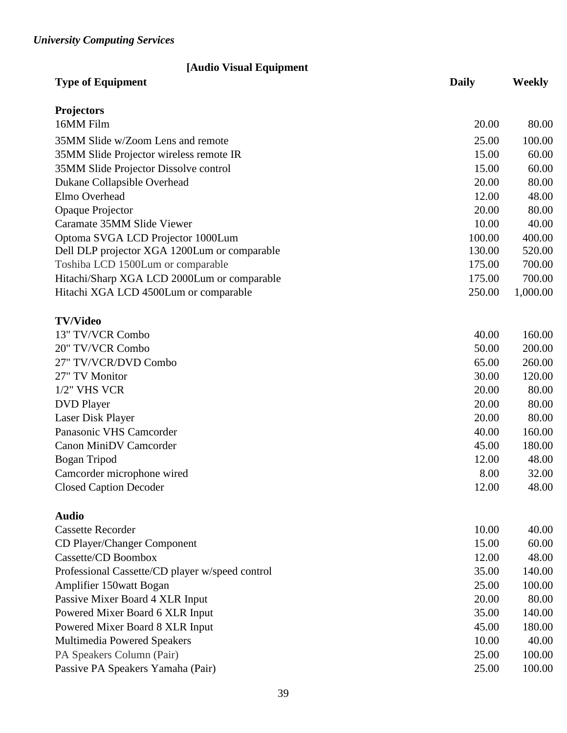*University Computing Services*

**[Audio Visual Equipment**

| Type of Equipment | Daily | Weekly |
|---|---|---|
| **Projectors** | | |
| 16MM Film | 20.00 | 80.00 |
| 35MM Slide w/Zoom Lens and remote | 25.00 | 100.00 |
| 35MM Slide Projector wireless remote IR | 15.00 | 60.00 |
| 35MM Slide Projector Dissolve control | 15.00 | 60.00 |
| Dukane Collapsible Overhead | 20.00 | 80.00 |
| Elmo Overhead | 12.00 | 48.00 |
| Opaque Projector | 20.00 | 80.00 |
| Caramate 35MM Slide Viewer | 10.00 | 40.00 |
| Optoma SVGA LCD Projector 1000Lum | 100.00 | 400.00 |
| Dell DLP projector XGA 1200Lum or comparable | 130.00 | 520.00 |
| Toshiba LCD 1500Lum or comparable | 175.00 | 700.00 |
| Hitachi/Sharp XGA LCD 2000Lum or comparable | 175.00 | 700.00 |
| Hitachi XGA LCD 4500Lum or comparable | 250.00 | 1,000.00 |
| **TV/Video** | | |
| 13" TV/VCR Combo | 40.00 | 160.00 |
| 20" TV/VCR Combo | 50.00 | 200.00 |
| 27" TV/VCR/DVD Combo | 65.00 | 260.00 |
| 27" TV Monitor | 30.00 | 120.00 |
| 1/2" VHS VCR | 20.00 | 80.00 |
| DVD Player | 20.00 | 80.00 |
| Laser Disk Player | 20.00 | 80.00 |
| Panasonic VHS Camcorder | 40.00 | 160.00 |
| Canon MiniDV Camcorder | 45.00 | 180.00 |
| Bogan Tripod | 12.00 | 48.00 |
| Camcorder microphone wired | 8.00 | 32.00 |
| Closed Caption Decoder | 12.00 | 48.00 |
| **Audio** | | |
| Cassette Recorder | 10.00 | 40.00 |
| CD Player/Changer Component | 15.00 | 60.00 |
| Cassette/CD Boombox | 12.00 | 48.00 |
| Professional Cassette/CD player w/speed control | 35.00 | 140.00 |
| Amplifier 150watt Bogan | 25.00 | 100.00 |
| Passive Mixer Board 4 XLR Input | 20.00 | 80.00 |
| Powered Mixer Board 6 XLR Input | 35.00 | 140.00 |
| Powered Mixer Board 8 XLR Input | 45.00 | 180.00 |
| Multimedia Powered Speakers | 10.00 | 40.00 |
| PA Speakers Column (Pair) | 25.00 | 100.00 |
| Passive PA Speakers Yamaha (Pair) | 25.00 | 100.00 |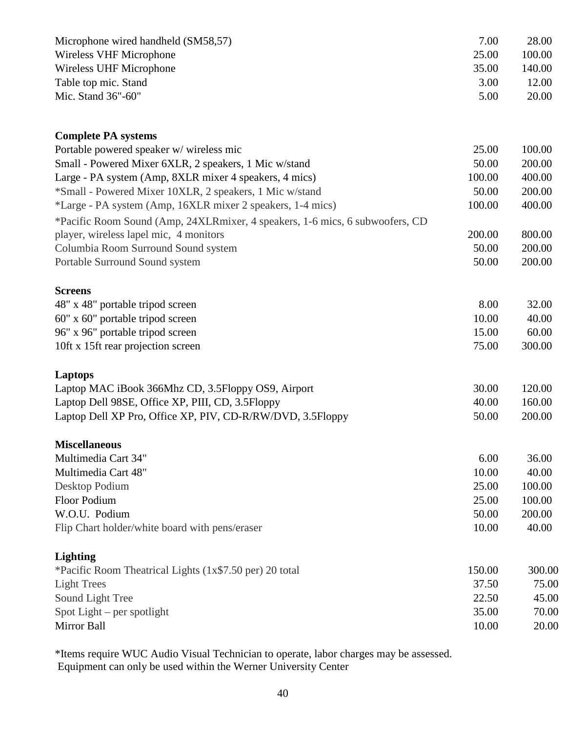| Item | | |
|---|---|---|
| Microphone wired handheld (SM58,57) | 7.00 | 28.00 |
| Wireless VHF Microphone | 25.00 | 100.00 |
| Wireless UHF Microphone | 35.00 | 140.00 |
| Table top mic. Stand | 3.00 | 12.00 |
| Mic. Stand 36"-60" | 5.00 | 20.00 |
| **Complete PA systems** | | |
| Portable powered speaker w/ wireless mic | 25.00 | 100.00 |
| Small - Powered Mixer 6XLR, 2 speakers, 1 Mic w/stand | 50.00 | 200.00 |
| Large - PA system (Amp, 8XLR mixer 4 speakers, 4 mics) | 100.00 | 400.00 |
| *Small - Powered Mixer 10XLR, 2 speakers, 1 Mic w/stand | 50.00 | 200.00 |
| *Large - PA system (Amp, 16XLR mixer 2 speakers, 1-4 mics) | 100.00 | 400.00 |
| *Pacific Room Sound (Amp, 24XLRmixer, 4 speakers, 1-6 mics, 6 subwoofers, CD player, wireless lapel mic, 4 monitors | 200.00 | 800.00 |
| Columbia Room Surround Sound system | 50.00 | 200.00 |
| Portable Surround Sound system | 50.00 | 200.00 |
| **Screens** | | |
| 48" x 48" portable tripod screen | 8.00 | 32.00 |
| 60" x 60" portable tripod screen | 10.00 | 40.00 |
| 96" x 96" portable tripod screen | 15.00 | 60.00 |
| 10ft x 15ft rear projection screen | 75.00 | 300.00 |
| **Laptops** | | |
| Laptop MAC iBook 366Mhz CD, 3.5Floppy OS9, Airport | 30.00 | 120.00 |
| Laptop Dell 98SE, Office XP, PIII, CD, 3.5Floppy | 40.00 | 160.00 |
| Laptop Dell XP Pro, Office XP, PIV, CD-R/RW/DVD, 3.5Floppy | 50.00 | 200.00 |
| **Miscellaneous** | | |
| Multimedia Cart 34" | 6.00 | 36.00 |
| Multimedia Cart 48" | 10.00 | 40.00 |
| Desktop Podium | 25.00 | 100.00 |
| Floor Podium | 25.00 | 100.00 |
| W.O.U. Podium | 50.00 | 200.00 |
| Flip Chart holder/white board with pens/eraser | 10.00 | 40.00 |
| **Lighting** | | |
| *Pacific Room Theatrical Lights (1x$7.50 per) 20 total | 150.00 | 300.00 |
| Light Trees | 37.50 | 75.00 |
| Sound Light Tree | 22.50 | 45.00 |
| Spot Light – per spotlight | 35.00 | 70.00 |
| Mirror Ball | 10.00 | 20.00 |

*Items require WUC Audio Visual Technician to operate, labor charges may be assessed.
Equipment can only be used within the Werner University Center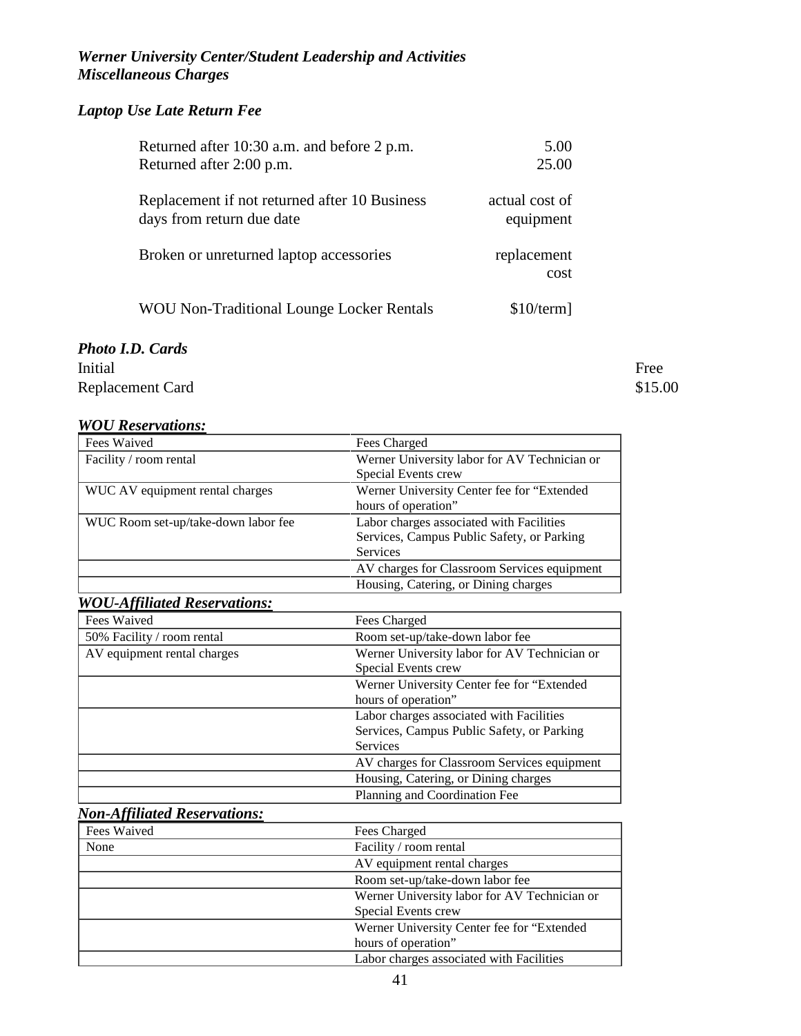***Werner University Center/Student Leadership and Activities***
***Miscellaneous Charges***

***Laptop Use Late Return Fee***

| | |
|---|---|
| Returned after 10:30 a.m. and before 2 p.m. | 5.00 |
| Returned after 2:00 p.m. | 25.00 |
| Replacement if not returned after 10 Business days from return due date | actual cost of equipment |
| Broken or unreturned laptop accessories | replacement cost |
| WOU Non-Traditional Lounge Locker Rentals | $10/term] |

***Photo I.D. Cards***

| | |
|---|---|
| Initial | Free |
| Replacement Card | $15.00 |

***WOU Reservations:***

| Fees Waived | Fees Charged |
|---|---|
| Facility / room rental | Werner University labor for AV Technician or Special Events crew |
| WUC AV equipment rental charges | Werner University Center fee for "Extended hours of operation" |
| WUC Room set-up/take-down labor fee | Labor charges associated with Facilities Services, Campus Public Safety, or Parking Services |
| | AV charges for Classroom Services equipment |
| | Housing, Catering, or Dining charges |

***WOU-Affiliated Reservations:***

| Fees Waived | Fees Charged |
|---|---|
| 50% Facility / room rental | Room set-up/take-down labor fee |
| AV equipment rental charges | Werner University labor for AV Technician or Special Events crew |
| | Werner University Center fee for "Extended hours of operation" |
| | Labor charges associated with Facilities Services, Campus Public Safety, or Parking Services |
| | AV charges for Classroom Services equipment |
| | Housing, Catering, or Dining charges |
| | Planning and Coordination Fee |

***Non-Affiliated Reservations:***

| Fees Waived | Fees Charged |
|---|---|
| None | Facility / room rental |
| | AV equipment rental charges |
| | Room set-up/take-down labor fee |
| | Werner University labor for AV Technician or Special Events crew |
| | Werner University Center fee for "Extended hours of operation" |
| | Labor charges associated with Facilities |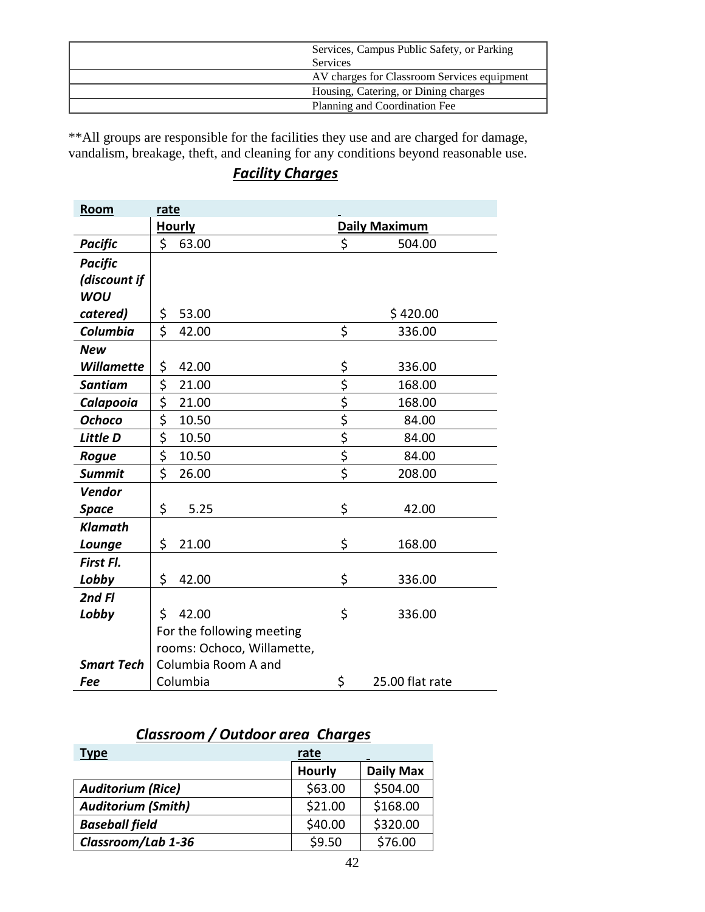| | |
|---|---|
| | Services, Campus Public Safety, or Parking Services |
| | AV charges for Classroom Services equipment |
| | Housing, Catering, or Dining charges |
| | Planning and Coordination Fee |

**All groups are responsible for the facilities they use and are charged for damage, vandalism, breakage, theft, and cleaning for any conditions beyond reasonable use.

## *Facility Charges*

| Room | rate | |
|---|---|---|
| | Hourly | Daily Maximum |
| *Pacific* | $ 63.00 | $ 504.00 |
| *Pacific (discount if WOU catered)* | $ 53.00 | $ 420.00 |
| *Columbia* | $ 42.00 | $ 336.00 |
| *New Willamette* | $ 42.00 | $ 336.00 |
| *Santiam* | $ 21.00 | $ 168.00 |
| *Calapooia* | $ 21.00 | $ 168.00 |
| *Ochoco* | $ 10.50 | $ 84.00 |
| *Little D* | $ 10.50 | $ 84.00 |
| *Rogue* | $ 10.50 | $ 84.00 |
| *Summit* | $ 26.00 | $ 208.00 |
| *Vendor Space* | $ 5.25 | $ 42.00 |
| *Klamath Lounge* | $ 21.00 | $ 168.00 |
| *First Fl. Lobby* | $ 42.00 | $ 336.00 |
| *2nd Fl Lobby* | $ 42.00 | $ 336.00 |
| *Smart Tech Fee* | For the following meeting rooms: Ochoco, Willamette, Columbia Room A and Columbia | $ 25.00 flat rate |

## *Classroom / Outdoor area Charges*

| Type | rate | |
|---|---|---|
| | Hourly | Daily Max |
| *Auditorium (Rice)* | $63.00 | $504.00 |
| *Auditorium (Smith)* | $21.00 | $168.00 |
| *Baseball field* | $40.00 | $320.00 |
| *Classroom/Lab 1-36* | $9.50 | $76.00 |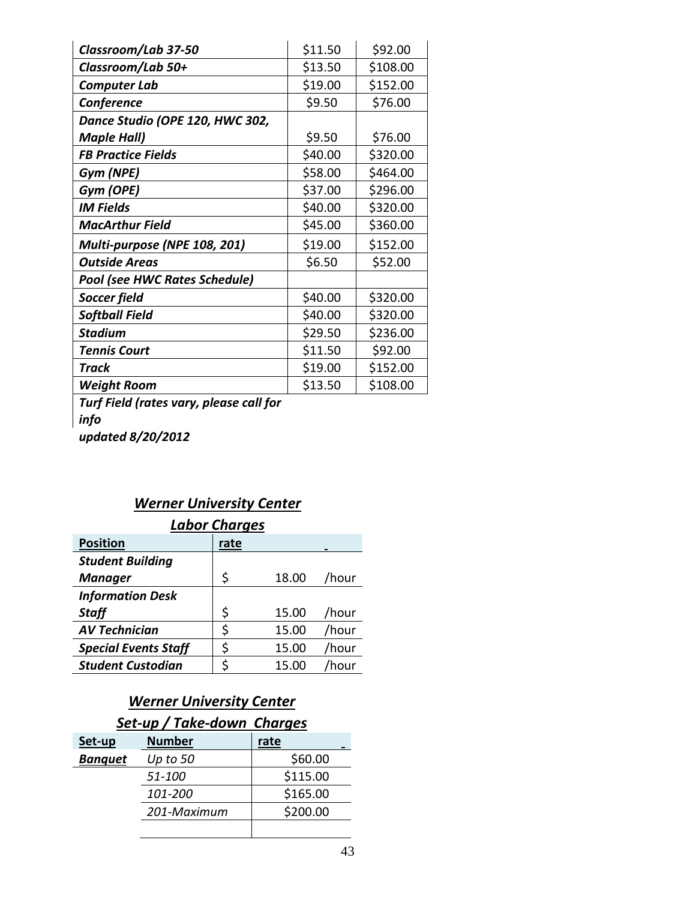| | | |
|---|---|---|
| ***Classroom/Lab 37-50*** | $11.50 | $92.00 |
| ***Classroom/Lab 50+*** | $13.50 | $108.00 |
| ***Computer Lab*** | $19.00 | $152.00 |
| ***Conference*** | $9.50 | $76.00 |
| ***Dance Studio (OPE 120, HWC 302, Maple Hall)*** | $9.50 | $76.00 |
| ***FB Practice Fields*** | $40.00 | $320.00 |
| ***Gym (NPE)*** | $58.00 | $464.00 |
| ***Gym (OPE)*** | $37.00 | $296.00 |
| ***IM Fields*** | $40.00 | $320.00 |
| ***MacArthur Field*** | $45.00 | $360.00 |
| ***Multi-purpose (NPE 108, 201)*** | $19.00 | $152.00 |
| ***Outside Areas*** | $6.50 | $52.00 |
| ***Pool (see HWC Rates Schedule)*** | | |
| ***Soccer field*** | $40.00 | $320.00 |
| ***Softball Field*** | $40.00 | $320.00 |
| ***Stadium*** | $29.50 | $236.00 |
| ***Tennis Court*** | $11.50 | $92.00 |
| ***Track*** | $19.00 | $152.00 |
| ***Weight Room*** | $13.50 | $108.00 |

***Turf Field (rates vary, please call for info***

***updated 8/20/2012***

## ***Werner University Center***

## ***Labor Charges***

| Position | rate | | |
|---|---|---|---|
| ***Student Building Manager*** | $ | 18.00 | /hour |
| ***Information Desk Staff*** | $ | 15.00 | /hour |
| ***AV Technician*** | $ | 15.00 | /hour |
| ***Special Events Staff*** | $ | 15.00 | /hour |
| ***Student Custodian*** | $ | 15.00 | /hour |

## ***Werner University Center***

## ***Set-up / Take-down Charges***

| Set-up | Number | rate |
|---|---|---|
| ***Banquet*** | *Up to 50* | $60.00 |
| | *51-100* | $115.00 |
| | *101-200* | $165.00 |
| | *201-Maximum* | $200.00 |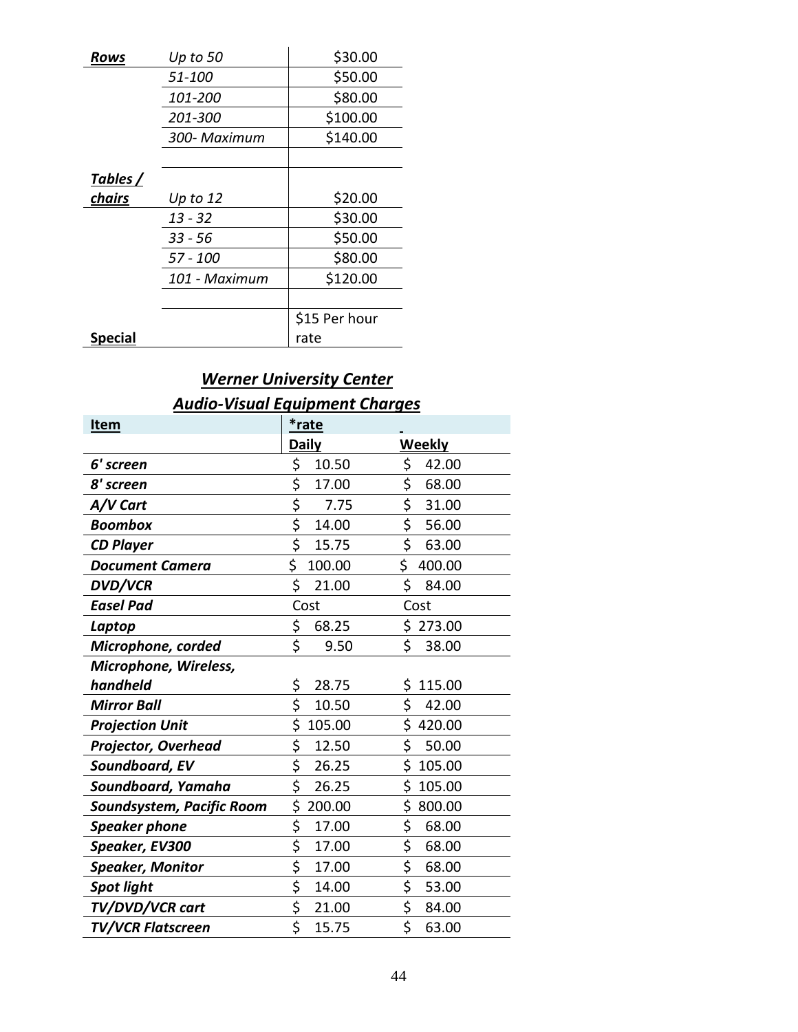| Rows | Up to 50 | $30.00 |
| --- | --- | --- |
| | 51-100 | $50.00 |
| | 101-200 | $80.00 |
| | 201-300 | $100.00 |
| | 300- Maximum | $140.00 |
| | | |
| Tables / chairs | Up to 12 | $20.00 |
| | 13 - 32 | $30.00 |
| | 33 - 56 | $50.00 |
| | 57 - 100 | $80.00 |
| | 101 - Maximum | $120.00 |
| | | |
| Special | | $15 Per hour rate |

## Werner University Center

## Audio-Visual Equipment Charges

| Item | *rate | |
| --- | --- | --- |
| | Daily | Weekly |
| 6' screen | $ 10.50 | $ 42.00 |
| 8' screen | $ 17.00 | $ 68.00 |
| A/V Cart | $ 7.75 | $ 31.00 |
| Boombox | $ 14.00 | $ 56.00 |
| CD Player | $ 15.75 | $ 63.00 |
| Document Camera | $ 100.00 | $ 400.00 |
| DVD/VCR | $ 21.00 | $ 84.00 |
| Easel Pad | Cost | Cost |
| Laptop | $ 68.25 | $ 273.00 |
| Microphone, corded | $ 9.50 | $ 38.00 |
| Microphone, Wireless, handheld | $ 28.75 | $ 115.00 |
| Mirror Ball | $ 10.50 | $ 42.00 |
| Projection Unit | $ 105.00 | $ 420.00 |
| Projector, Overhead | $ 12.50 | $ 50.00 |
| Soundboard, EV | $ 26.25 | $ 105.00 |
| Soundboard, Yamaha | $ 26.25 | $ 105.00 |
| Soundsystem, Pacific Room | $ 200.00 | $ 800.00 |
| Speaker phone | $ 17.00 | $ 68.00 |
| Speaker, EV300 | $ 17.00 | $ 68.00 |
| Speaker, Monitor | $ 17.00 | $ 68.00 |
| Spot light | $ 14.00 | $ 53.00 |
| TV/DVD/VCR cart | $ 21.00 | $ 84.00 |
| TV/VCR Flatscreen | $ 15.75 | $ 63.00 |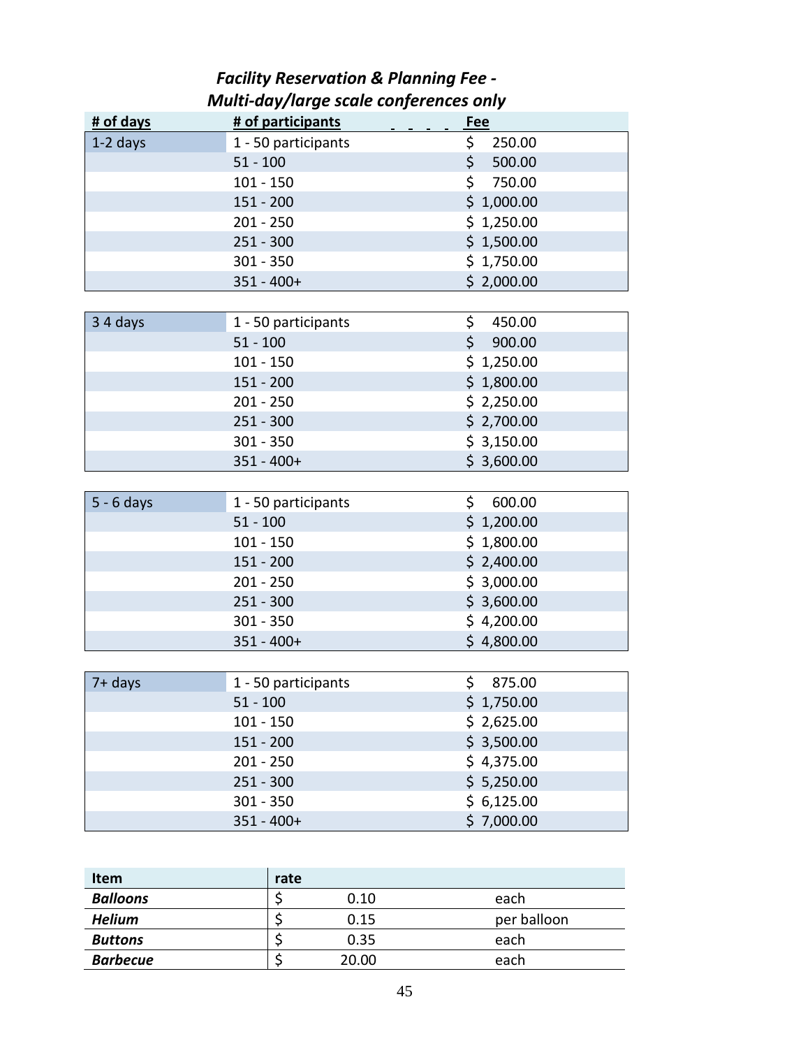### *Facility Reservation & Planning Fee - Multi-day/large scale conferences only*

| # of days | # of participants | Fee |
|---|---|---|
| 1-2 days | 1 - 50 participants | $ 250.00 |
| | 51 - 100 | $ 500.00 |
| | 101 - 150 | $ 750.00 |
| | 151 - 200 | $ 1,000.00 |
| | 201 - 250 | $ 1,250.00 |
| | 251 - 300 | $ 1,500.00 |
| | 301 - 350 | $ 1,750.00 |
| | 351 - 400+ | $ 2,000.00 |
| 3 4 days | 1 - 50 participants | $ 450.00 |
| | 51 - 100 | $ 900.00 |
| | 101 - 150 | $ 1,250.00 |
| | 151 - 200 | $ 1,800.00 |
| | 201 - 250 | $ 2,250.00 |
| | 251 - 300 | $ 2,700.00 |
| | 301 - 350 | $ 3,150.00 |
| | 351 - 400+ | $ 3,600.00 |
| 5 - 6 days | 1 - 50 participants | $ 600.00 |
| | 51 - 100 | $ 1,200.00 |
| | 101 - 150 | $ 1,800.00 |
| | 151 - 200 | $ 2,400.00 |
| | 201 - 250 | $ 3,000.00 |
| | 251 - 300 | $ 3,600.00 |
| | 301 - 350 | $ 4,200.00 |
| | 351 - 400+ | $ 4,800.00 |
| 7+ days | 1 - 50 participants | $ 875.00 |
| | 51 - 100 | $ 1,750.00 |
| | 101 - 150 | $ 2,625.00 |
| | 151 - 200 | $ 3,500.00 |
| | 201 - 250 | $ 4,375.00 |
| | 251 - 300 | $ 5,250.00 |
| | 301 - 350 | $ 6,125.00 |
| | 351 - 400+ | $ 7,000.00 |

| Item | rate | |
|---|---|---|
| ***Balloons*** | $ 0.10 | each |
| ***Helium*** | $ 0.15 | per balloon |
| ***Buttons*** | $ 0.35 | each |
| ***Barbecue*** | $ 20.00 | each |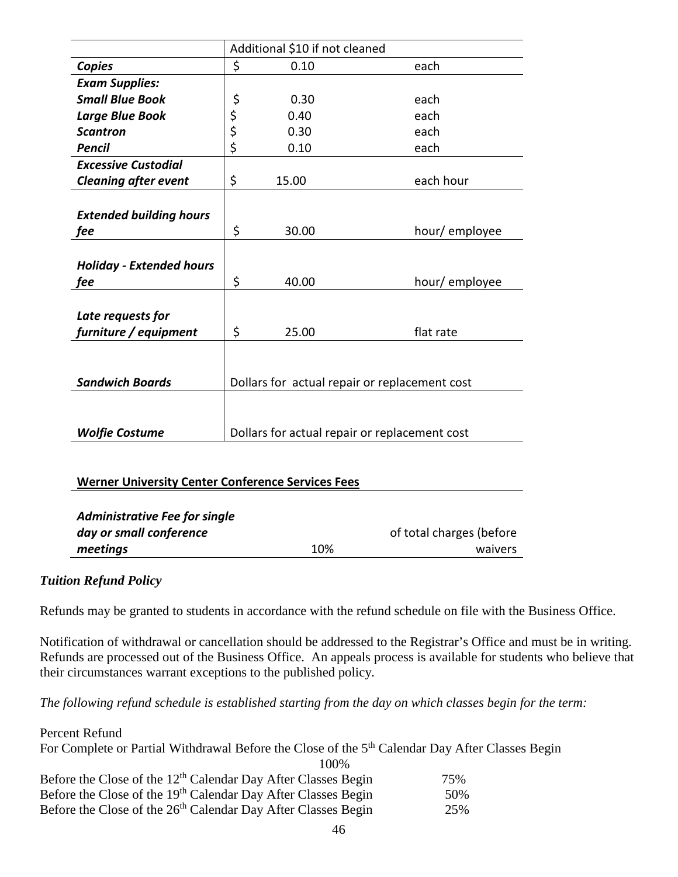| | Additional $10 if not cleaned | |
|---|---|---|
| ***Copies*** | $ 0.10 | each |
| ***Exam Supplies:*** | | |
| ***Small Blue Book*** | $ 0.30 | each |
| ***Large Blue Book*** | $ 0.40 | each |
| ***Scantron*** | $ 0.30 | each |
| ***Pencil*** | $ 0.10 | each |
| ***Excessive Custodial Cleaning after event*** | $ 15.00 | each hour |
| ***Extended building hours fee*** | $ 30.00 | hour/ employee |
| ***Holiday - Extended hours fee*** | $ 40.00 | hour/ employee |
| ***Late requests for furniture / equipment*** | $ 25.00 | flat rate |
| ***Sandwich Boards*** | Dollars for actual repair or replacement cost | |
| ***Wolfie Costume*** | Dollars for actual repair or replacement cost | |

**Werner University Center Conference Services Fees**

| | | |
|---|---|---|
| ***Administrative Fee for single day or small conference meetings*** | 10% | of total charges (before waivers |

### *Tuition Refund Policy*

Refunds may be granted to students in accordance with the refund schedule on file with the Business Office.

Notification of withdrawal or cancellation should be addressed to the Registrar's Office and must be in writing. Refunds are processed out of the Business Office. An appeals process is available for students who believe that their circumstances warrant exceptions to the published policy.

*The following refund schedule is established starting from the day on which classes begin for the term:*

| Percent Refund | |
|---|---|
| For Complete or Partial Withdrawal Before the Close of the 5th Calendar Day After Classes Begin | 100% |
| Before the Close of the 12th Calendar Day After Classes Begin | 75% |
| Before the Close of the 19th Calendar Day After Classes Begin | 50% |
| Before the Close of the 26th Calendar Day After Classes Begin | 25% |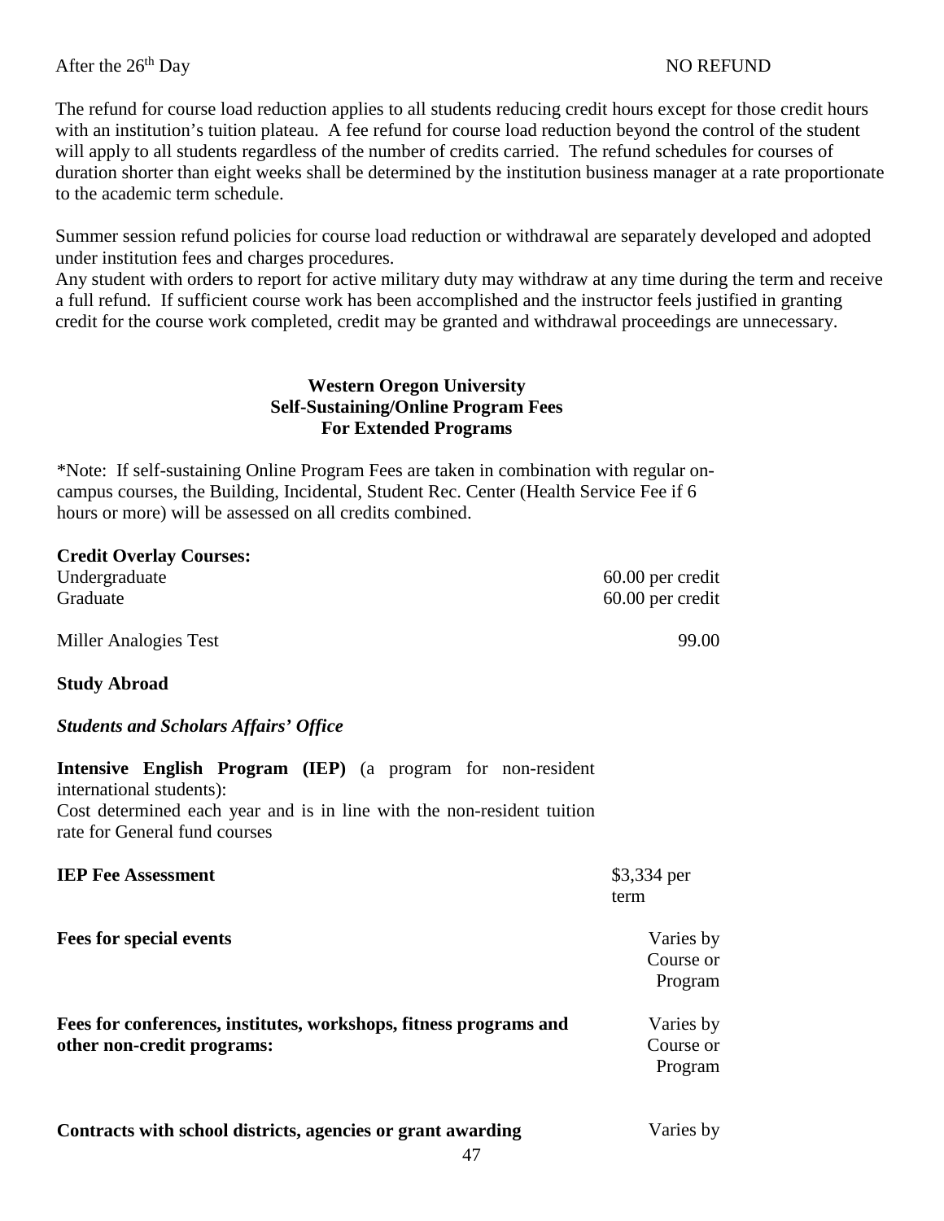After the 26th Day NO REFUND

The refund for course load reduction applies to all students reducing credit hours except for those credit hours with an institution's tuition plateau. A fee refund for course load reduction beyond the control of the student will apply to all students regardless of the number of credits carried. The refund schedules for courses of duration shorter than eight weeks shall be determined by the institution business manager at a rate proportionate to the academic term schedule.

Summer session refund policies for course load reduction or withdrawal are separately developed and adopted under institution fees and charges procedures.
Any student with orders to report for active military duty may withdraw at any time during the term and receive a full refund. If sufficient course work has been accomplished and the instructor feels justified in granting credit for the course work completed, credit may be granted and withdrawal proceedings are unnecessary.

## Western Oregon University
## Self-Sustaining/Online Program Fees
## For Extended Programs

*Note: If self-sustaining Online Program Fees are taken in combination with regular on-campus courses, the Building, Incidental, Student Rec. Center (Health Service Fee if 6 hours or more) will be assessed on all credits combined.

**Credit Overlay Courses:**

| | |
|---|---|
| Undergraduate | 60.00 per credit |
| Graduate | 60.00 per credit |
| Miller Analogies Test | 99.00 |

**Study Abroad**

***Students and Scholars Affairs' Office***

**Intensive English Program (IEP)** (a program for non-resident international students):
Cost determined each year and is in line with the non-resident tuition rate for General fund courses

| | |
|---|---|
| **IEP Fee Assessment** | $3,334 per term |
| **Fees for special events** | Varies by Course or Program |
| **Fees for conferences, institutes, workshops, fitness programs and other non-credit programs:** | Varies by Course or Program |
| **Contracts with school districts, agencies or grant awarding** | Varies by |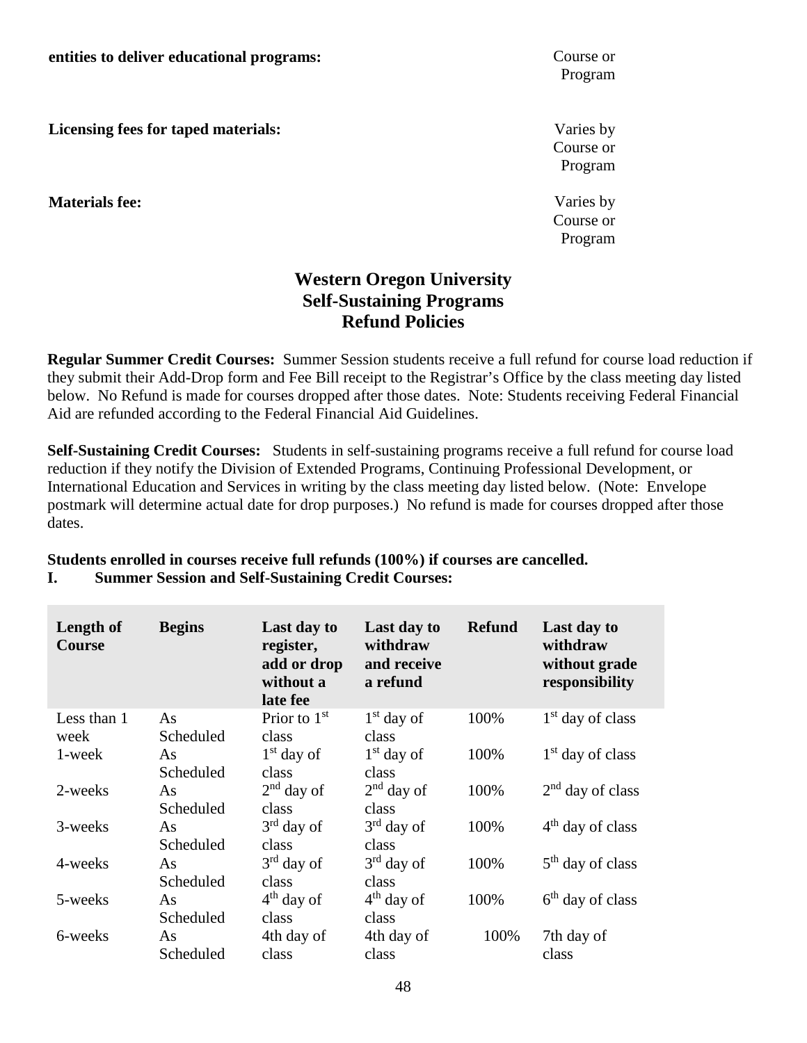**entities to deliver educational programs:** Course or Program

**Licensing fees for taped materials:** Varies by Course or Program

**Materials fee:** Varies by Course or Program

# Western Oregon University Self-Sustaining Programs Refund Policies

**Regular Summer Credit Courses:** Summer Session students receive a full refund for course load reduction if they submit their Add-Drop form and Fee Bill receipt to the Registrar's Office by the class meeting day listed below. No Refund is made for courses dropped after those dates. Note: Students receiving Federal Financial Aid are refunded according to the Federal Financial Aid Guidelines.

**Self-Sustaining Credit Courses:** Students in self-sustaining programs receive a full refund for course load reduction if they notify the Division of Extended Programs, Continuing Professional Development, or International Education and Services in writing by the class meeting day listed below. (Note: Envelope postmark will determine actual date for drop purposes.) No refund is made for courses dropped after those dates.

**Students enrolled in courses receive full refunds (100%) if courses are cancelled.**

**I. Summer Session and Self-Sustaining Credit Courses:**

| Length of Course | Begins | Last day to register, add or drop without a late fee | Last day to withdraw and receive a refund | Refund | Last day to withdraw without grade responsibility |
|---|---|---|---|---|---|
| Less than 1 week | As Scheduled | Prior to 1st class | 1st day of class | 100% | 1st day of class |
| 1-week | As Scheduled | 1st day of class | 1st day of class | 100% | 1st day of class |
| 2-weeks | As Scheduled | 2nd day of class | 2nd day of class | 100% | 2nd day of class |
| 3-weeks | As Scheduled | 3rd day of class | 3rd day of class | 100% | 4th day of class |
| 4-weeks | As Scheduled | 3rd day of class | 3rd day of class | 100% | 5th day of class |
| 5-weeks | As Scheduled | 4th day of class | 4th day of class | 100% | 6th day of class |
| 6-weeks | As Scheduled | 4th day of class | 4th day of class | 100% | 7th day of class |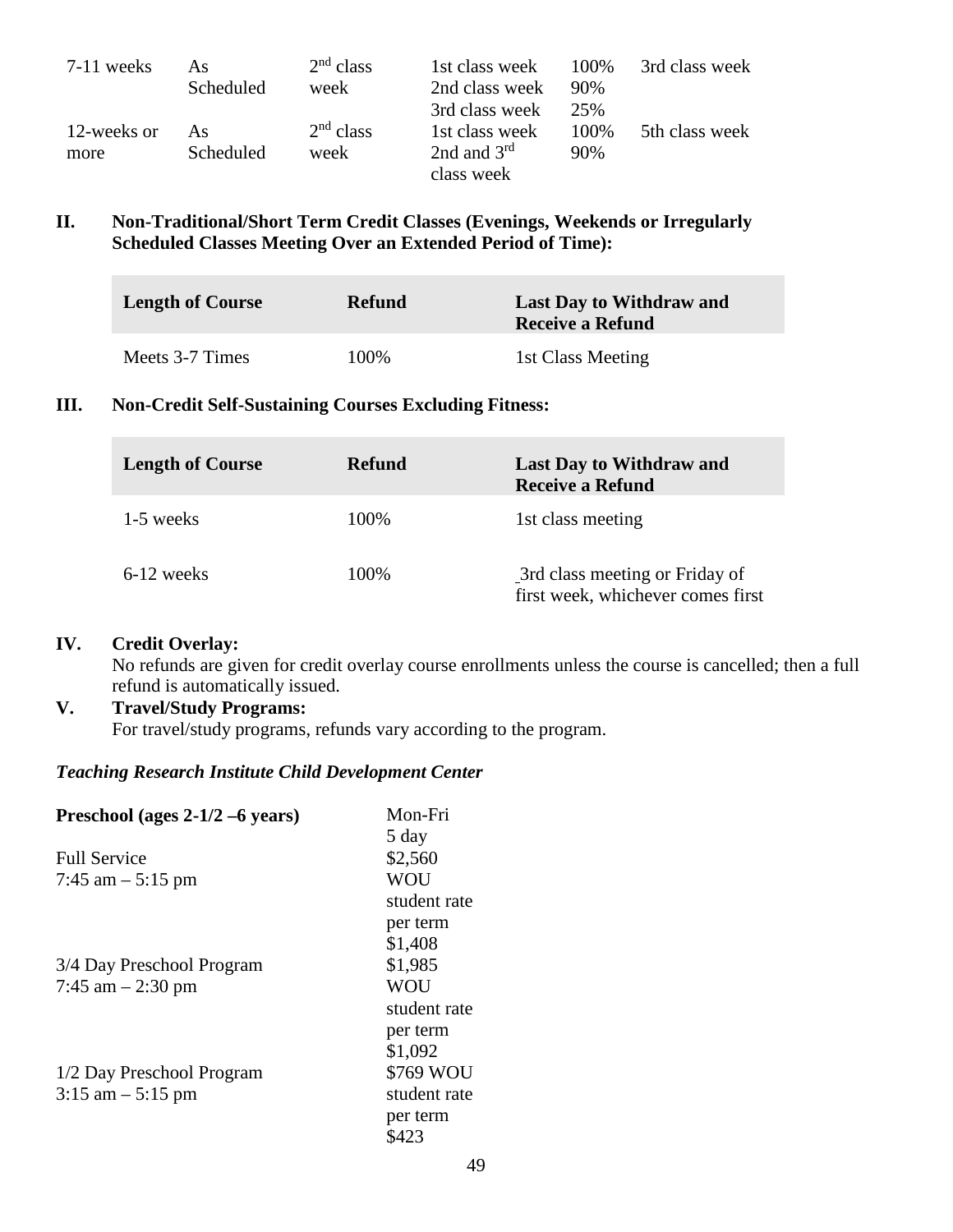| | | | | | |
|---|---|---|---|---|---|
| 7-11 weeks | As Scheduled | 2nd class week | 1st class week<br>2nd class week<br>3rd class week | 100%<br>90%<br>25% | 3rd class week |
| 12-weeks or more | As Scheduled | 2nd class week | 1st class week<br>2nd and 3rd class week | 100%<br>90% | 5th class week |

**II. Non-Traditional/Short Term Credit Classes (Evenings, Weekends or Irregularly Scheduled Classes Meeting Over an Extended Period of Time):**

| Length of Course | Refund | Last Day to Withdraw and Receive a Refund |
|---|---|---|
| Meets 3-7 Times | 100% | 1st Class Meeting |

**III. Non-Credit Self-Sustaining Courses Excluding Fitness:**

| Length of Course | Refund | Last Day to Withdraw and Receive a Refund |
|---|---|---|
| 1-5 weeks | 100% | 1st class meeting |
| 6-12 weeks | 100% | 3rd class meeting or Friday of first week, whichever comes first |

**IV. Credit Overlay:**
No refunds are given for credit overlay course enrollments unless the course is cancelled; then a full refund is automatically issued.

**V. Travel/Study Programs:**
For travel/study programs, refunds vary according to the program.

***Teaching Research Institute Child Development Center***

| **Preschool (ages 2-1/2 –6 years)** | Mon-Fri 5 day |
|---|---|
| Full Service<br>7:45 am – 5:15 pm | \$2,560 WOU student rate per term \$1,408 |
| 3/4 Day Preschool Program<br>7:45 am – 2:30 pm | \$1,985 WOU student rate per term \$1,092 |
| 1/2 Day Preschool Program<br>3:15 am – 5:15 pm | \$769 WOU student rate per term \$423 |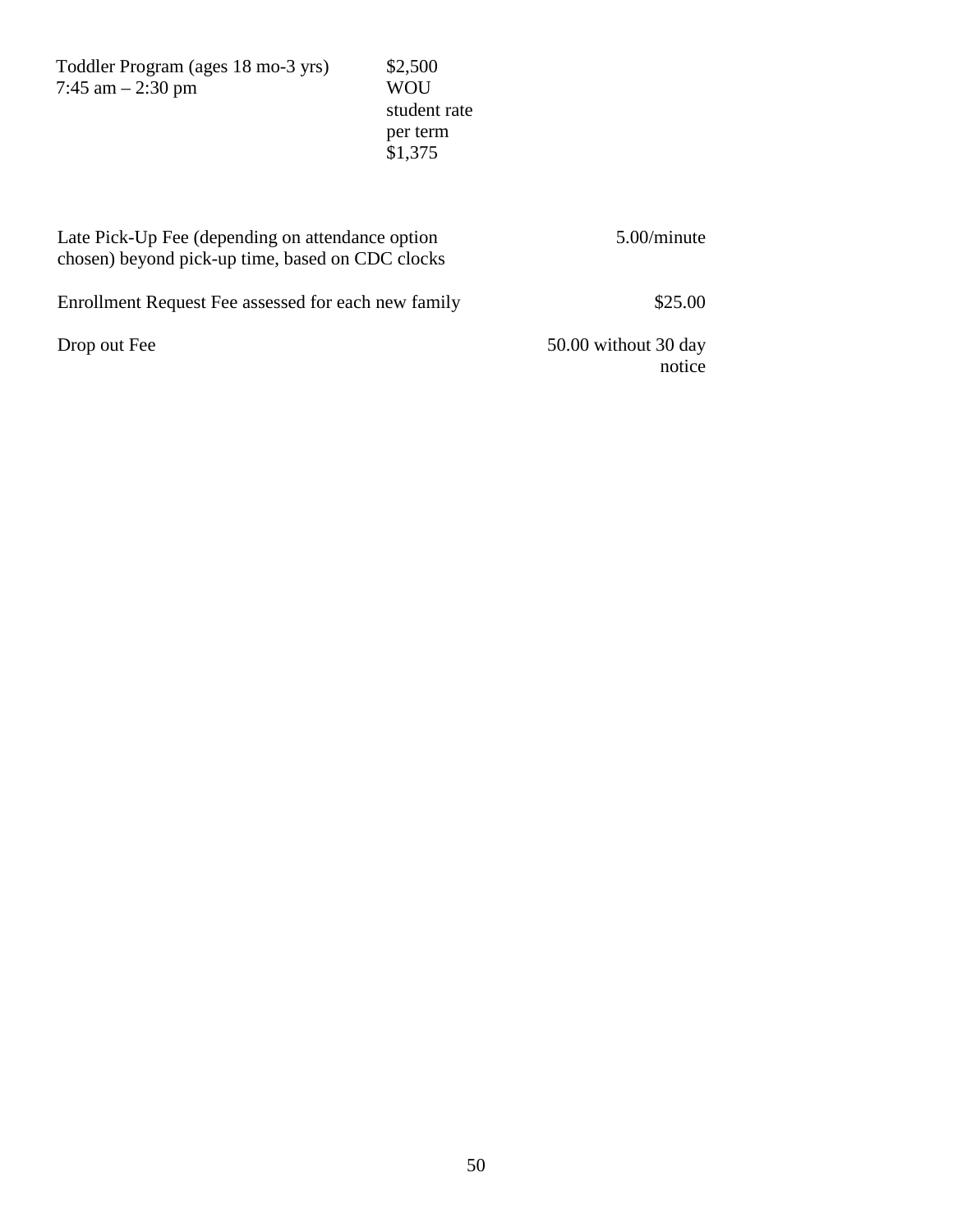| | |
|---|---|
| Toddler Program (ages 18 mo-3 yrs) 7:45 am – 2:30 pm | $2,500 WOU student rate per term $1,375 |

| | |
|---|---|
| Late Pick-Up Fee (depending on attendance option chosen) beyond pick-up time, based on CDC clocks | 5.00/minute |
| Enrollment Request Fee assessed for each new family | $25.00 |
| Drop out Fee | 50.00 without 30 day notice |